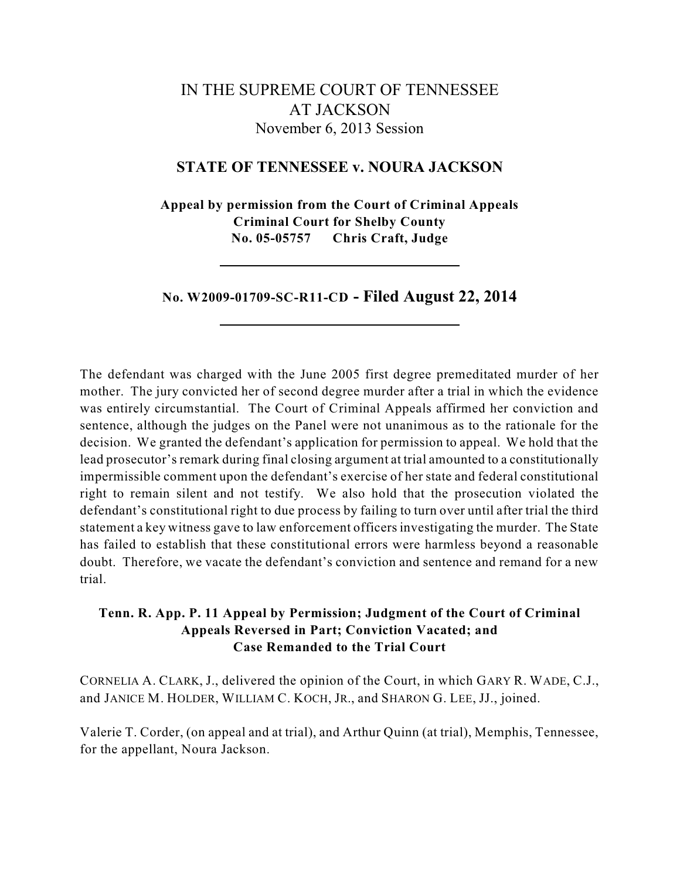# IN THE SUPREME COURT OF TENNESSEE
# AT JACKSON

November 6, 2013 Session

## STATE OF TENNESSEE v. NOURA JACKSON

**Appeal by permission from the Court of Criminal Appeals**
**Criminal Court for Shelby County**
**No. 05-05757 Chris Craft, Judge**

---

**No. W2009-01709-SC-R11-CD - Filed August 22, 2014**

---

The defendant was charged with the June 2005 first degree premeditated murder of her mother. The jury convicted her of second degree murder after a trial in which the evidence was entirely circumstantial. The Court of Criminal Appeals affirmed her conviction and sentence, although the judges on the Panel were not unanimous as to the rationale for the decision. We granted the defendant's application for permission to appeal. We hold that the lead prosecutor's remark during final closing argument at trial amounted to a constitutionally impermissible comment upon the defendant's exercise of her state and federal constitutional right to remain silent and not testify. We also hold that the prosecution violated the defendant's constitutional right to due process by failing to turn over until after trial the third statement a key witness gave to law enforcement officers investigating the murder. The State has failed to establish that these constitutional errors were harmless beyond a reasonable doubt. Therefore, we vacate the defendant's conviction and sentence and remand for a new trial.

**Tenn. R. App. P. 11 Appeal by Permission; Judgment of the Court of Criminal Appeals Reversed in Part; Conviction Vacated; and Case Remanded to the Trial Court**

CORNELIA A. CLARK, J., delivered the opinion of the Court, in which GARY R. WADE, C.J., and JANICE M. HOLDER, WILLIAM C. KOCH, JR., and SHARON G. LEE, JJ., joined.

Valerie T. Corder, (on appeal and at trial), and Arthur Quinn (at trial), Memphis, Tennessee, for the appellant, Noura Jackson.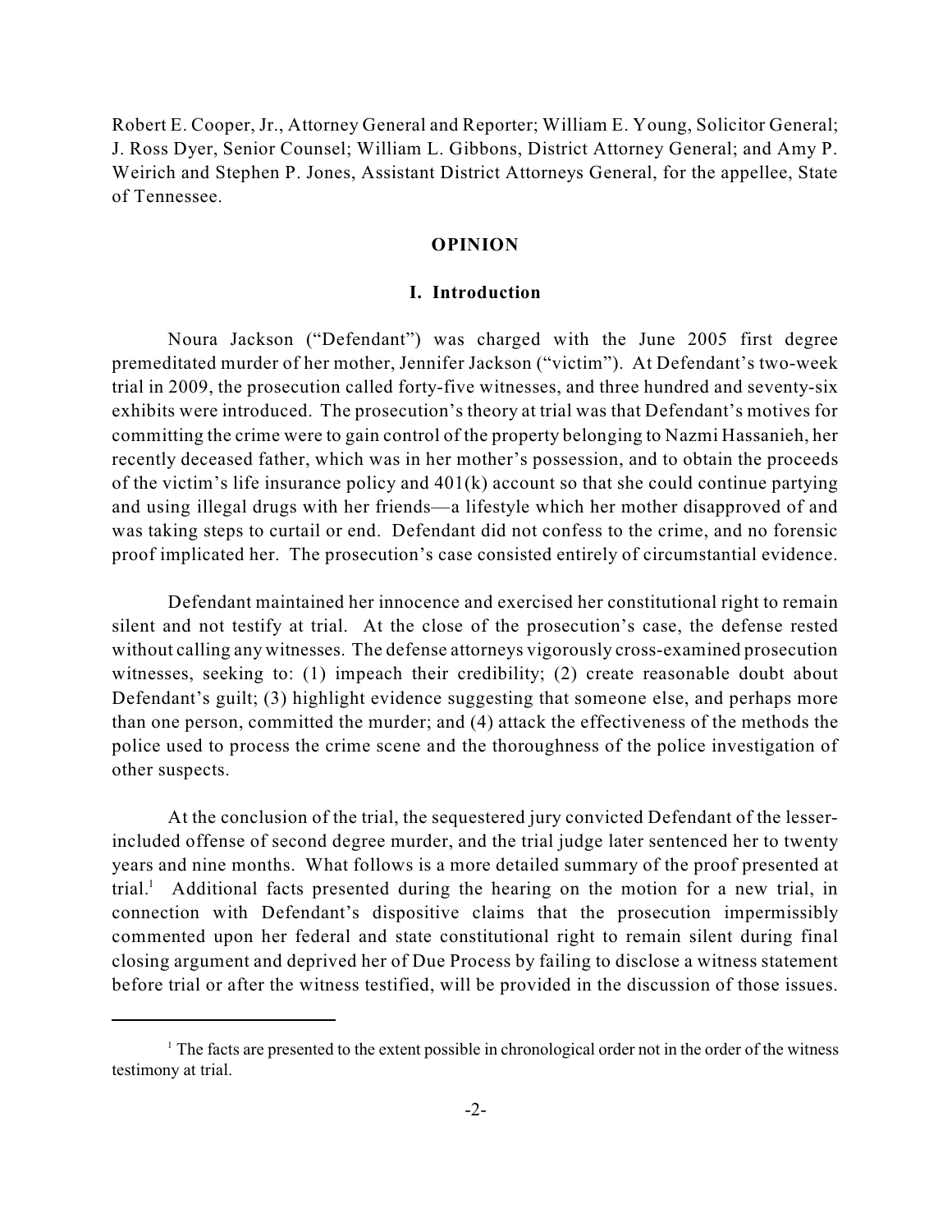Robert E. Cooper, Jr., Attorney General and Reporter; William E. Young, Solicitor General; J. Ross Dyer, Senior Counsel; William L. Gibbons, District Attorney General; and Amy P. Weirich and Stephen P. Jones, Assistant District Attorneys General, for the appellee, State of Tennessee.

## OPINION

### I. Introduction

Noura Jackson ("Defendant") was charged with the June 2005 first degree premeditated murder of her mother, Jennifer Jackson ("victim"). At Defendant's two-week trial in 2009, the prosecution called forty-five witnesses, and three hundred and seventy-six exhibits were introduced. The prosecution's theory at trial was that Defendant's motives for committing the crime were to gain control of the property belonging to Nazmi Hassanieh, her recently deceased father, which was in her mother's possession, and to obtain the proceeds of the victim's life insurance policy and 401(k) account so that she could continue partying and using illegal drugs with her friends—a lifestyle which her mother disapproved of and was taking steps to curtail or end. Defendant did not confess to the crime, and no forensic proof implicated her. The prosecution's case consisted entirely of circumstantial evidence.

Defendant maintained her innocence and exercised her constitutional right to remain silent and not testify at trial. At the close of the prosecution's case, the defense rested without calling any witnesses. The defense attorneys vigorously cross-examined prosecution witnesses, seeking to: (1) impeach their credibility; (2) create reasonable doubt about Defendant's guilt; (3) highlight evidence suggesting that someone else, and perhaps more than one person, committed the murder; and (4) attack the effectiveness of the methods the police used to process the crime scene and the thoroughness of the police investigation of other suspects.

At the conclusion of the trial, the sequestered jury convicted Defendant of the lesser-included offense of second degree murder, and the trial judge later sentenced her to twenty years and nine months. What follows is a more detailed summary of the proof presented at trial.[1] Additional facts presented during the hearing on the motion for a new trial, in connection with Defendant's dispositive claims that the prosecution impermissibly commented upon her federal and state constitutional right to remain silent during final closing argument and deprived her of Due Process by failing to disclose a witness statement before trial or after the witness testified, will be provided in the discussion of those issues.

[1] The facts are presented to the extent possible in chronological order not in the order of the witness testimony at trial.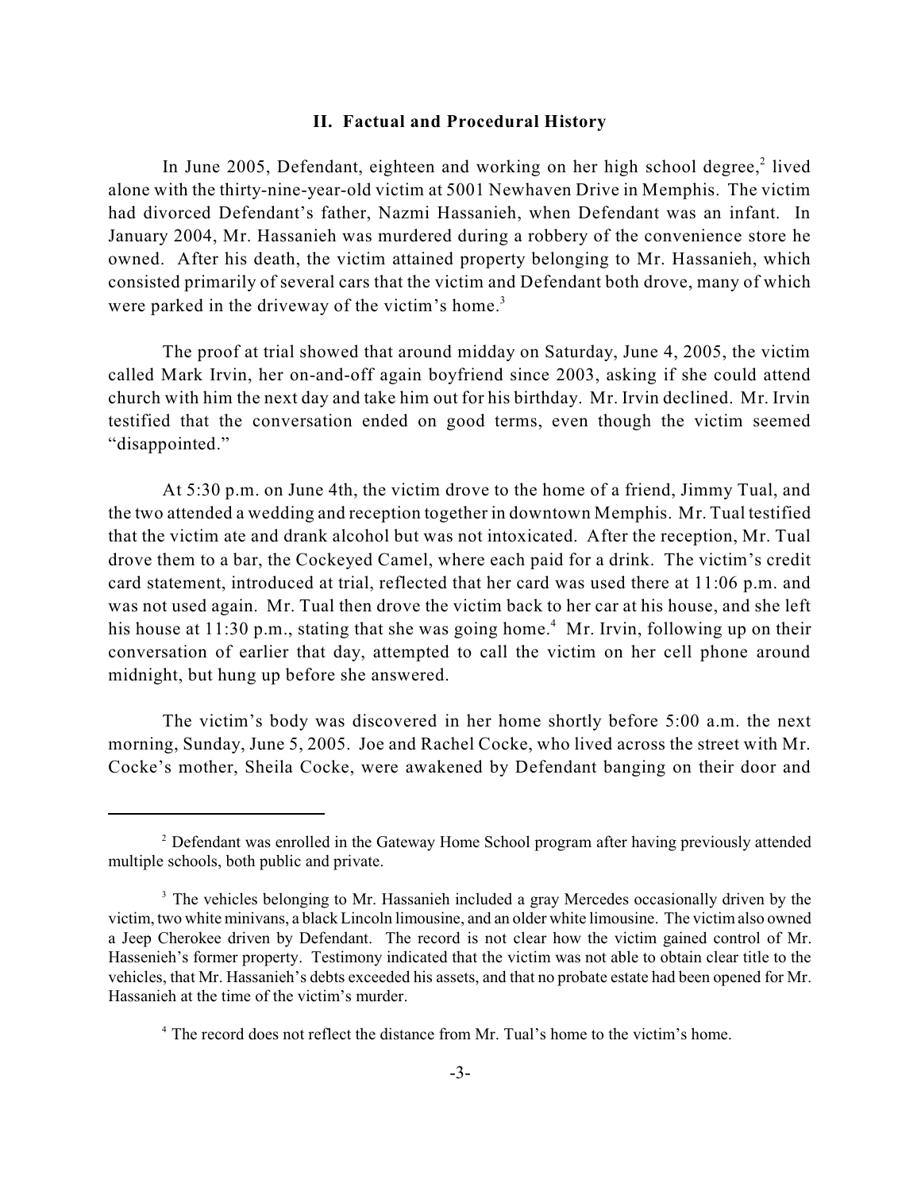## II. Factual and Procedural History

In June 2005, Defendant, eighteen and working on her high school degree,[2] lived alone with the thirty-nine-year-old victim at 5001 Newhaven Drive in Memphis. The victim had divorced Defendant's father, Nazmi Hassanieh, when Defendant was an infant. In January 2004, Mr. Hassanieh was murdered during a robbery of the convenience store he owned. After his death, the victim attained property belonging to Mr. Hassanieh, which consisted primarily of several cars that the victim and Defendant both drove, many of which were parked in the driveway of the victim's home.[3]

The proof at trial showed that around midday on Saturday, June 4, 2005, the victim called Mark Irvin, her on-and-off again boyfriend since 2003, asking if she could attend church with him the next day and take him out for his birthday. Mr. Irvin declined. Mr. Irvin testified that the conversation ended on good terms, even though the victim seemed "disappointed."

At 5:30 p.m. on June 4th, the victim drove to the home of a friend, Jimmy Tual, and the two attended a wedding and reception together in downtown Memphis. Mr. Tual testified that the victim ate and drank alcohol but was not intoxicated. After the reception, Mr. Tual drove them to a bar, the Cockeyed Camel, where each paid for a drink. The victim's credit card statement, introduced at trial, reflected that her card was used there at 11:06 p.m. and was not used again. Mr. Tual then drove the victim back to her car at his house, and she left his house at 11:30 p.m., stating that she was going home.[4] Mr. Irvin, following up on their conversation of earlier that day, attempted to call the victim on her cell phone around midnight, but hung up before she answered.

The victim's body was discovered in her home shortly before 5:00 a.m. the next morning, Sunday, June 5, 2005. Joe and Rachel Cocke, who lived across the street with Mr. Cocke's mother, Sheila Cocke, were awakened by Defendant banging on their door and

---

[2] Defendant was enrolled in the Gateway Home School program after having previously attended multiple schools, both public and private.

[3] The vehicles belonging to Mr. Hassanieh included a gray Mercedes occasionally driven by the victim, two white minivans, a black Lincoln limousine, and an older white limousine. The victim also owned a Jeep Cherokee driven by Defendant. The record is not clear how the victim gained control of Mr. Hassenieh's former property. Testimony indicated that the victim was not able to obtain clear title to the vehicles, that Mr. Hassanieh's debts exceeded his assets, and that no probate estate had been opened for Mr. Hassanieh at the time of the victim's murder.

[4] The record does not reflect the distance from Mr. Tual's home to the victim's home.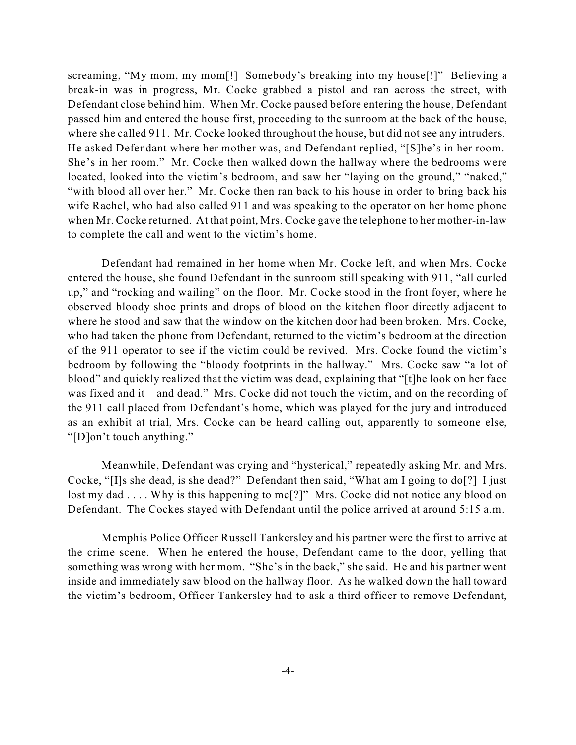screaming, "My mom, my mom[!] Somebody's breaking into my house[!]" Believing a break-in was in progress, Mr. Cocke grabbed a pistol and ran across the street, with Defendant close behind him. When Mr. Cocke paused before entering the house, Defendant passed him and entered the house first, proceeding to the sunroom at the back of the house, where she called 911. Mr. Cocke looked throughout the house, but did not see any intruders. He asked Defendant where her mother was, and Defendant replied, "[S]he's in her room. She's in her room." Mr. Cocke then walked down the hallway where the bedrooms were located, looked into the victim's bedroom, and saw her "laying on the ground," "naked," "with blood all over her." Mr. Cocke then ran back to his house in order to bring back his wife Rachel, who had also called 911 and was speaking to the operator on her home phone when Mr. Cocke returned. At that point, Mrs. Cocke gave the telephone to her mother-in-law to complete the call and went to the victim's home.

Defendant had remained in her home when Mr. Cocke left, and when Mrs. Cocke entered the house, she found Defendant in the sunroom still speaking with 911, "all curled up," and "rocking and wailing" on the floor. Mr. Cocke stood in the front foyer, where he observed bloody shoe prints and drops of blood on the kitchen floor directly adjacent to where he stood and saw that the window on the kitchen door had been broken. Mrs. Cocke, who had taken the phone from Defendant, returned to the victim's bedroom at the direction of the 911 operator to see if the victim could be revived. Mrs. Cocke found the victim's bedroom by following the "bloody footprints in the hallway." Mrs. Cocke saw "a lot of blood" and quickly realized that the victim was dead, explaining that "[t]he look on her face was fixed and it—and dead." Mrs. Cocke did not touch the victim, and on the recording of the 911 call placed from Defendant's home, which was played for the jury and introduced as an exhibit at trial, Mrs. Cocke can be heard calling out, apparently to someone else, "[D]on't touch anything."

Meanwhile, Defendant was crying and "hysterical," repeatedly asking Mr. and Mrs. Cocke, "[I]s she dead, is she dead?" Defendant then said, "What am I going to do[?] I just lost my dad . . . . Why is this happening to me[?]" Mrs. Cocke did not notice any blood on Defendant. The Cockes stayed with Defendant until the police arrived at around 5:15 a.m.

Memphis Police Officer Russell Tankersley and his partner were the first to arrive at the crime scene. When he entered the house, Defendant came to the door, yelling that something was wrong with her mom. "She's in the back," she said. He and his partner went inside and immediately saw blood on the hallway floor. As he walked down the hall toward the victim's bedroom, Officer Tankersley had to ask a third officer to remove Defendant,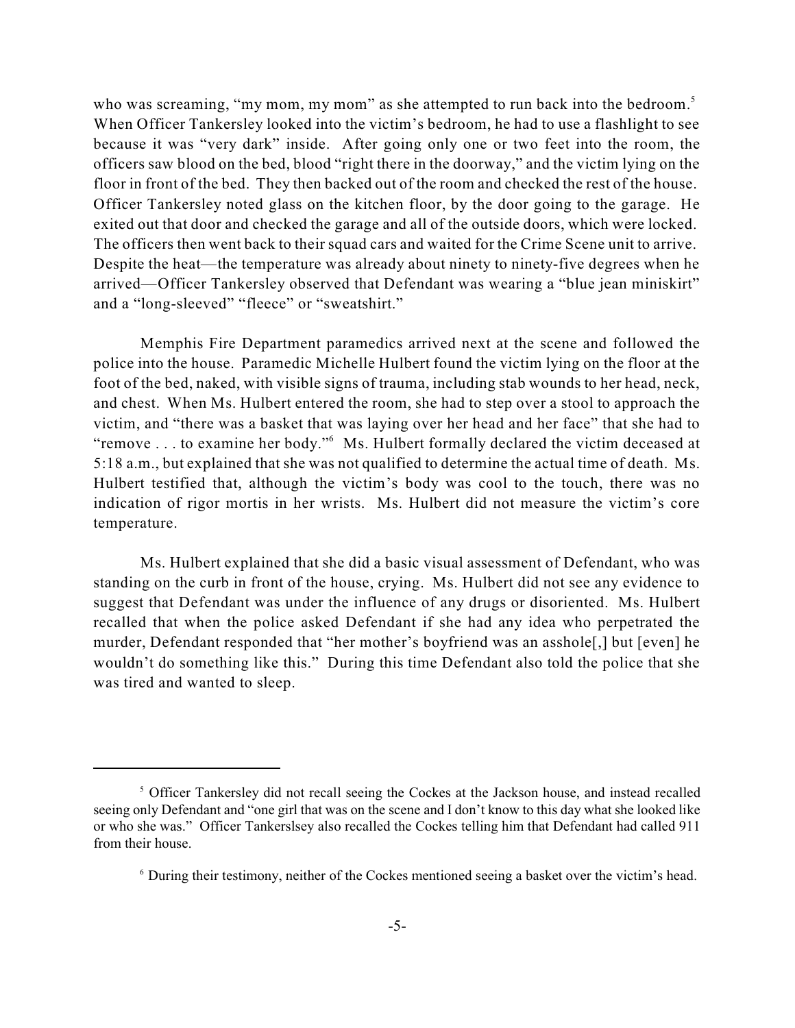who was screaming, "my mom, my mom" as she attempted to run back into the bedroom.[5] When Officer Tankersley looked into the victim's bedroom, he had to use a flashlight to see because it was "very dark" inside. After going only one or two feet into the room, the officers saw blood on the bed, blood "right there in the doorway," and the victim lying on the floor in front of the bed. They then backed out of the room and checked the rest of the house. Officer Tankersley noted glass on the kitchen floor, by the door going to the garage. He exited out that door and checked the garage and all of the outside doors, which were locked. The officers then went back to their squad cars and waited for the Crime Scene unit to arrive. Despite the heat—the temperature was already about ninety to ninety-five degrees when he arrived—Officer Tankersley observed that Defendant was wearing a "blue jean miniskirt" and a "long-sleeved" "fleece" or "sweatshirt."

Memphis Fire Department paramedics arrived next at the scene and followed the police into the house. Paramedic Michelle Hulbert found the victim lying on the floor at the foot of the bed, naked, with visible signs of trauma, including stab wounds to her head, neck, and chest. When Ms. Hulbert entered the room, she had to step over a stool to approach the victim, and "there was a basket that was laying over her head and her face" that she had to "remove . . . to examine her body."[6] Ms. Hulbert formally declared the victim deceased at 5:18 a.m., but explained that she was not qualified to determine the actual time of death. Ms. Hulbert testified that, although the victim's body was cool to the touch, there was no indication of rigor mortis in her wrists. Ms. Hulbert did not measure the victim's core temperature.

Ms. Hulbert explained that she did a basic visual assessment of Defendant, who was standing on the curb in front of the house, crying. Ms. Hulbert did not see any evidence to suggest that Defendant was under the influence of any drugs or disoriented. Ms. Hulbert recalled that when the police asked Defendant if she had any idea who perpetrated the murder, Defendant responded that "her mother's boyfriend was an asshole[,] but [even] he wouldn't do something like this." During this time Defendant also told the police that she was tired and wanted to sleep.

---

[5] Officer Tankersley did not recall seeing the Cockes at the Jackson house, and instead recalled seeing only Defendant and "one girl that was on the scene and I don't know to this day what she looked like or who she was." Officer Tankerslsey also recalled the Cockes telling him that Defendant had called 911 from their house.

[6] During their testimony, neither of the Cockes mentioned seeing a basket over the victim's head.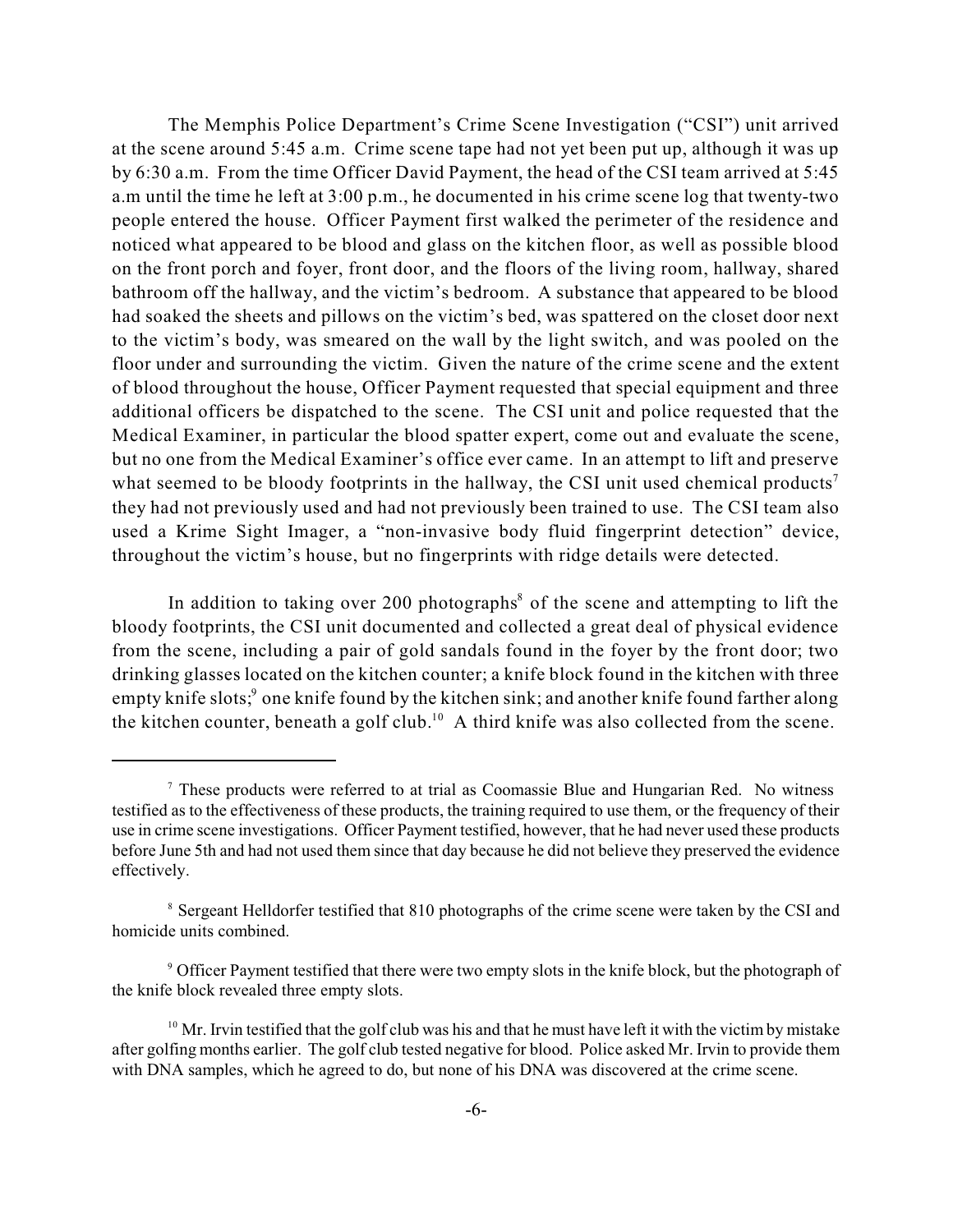The Memphis Police Department's Crime Scene Investigation ("CSI") unit arrived at the scene around 5:45 a.m. Crime scene tape had not yet been put up, although it was up by 6:30 a.m. From the time Officer David Payment, the head of the CSI team arrived at 5:45 a.m until the time he left at 3:00 p.m., he documented in his crime scene log that twenty-two people entered the house. Officer Payment first walked the perimeter of the residence and noticed what appeared to be blood and glass on the kitchen floor, as well as possible blood on the front porch and foyer, front door, and the floors of the living room, hallway, shared bathroom off the hallway, and the victim's bedroom. A substance that appeared to be blood had soaked the sheets and pillows on the victim's bed, was spattered on the closet door next to the victim's body, was smeared on the wall by the light switch, and was pooled on the floor under and surrounding the victim. Given the nature of the crime scene and the extent of blood throughout the house, Officer Payment requested that special equipment and three additional officers be dispatched to the scene. The CSI unit and police requested that the Medical Examiner, in particular the blood spatter expert, come out and evaluate the scene, but no one from the Medical Examiner's office ever came. In an attempt to lift and preserve what seemed to be bloody footprints in the hallway, the CSI unit used chemical products[7] they had not previously used and had not previously been trained to use. The CSI team also used a Krime Sight Imager, a "non-invasive body fluid fingerprint detection" device, throughout the victim's house, but no fingerprints with ridge details were detected.

In addition to taking over 200 photographs[8] of the scene and attempting to lift the bloody footprints, the CSI unit documented and collected a great deal of physical evidence from the scene, including a pair of gold sandals found in the foyer by the front door; two drinking glasses located on the kitchen counter; a knife block found in the kitchen with three empty knife slots;[9] one knife found by the kitchen sink; and another knife found farther along the kitchen counter, beneath a golf club.[10] A third knife was also collected from the scene.

---

[7] These products were referred to at trial as Coomassie Blue and Hungarian Red. No witness testified as to the effectiveness of these products, the training required to use them, or the frequency of their use in crime scene investigations. Officer Payment testified, however, that he had never used these products before June 5th and had not used them since that day because he did not believe they preserved the evidence effectively.

[8] Sergeant Helldorfer testified that 810 photographs of the crime scene were taken by the CSI and homicide units combined.

[9] Officer Payment testified that there were two empty slots in the knife block, but the photograph of the knife block revealed three empty slots.

[10] Mr. Irvin testified that the golf club was his and that he must have left it with the victim by mistake after golfing months earlier. The golf club tested negative for blood. Police asked Mr. Irvin to provide them with DNA samples, which he agreed to do, but none of his DNA was discovered at the crime scene.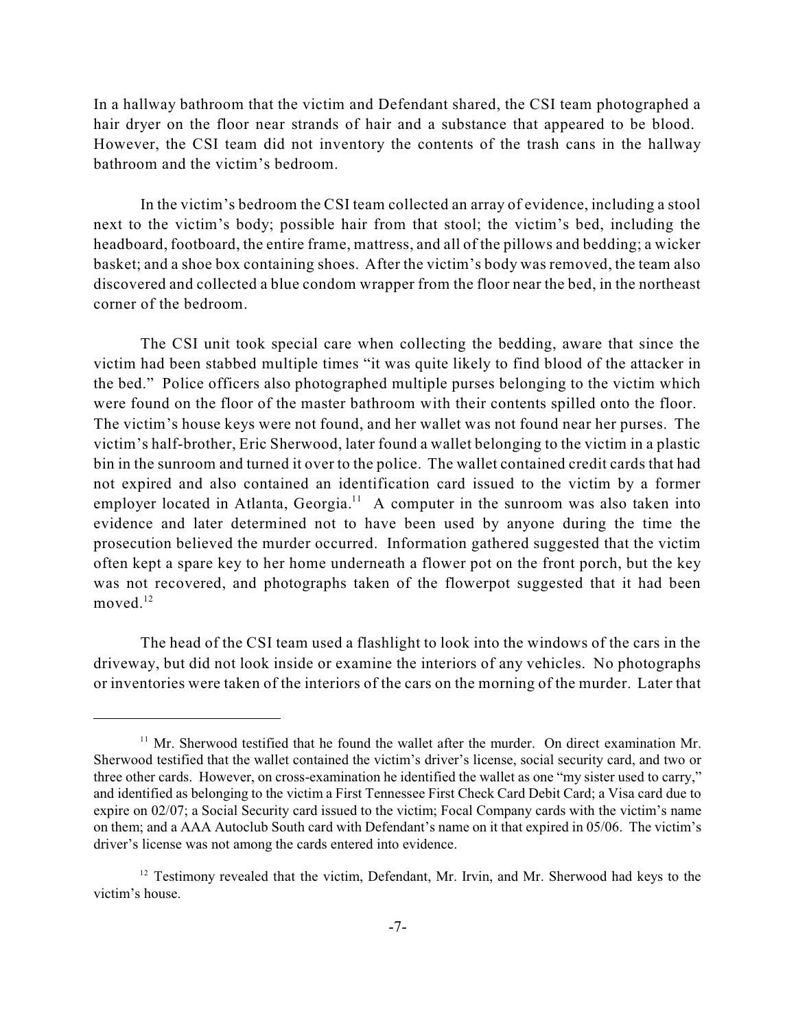In a hallway bathroom that the victim and Defendant shared, the CSI team photographed a hair dryer on the floor near strands of hair and a substance that appeared to be blood. However, the CSI team did not inventory the contents of the trash cans in the hallway bathroom and the victim's bedroom.

In the victim's bedroom the CSI team collected an array of evidence, including a stool next to the victim's body; possible hair from that stool; the victim's bed, including the headboard, footboard, the entire frame, mattress, and all of the pillows and bedding; a wicker basket; and a shoe box containing shoes. After the victim's body was removed, the team also discovered and collected a blue condom wrapper from the floor near the bed, in the northeast corner of the bedroom.

The CSI unit took special care when collecting the bedding, aware that since the victim had been stabbed multiple times "it was quite likely to find blood of the attacker in the bed." Police officers also photographed multiple purses belonging to the victim which were found on the floor of the master bathroom with their contents spilled onto the floor. The victim's house keys were not found, and her wallet was not found near her purses. The victim's half-brother, Eric Sherwood, later found a wallet belonging to the victim in a plastic bin in the sunroom and turned it over to the police. The wallet contained credit cards that had not expired and also contained an identification card issued to the victim by a former employer located in Atlanta, Georgia.[11] A computer in the sunroom was also taken into evidence and later determined not to have been used by anyone during the time the prosecution believed the murder occurred. Information gathered suggested that the victim often kept a spare key to her home underneath a flower pot on the front porch, but the key was not recovered, and photographs taken of the flowerpot suggested that it had been moved.[12]

The head of the CSI team used a flashlight to look into the windows of the cars in the driveway, but did not look inside or examine the interiors of any vehicles. No photographs or inventories were taken of the interiors of the cars on the morning of the murder. Later that

---

[11] Mr. Sherwood testified that he found the wallet after the murder. On direct examination Mr. Sherwood testified that the wallet contained the victim's driver's license, social security card, and two or three other cards. However, on cross-examination he identified the wallet as one "my sister used to carry," and identified as belonging to the victim a First Tennessee First Check Card Debit Card; a Visa card due to expire on 02/07; a Social Security card issued to the victim; Focal Company cards with the victim's name on them; and a AAA Autoclub South card with Defendant's name on it that expired in 05/06. The victim's driver's license was not among the cards entered into evidence.

[12] Testimony revealed that the victim, Defendant, Mr. Irvin, and Mr. Sherwood had keys to the victim's house.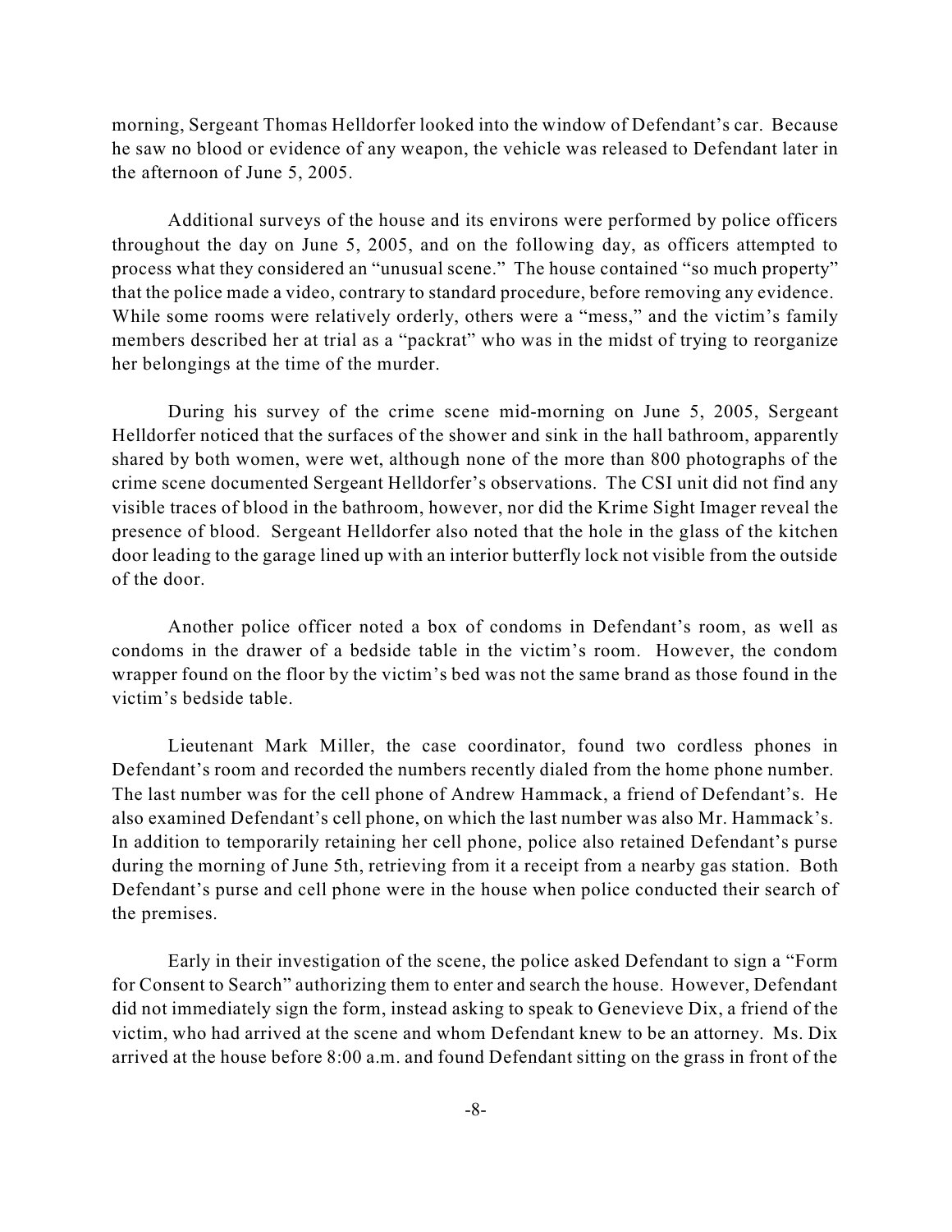morning, Sergeant Thomas Helldorfer looked into the window of Defendant's car. Because he saw no blood or evidence of any weapon, the vehicle was released to Defendant later in the afternoon of June 5, 2005.

Additional surveys of the house and its environs were performed by police officers throughout the day on June 5, 2005, and on the following day, as officers attempted to process what they considered an "unusual scene." The house contained "so much property" that the police made a video, contrary to standard procedure, before removing any evidence. While some rooms were relatively orderly, others were a "mess," and the victim's family members described her at trial as a "packrat" who was in the midst of trying to reorganize her belongings at the time of the murder.

During his survey of the crime scene mid-morning on June 5, 2005, Sergeant Helldorfer noticed that the surfaces of the shower and sink in the hall bathroom, apparently shared by both women, were wet, although none of the more than 800 photographs of the crime scene documented Sergeant Helldorfer's observations. The CSI unit did not find any visible traces of blood in the bathroom, however, nor did the Krime Sight Imager reveal the presence of blood. Sergeant Helldorfer also noted that the hole in the glass of the kitchen door leading to the garage lined up with an interior butterfly lock not visible from the outside of the door.

Another police officer noted a box of condoms in Defendant's room, as well as condoms in the drawer of a bedside table in the victim's room. However, the condom wrapper found on the floor by the victim's bed was not the same brand as those found in the victim's bedside table.

Lieutenant Mark Miller, the case coordinator, found two cordless phones in Defendant's room and recorded the numbers recently dialed from the home phone number. The last number was for the cell phone of Andrew Hammack, a friend of Defendant's. He also examined Defendant's cell phone, on which the last number was also Mr. Hammack's. In addition to temporarily retaining her cell phone, police also retained Defendant's purse during the morning of June 5th, retrieving from it a receipt from a nearby gas station. Both Defendant's purse and cell phone were in the house when police conducted their search of the premises.

Early in their investigation of the scene, the police asked Defendant to sign a "Form for Consent to Search" authorizing them to enter and search the house. However, Defendant did not immediately sign the form, instead asking to speak to Genevieve Dix, a friend of the victim, who had arrived at the scene and whom Defendant knew to be an attorney. Ms. Dix arrived at the house before 8:00 a.m. and found Defendant sitting on the grass in front of the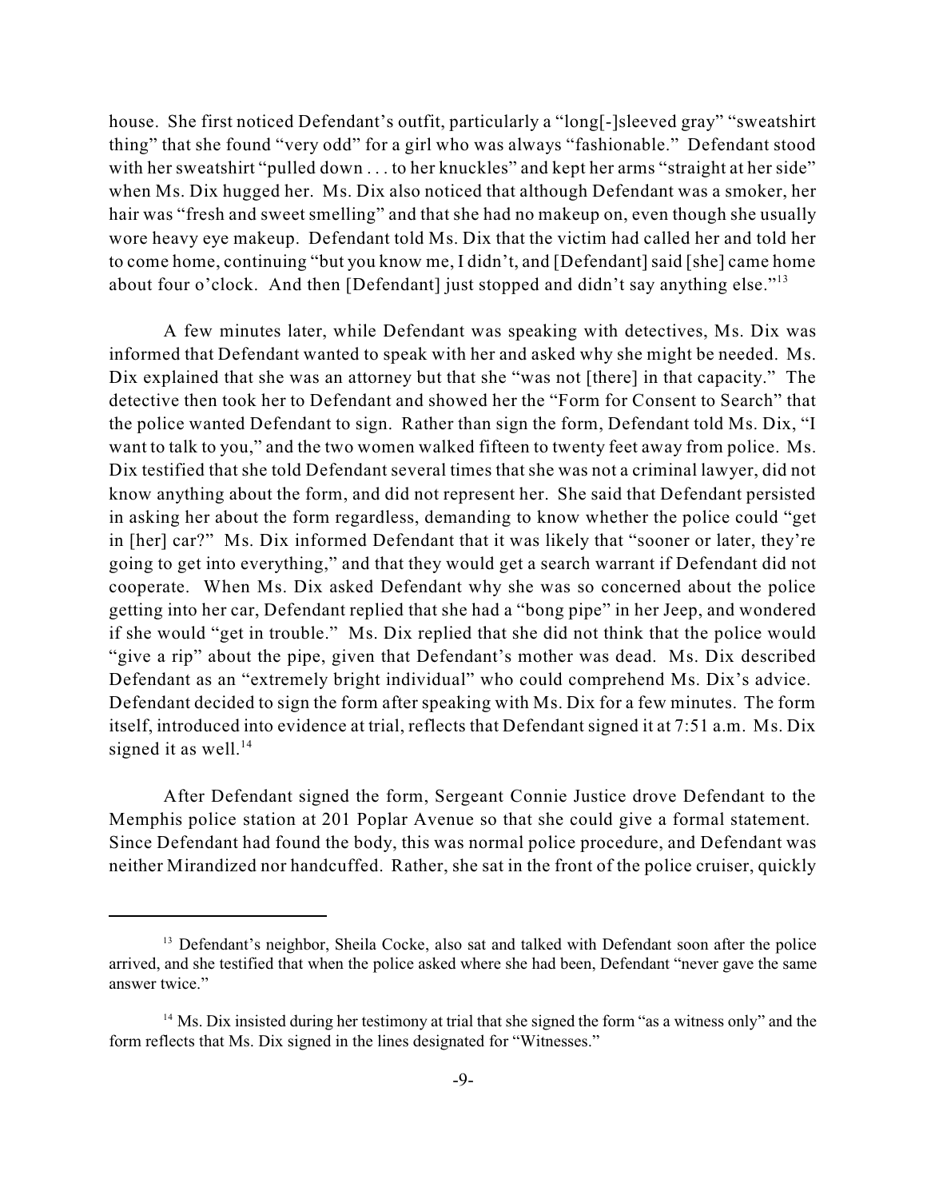house. She first noticed Defendant's outfit, particularly a "long[-]sleeved gray" "sweatshirt thing" that she found "very odd" for a girl who was always "fashionable." Defendant stood with her sweatshirt "pulled down . . . to her knuckles" and kept her arms "straight at her side" when Ms. Dix hugged her. Ms. Dix also noticed that although Defendant was a smoker, her hair was "fresh and sweet smelling" and that she had no makeup on, even though she usually wore heavy eye makeup. Defendant told Ms. Dix that the victim had called her and told her to come home, continuing "but you know me, I didn't, and [Defendant] said [she] came home about four o'clock. And then [Defendant] just stopped and didn't say anything else."[13]

A few minutes later, while Defendant was speaking with detectives, Ms. Dix was informed that Defendant wanted to speak with her and asked why she might be needed. Ms. Dix explained that she was an attorney but that she "was not [there] in that capacity." The detective then took her to Defendant and showed her the "Form for Consent to Search" that the police wanted Defendant to sign. Rather than sign the form, Defendant told Ms. Dix, "I want to talk to you," and the two women walked fifteen to twenty feet away from police. Ms. Dix testified that she told Defendant several times that she was not a criminal lawyer, did not know anything about the form, and did not represent her. She said that Defendant persisted in asking her about the form regardless, demanding to know whether the police could "get in [her] car?" Ms. Dix informed Defendant that it was likely that "sooner or later, they're going to get into everything," and that they would get a search warrant if Defendant did not cooperate. When Ms. Dix asked Defendant why she was so concerned about the police getting into her car, Defendant replied that she had a "bong pipe" in her Jeep, and wondered if she would "get in trouble." Ms. Dix replied that she did not think that the police would "give a rip" about the pipe, given that Defendant's mother was dead. Ms. Dix described Defendant as an "extremely bright individual" who could comprehend Ms. Dix's advice. Defendant decided to sign the form after speaking with Ms. Dix for a few minutes. The form itself, introduced into evidence at trial, reflects that Defendant signed it at 7:51 a.m. Ms. Dix signed it as well.[14]

After Defendant signed the form, Sergeant Connie Justice drove Defendant to the Memphis police station at 201 Poplar Avenue so that she could give a formal statement. Since Defendant had found the body, this was normal police procedure, and Defendant was neither Mirandized nor handcuffed. Rather, she sat in the front of the police cruiser, quickly

---

[13] Defendant's neighbor, Sheila Cocke, also sat and talked with Defendant soon after the police arrived, and she testified that when the police asked where she had been, Defendant "never gave the same answer twice."

[14] Ms. Dix insisted during her testimony at trial that she signed the form "as a witness only" and the form reflects that Ms. Dix signed in the lines designated for "Witnesses."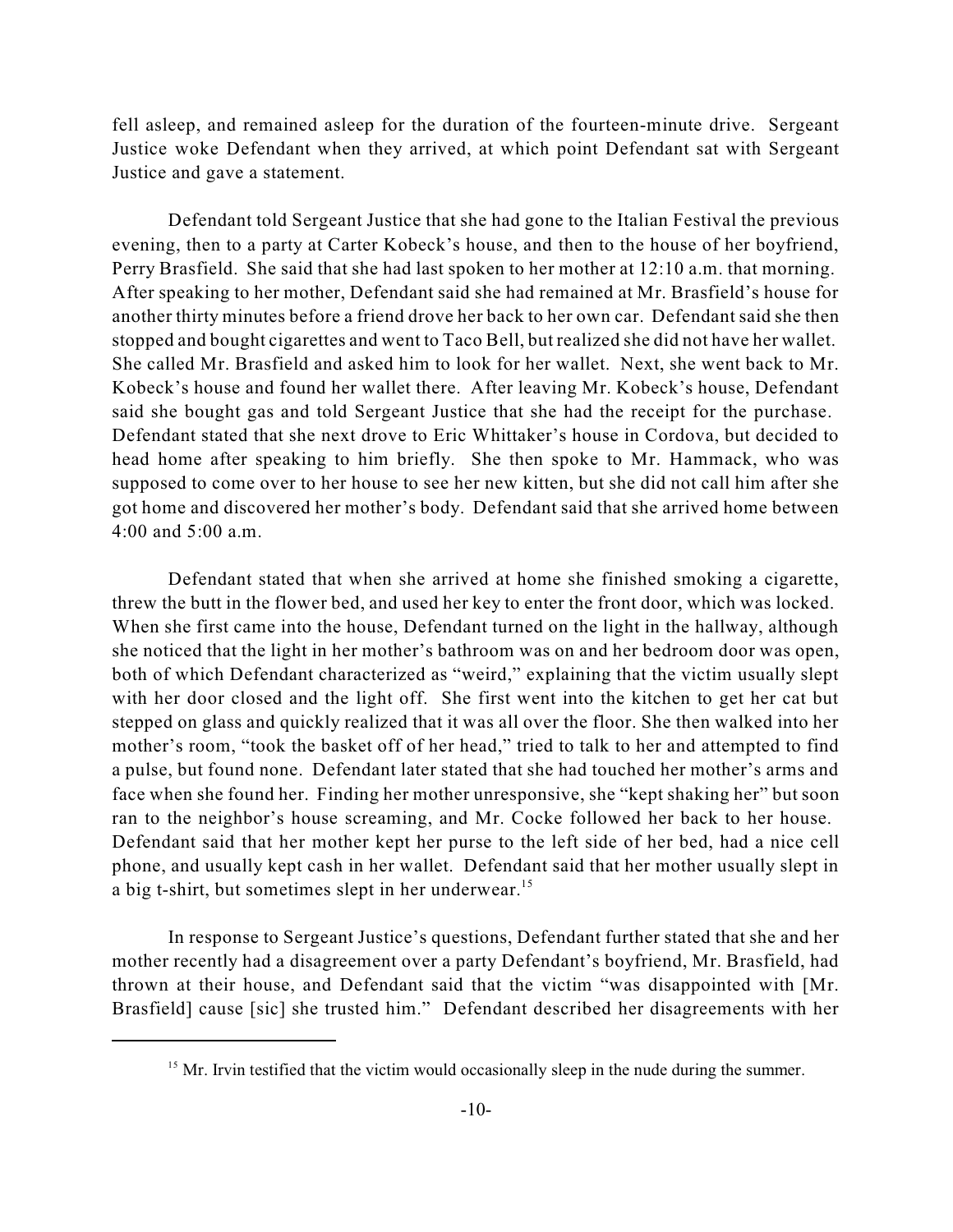fell asleep, and remained asleep for the duration of the fourteen-minute drive. Sergeant Justice woke Defendant when they arrived, at which point Defendant sat with Sergeant Justice and gave a statement.

Defendant told Sergeant Justice that she had gone to the Italian Festival the previous evening, then to a party at Carter Kobeck's house, and then to the house of her boyfriend, Perry Brasfield. She said that she had last spoken to her mother at 12:10 a.m. that morning. After speaking to her mother, Defendant said she had remained at Mr. Brasfield's house for another thirty minutes before a friend drove her back to her own car. Defendant said she then stopped and bought cigarettes and went to Taco Bell, but realized she did not have her wallet. She called Mr. Brasfield and asked him to look for her wallet. Next, she went back to Mr. Kobeck's house and found her wallet there. After leaving Mr. Kobeck's house, Defendant said she bought gas and told Sergeant Justice that she had the receipt for the purchase. Defendant stated that she next drove to Eric Whittaker's house in Cordova, but decided to head home after speaking to him briefly. She then spoke to Mr. Hammack, who was supposed to come over to her house to see her new kitten, but she did not call him after she got home and discovered her mother's body. Defendant said that she arrived home between 4:00 and 5:00 a.m.

Defendant stated that when she arrived at home she finished smoking a cigarette, threw the butt in the flower bed, and used her key to enter the front door, which was locked. When she first came into the house, Defendant turned on the light in the hallway, although she noticed that the light in her mother's bathroom was on and her bedroom door was open, both of which Defendant characterized as "weird," explaining that the victim usually slept with her door closed and the light off. She first went into the kitchen to get her cat but stepped on glass and quickly realized that it was all over the floor. She then walked into her mother's room, "took the basket off of her head," tried to talk to her and attempted to find a pulse, but found none. Defendant later stated that she had touched her mother's arms and face when she found her. Finding her mother unresponsive, she "kept shaking her" but soon ran to the neighbor's house screaming, and Mr. Cocke followed her back to her house. Defendant said that her mother kept her purse to the left side of her bed, had a nice cell phone, and usually kept cash in her wallet. Defendant said that her mother usually slept in a big t-shirt, but sometimes slept in her underwear.[15]

In response to Sergeant Justice's questions, Defendant further stated that she and her mother recently had a disagreement over a party Defendant's boyfriend, Mr. Brasfield, had thrown at their house, and Defendant said that the victim "was disappointed with [Mr. Brasfield] cause [sic] she trusted him." Defendant described her disagreements with her

---

[15] Mr. Irvin testified that the victim would occasionally sleep in the nude during the summer.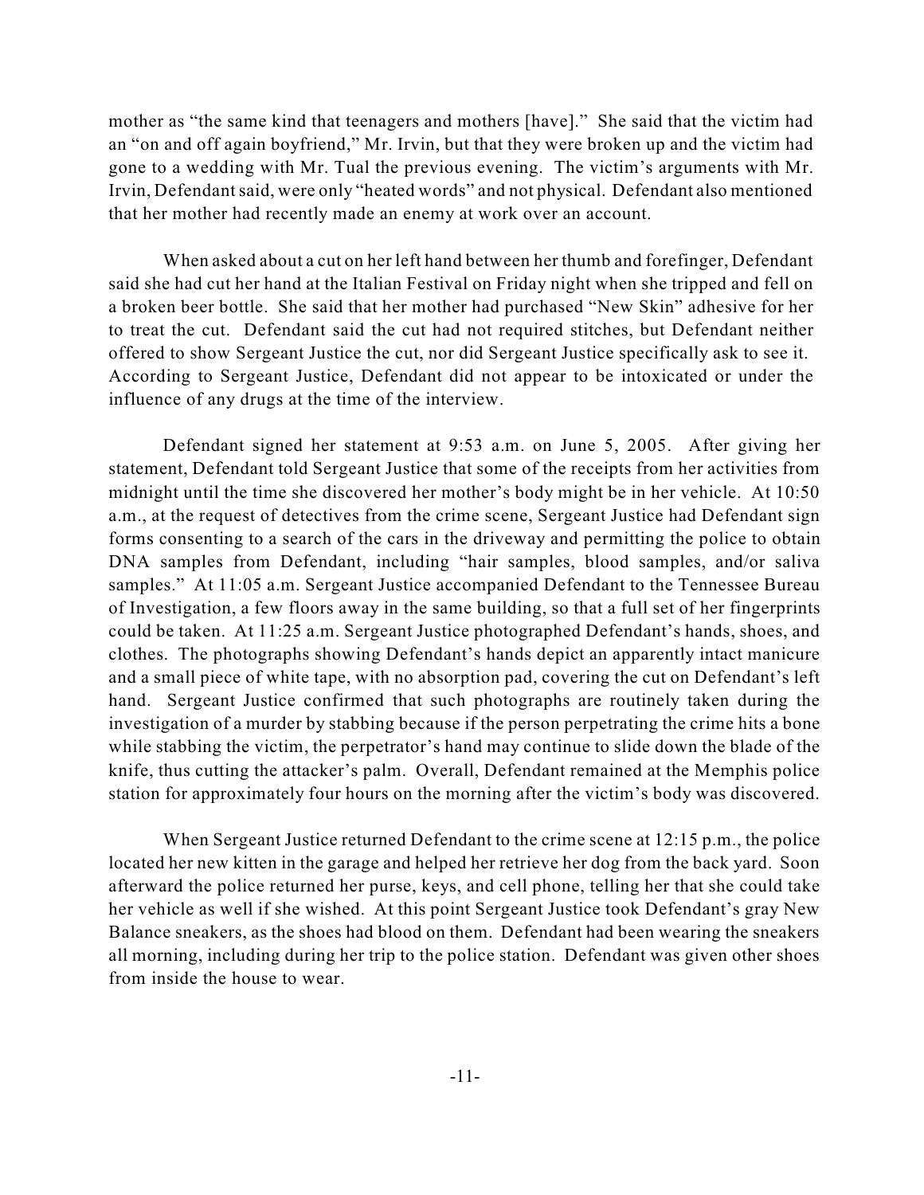mother as "the same kind that teenagers and mothers [have]." She said that the victim had an "on and off again boyfriend," Mr. Irvin, but that they were broken up and the victim had gone to a wedding with Mr. Tual the previous evening. The victim's arguments with Mr. Irvin, Defendant said, were only "heated words" and not physical. Defendant also mentioned that her mother had recently made an enemy at work over an account.

When asked about a cut on her left hand between her thumb and forefinger, Defendant said she had cut her hand at the Italian Festival on Friday night when she tripped and fell on a broken beer bottle. She said that her mother had purchased "New Skin" adhesive for her to treat the cut. Defendant said the cut had not required stitches, but Defendant neither offered to show Sergeant Justice the cut, nor did Sergeant Justice specifically ask to see it. According to Sergeant Justice, Defendant did not appear to be intoxicated or under the influence of any drugs at the time of the interview.

Defendant signed her statement at 9:53 a.m. on June 5, 2005. After giving her statement, Defendant told Sergeant Justice that some of the receipts from her activities from midnight until the time she discovered her mother's body might be in her vehicle. At 10:50 a.m., at the request of detectives from the crime scene, Sergeant Justice had Defendant sign forms consenting to a search of the cars in the driveway and permitting the police to obtain DNA samples from Defendant, including "hair samples, blood samples, and/or saliva samples." At 11:05 a.m. Sergeant Justice accompanied Defendant to the Tennessee Bureau of Investigation, a few floors away in the same building, so that a full set of her fingerprints could be taken. At 11:25 a.m. Sergeant Justice photographed Defendant's hands, shoes, and clothes. The photographs showing Defendant's hands depict an apparently intact manicure and a small piece of white tape, with no absorption pad, covering the cut on Defendant's left hand. Sergeant Justice confirmed that such photographs are routinely taken during the investigation of a murder by stabbing because if the person perpetrating the crime hits a bone while stabbing the victim, the perpetrator's hand may continue to slide down the blade of the knife, thus cutting the attacker's palm. Overall, Defendant remained at the Memphis police station for approximately four hours on the morning after the victim's body was discovered.

When Sergeant Justice returned Defendant to the crime scene at 12:15 p.m., the police located her new kitten in the garage and helped her retrieve her dog from the back yard. Soon afterward the police returned her purse, keys, and cell phone, telling her that she could take her vehicle as well if she wished. At this point Sergeant Justice took Defendant's gray New Balance sneakers, as the shoes had blood on them. Defendant had been wearing the sneakers all morning, including during her trip to the police station. Defendant was given other shoes from inside the house to wear.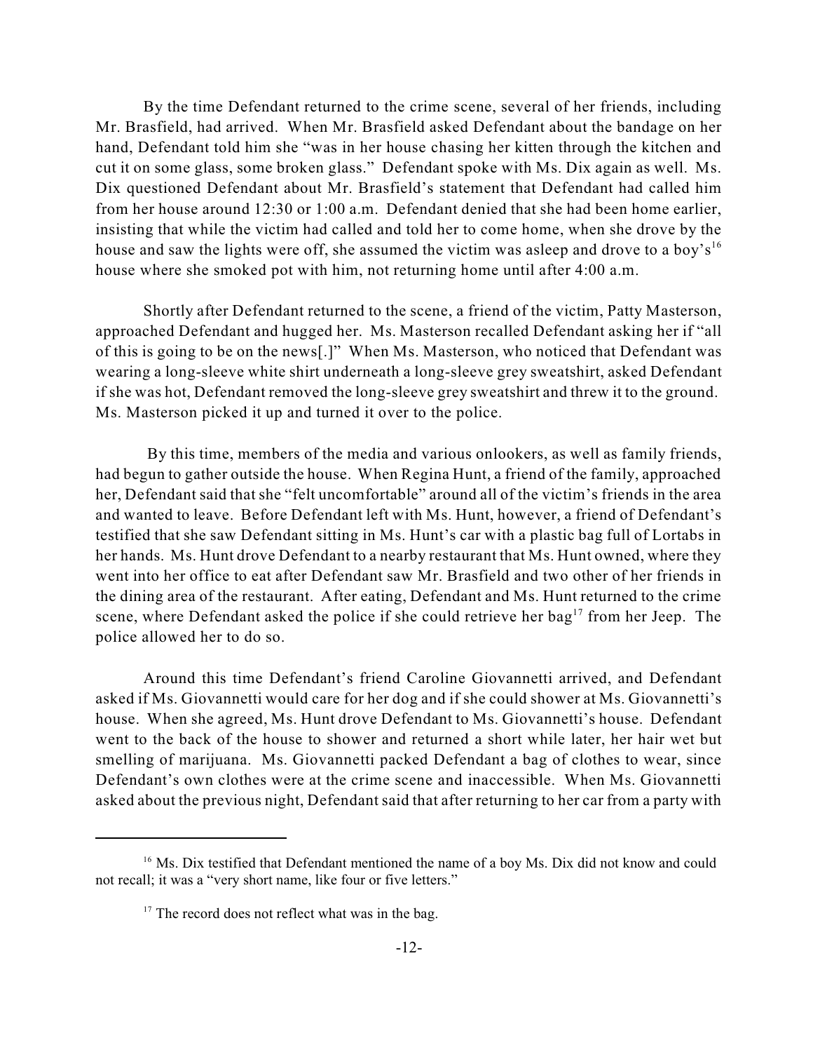By the time Defendant returned to the crime scene, several of her friends, including Mr. Brasfield, had arrived. When Mr. Brasfield asked Defendant about the bandage on her hand, Defendant told him she "was in her house chasing her kitten through the kitchen and cut it on some glass, some broken glass." Defendant spoke with Ms. Dix again as well. Ms. Dix questioned Defendant about Mr. Brasfield's statement that Defendant had called him from her house around 12:30 or 1:00 a.m. Defendant denied that she had been home earlier, insisting that while the victim had called and told her to come home, when she drove by the house and saw the lights were off, she assumed the victim was asleep and drove to a boy's[16] house where she smoked pot with him, not returning home until after 4:00 a.m.

Shortly after Defendant returned to the scene, a friend of the victim, Patty Masterson, approached Defendant and hugged her. Ms. Masterson recalled Defendant asking her if "all of this is going to be on the news[.]" When Ms. Masterson, who noticed that Defendant was wearing a long-sleeve white shirt underneath a long-sleeve grey sweatshirt, asked Defendant if she was hot, Defendant removed the long-sleeve grey sweatshirt and threw it to the ground. Ms. Masterson picked it up and turned it over to the police.

By this time, members of the media and various onlookers, as well as family friends, had begun to gather outside the house. When Regina Hunt, a friend of the family, approached her, Defendant said that she "felt uncomfortable" around all of the victim's friends in the area and wanted to leave. Before Defendant left with Ms. Hunt, however, a friend of Defendant's testified that she saw Defendant sitting in Ms. Hunt's car with a plastic bag full of Lortabs in her hands. Ms. Hunt drove Defendant to a nearby restaurant that Ms. Hunt owned, where they went into her office to eat after Defendant saw Mr. Brasfield and two other of her friends in the dining area of the restaurant. After eating, Defendant and Ms. Hunt returned to the crime scene, where Defendant asked the police if she could retrieve her bag[17] from her Jeep. The police allowed her to do so.

Around this time Defendant's friend Caroline Giovannetti arrived, and Defendant asked if Ms. Giovannetti would care for her dog and if she could shower at Ms. Giovannetti's house. When she agreed, Ms. Hunt drove Defendant to Ms. Giovannetti's house. Defendant went to the back of the house to shower and returned a short while later, her hair wet but smelling of marijuana. Ms. Giovannetti packed Defendant a bag of clothes to wear, since Defendant's own clothes were at the crime scene and inaccessible. When Ms. Giovannetti asked about the previous night, Defendant said that after returning to her car from a party with

---

[16] Ms. Dix testified that Defendant mentioned the name of a boy Ms. Dix did not know and could not recall; it was a "very short name, like four or five letters."

[17] The record does not reflect what was in the bag.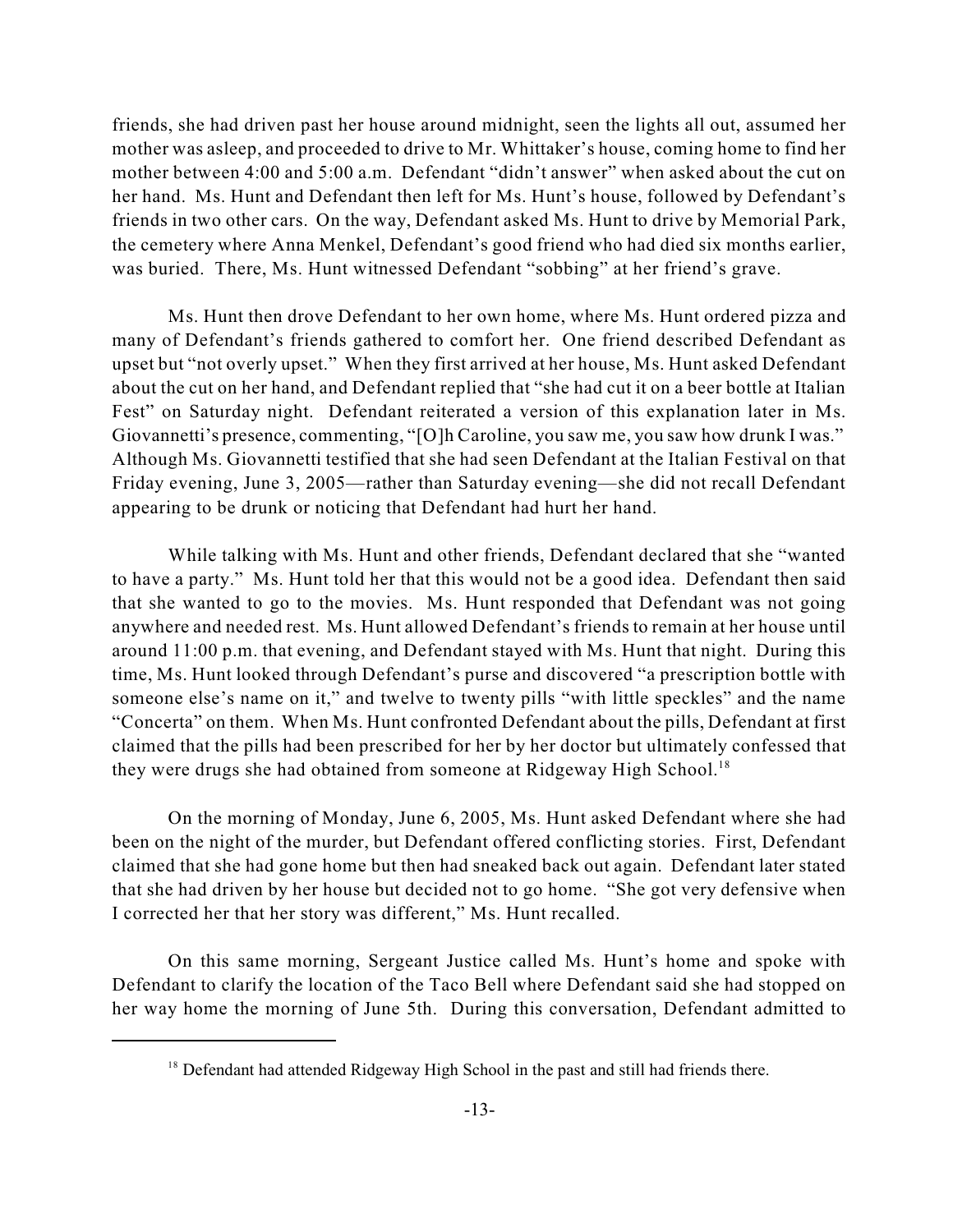friends, she had driven past her house around midnight, seen the lights all out, assumed her mother was asleep, and proceeded to drive to Mr. Whittaker's house, coming home to find her mother between 4:00 and 5:00 a.m. Defendant "didn't answer" when asked about the cut on her hand. Ms. Hunt and Defendant then left for Ms. Hunt's house, followed by Defendant's friends in two other cars. On the way, Defendant asked Ms. Hunt to drive by Memorial Park, the cemetery where Anna Menkel, Defendant's good friend who had died six months earlier, was buried. There, Ms. Hunt witnessed Defendant "sobbing" at her friend's grave.

Ms. Hunt then drove Defendant to her own home, where Ms. Hunt ordered pizza and many of Defendant's friends gathered to comfort her. One friend described Defendant as upset but "not overly upset." When they first arrived at her house, Ms. Hunt asked Defendant about the cut on her hand, and Defendant replied that "she had cut it on a beer bottle at Italian Fest" on Saturday night. Defendant reiterated a version of this explanation later in Ms. Giovannetti's presence, commenting, "[O]h Caroline, you saw me, you saw how drunk I was." Although Ms. Giovannetti testified that she had seen Defendant at the Italian Festival on that Friday evening, June 3, 2005—rather than Saturday evening—she did not recall Defendant appearing to be drunk or noticing that Defendant had hurt her hand.

While talking with Ms. Hunt and other friends, Defendant declared that she "wanted to have a party." Ms. Hunt told her that this would not be a good idea. Defendant then said that she wanted to go to the movies. Ms. Hunt responded that Defendant was not going anywhere and needed rest. Ms. Hunt allowed Defendant's friends to remain at her house until around 11:00 p.m. that evening, and Defendant stayed with Ms. Hunt that night. During this time, Ms. Hunt looked through Defendant's purse and discovered "a prescription bottle with someone else's name on it," and twelve to twenty pills "with little speckles" and the name "Concerta" on them. When Ms. Hunt confronted Defendant about the pills, Defendant at first claimed that the pills had been prescribed for her by her doctor but ultimately confessed that they were drugs she had obtained from someone at Ridgeway High School.[18]

On the morning of Monday, June 6, 2005, Ms. Hunt asked Defendant where she had been on the night of the murder, but Defendant offered conflicting stories. First, Defendant claimed that she had gone home but then had sneaked back out again. Defendant later stated that she had driven by her house but decided not to go home. "She got very defensive when I corrected her that her story was different," Ms. Hunt recalled.

On this same morning, Sergeant Justice called Ms. Hunt's home and spoke with Defendant to clarify the location of the Taco Bell where Defendant said she had stopped on her way home the morning of June 5th. During this conversation, Defendant admitted to

[18] Defendant had attended Ridgeway High School in the past and still had friends there.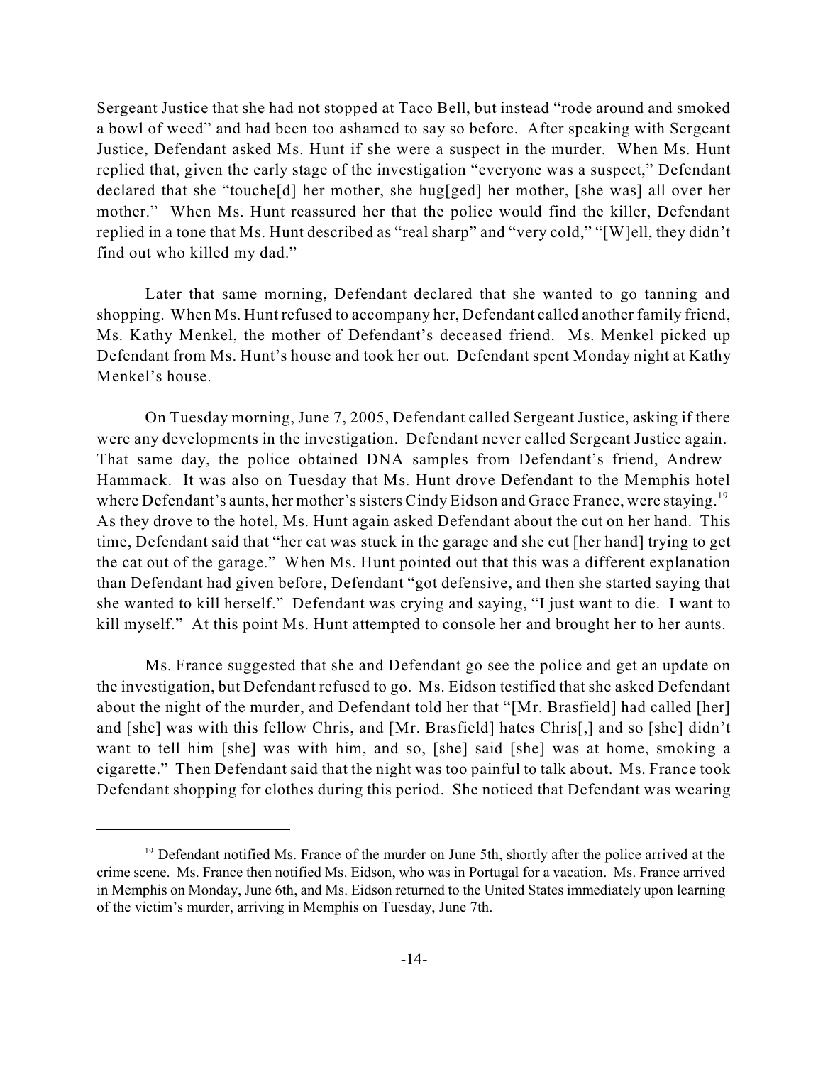Sergeant Justice that she had not stopped at Taco Bell, but instead "rode around and smoked a bowl of weed" and had been too ashamed to say so before. After speaking with Sergeant Justice, Defendant asked Ms. Hunt if she were a suspect in the murder. When Ms. Hunt replied that, given the early stage of the investigation "everyone was a suspect," Defendant declared that she "touche[d] her mother, she hug[ged] her mother, [she was] all over her mother." When Ms. Hunt reassured her that the police would find the killer, Defendant replied in a tone that Ms. Hunt described as "real sharp" and "very cold," "[W]ell, they didn't find out who killed my dad."

Later that same morning, Defendant declared that she wanted to go tanning and shopping. When Ms. Hunt refused to accompany her, Defendant called another family friend, Ms. Kathy Menkel, the mother of Defendant's deceased friend. Ms. Menkel picked up Defendant from Ms. Hunt's house and took her out. Defendant spent Monday night at Kathy Menkel's house.

On Tuesday morning, June 7, 2005, Defendant called Sergeant Justice, asking if there were any developments in the investigation. Defendant never called Sergeant Justice again. That same day, the police obtained DNA samples from Defendant's friend, Andrew Hammack. It was also on Tuesday that Ms. Hunt drove Defendant to the Memphis hotel where Defendant's aunts, her mother's sisters Cindy Eidson and Grace France, were staying.[19] As they drove to the hotel, Ms. Hunt again asked Defendant about the cut on her hand. This time, Defendant said that "her cat was stuck in the garage and she cut [her hand] trying to get the cat out of the garage." When Ms. Hunt pointed out that this was a different explanation than Defendant had given before, Defendant "got defensive, and then she started saying that she wanted to kill herself." Defendant was crying and saying, "I just want to die. I want to kill myself." At this point Ms. Hunt attempted to console her and brought her to her aunts.

Ms. France suggested that she and Defendant go see the police and get an update on the investigation, but Defendant refused to go. Ms. Eidson testified that she asked Defendant about the night of the murder, and Defendant told her that "[Mr. Brasfield] had called [her] and [she] was with this fellow Chris, and [Mr. Brasfield] hates Chris[,] and so [she] didn't want to tell him [she] was with him, and so, [she] said [she] was at home, smoking a cigarette." Then Defendant said that the night was too painful to talk about. Ms. France took Defendant shopping for clothes during this period. She noticed that Defendant was wearing

---

[19] Defendant notified Ms. France of the murder on June 5th, shortly after the police arrived at the crime scene. Ms. France then notified Ms. Eidson, who was in Portugal for a vacation. Ms. France arrived in Memphis on Monday, June 6th, and Ms. Eidson returned to the United States immediately upon learning of the victim's murder, arriving in Memphis on Tuesday, June 7th.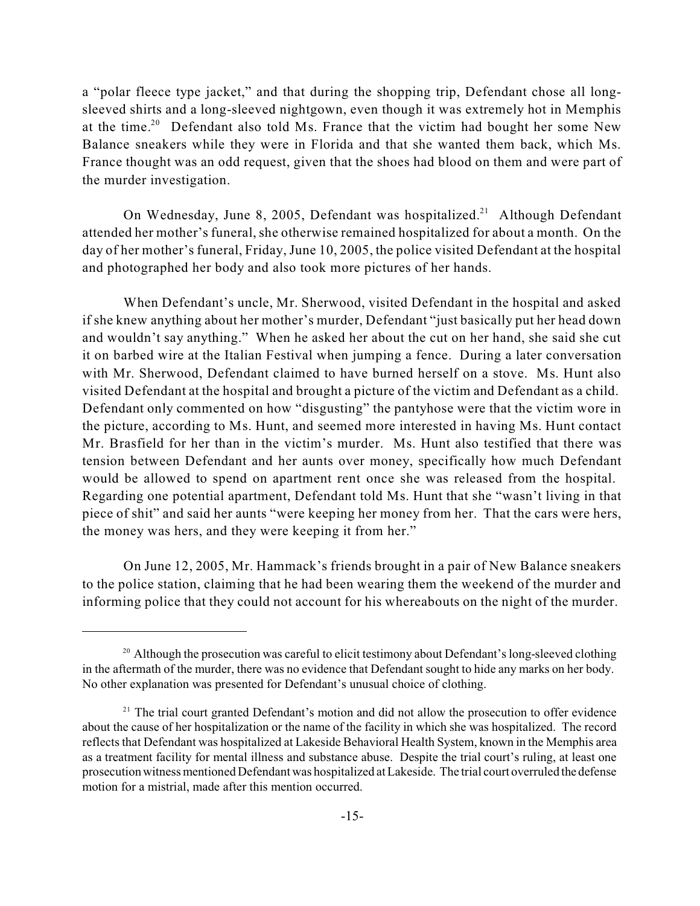a "polar fleece type jacket," and that during the shopping trip, Defendant chose all long-sleeved shirts and a long-sleeved nightgown, even though it was extremely hot in Memphis at the time.[20] Defendant also told Ms. France that the victim had bought her some New Balance sneakers while they were in Florida and that she wanted them back, which Ms. France thought was an odd request, given that the shoes had blood on them and were part of the murder investigation.

On Wednesday, June 8, 2005, Defendant was hospitalized.[21] Although Defendant attended her mother's funeral, she otherwise remained hospitalized for about a month. On the day of her mother's funeral, Friday, June 10, 2005, the police visited Defendant at the hospital and photographed her body and also took more pictures of her hands.

When Defendant's uncle, Mr. Sherwood, visited Defendant in the hospital and asked if she knew anything about her mother's murder, Defendant "just basically put her head down and wouldn't say anything." When he asked her about the cut on her hand, she said she cut it on barbed wire at the Italian Festival when jumping a fence. During a later conversation with Mr. Sherwood, Defendant claimed to have burned herself on a stove. Ms. Hunt also visited Defendant at the hospital and brought a picture of the victim and Defendant as a child. Defendant only commented on how "disgusting" the pantyhose were that the victim wore in the picture, according to Ms. Hunt, and seemed more interested in having Ms. Hunt contact Mr. Brasfield for her than in the victim's murder. Ms. Hunt also testified that there was tension between Defendant and her aunts over money, specifically how much Defendant would be allowed to spend on apartment rent once she was released from the hospital. Regarding one potential apartment, Defendant told Ms. Hunt that she "wasn't living in that piece of shit" and said her aunts "were keeping her money from her. That the cars were hers, the money was hers, and they were keeping it from her."

On June 12, 2005, Mr. Hammack's friends brought in a pair of New Balance sneakers to the police station, claiming that he had been wearing them the weekend of the murder and informing police that they could not account for his whereabouts on the night of the murder.

---

[20] Although the prosecution was careful to elicit testimony about Defendant's long-sleeved clothing in the aftermath of the murder, there was no evidence that Defendant sought to hide any marks on her body. No other explanation was presented for Defendant's unusual choice of clothing.

[21] The trial court granted Defendant's motion and did not allow the prosecution to offer evidence about the cause of her hospitalization or the name of the facility in which she was hospitalized. The record reflects that Defendant was hospitalized at Lakeside Behavioral Health System, known in the Memphis area as a treatment facility for mental illness and substance abuse. Despite the trial court's ruling, at least one prosecution witness mentioned Defendant was hospitalized at Lakeside. The trial court overruled the defense motion for a mistrial, made after this mention occurred.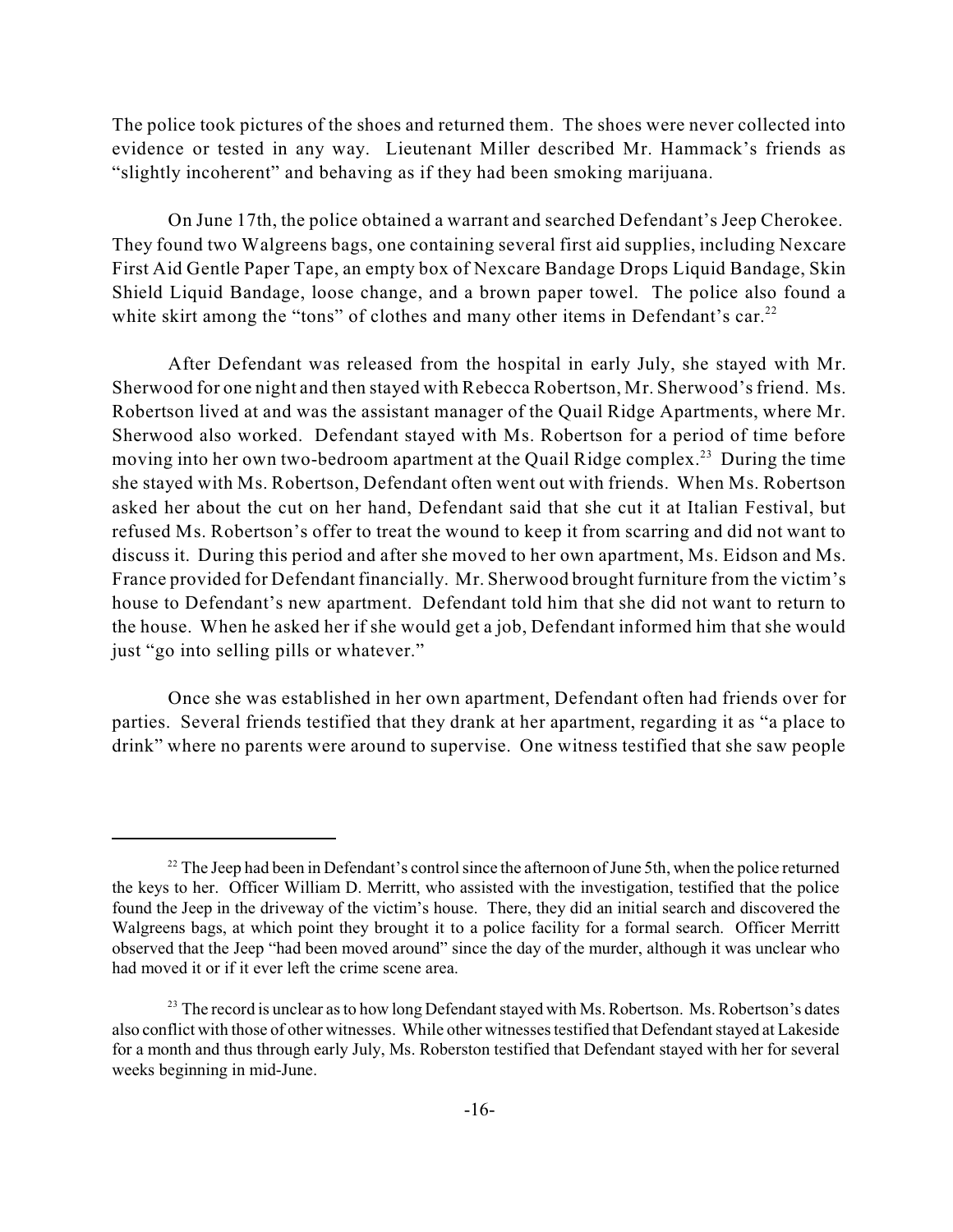The police took pictures of the shoes and returned them. The shoes were never collected into evidence or tested in any way. Lieutenant Miller described Mr. Hammack's friends as "slightly incoherent" and behaving as if they had been smoking marijuana.

On June 17th, the police obtained a warrant and searched Defendant's Jeep Cherokee. They found two Walgreens bags, one containing several first aid supplies, including Nexcare First Aid Gentle Paper Tape, an empty box of Nexcare Bandage Drops Liquid Bandage, Skin Shield Liquid Bandage, loose change, and a brown paper towel. The police also found a white skirt among the "tons" of clothes and many other items in Defendant's car.[22]

After Defendant was released from the hospital in early July, she stayed with Mr. Sherwood for one night and then stayed with Rebecca Robertson, Mr. Sherwood's friend. Ms. Robertson lived at and was the assistant manager of the Quail Ridge Apartments, where Mr. Sherwood also worked. Defendant stayed with Ms. Robertson for a period of time before moving into her own two-bedroom apartment at the Quail Ridge complex.[23] During the time she stayed with Ms. Robertson, Defendant often went out with friends. When Ms. Robertson asked her about the cut on her hand, Defendant said that she cut it at Italian Festival, but refused Ms. Robertson's offer to treat the wound to keep it from scarring and did not want to discuss it. During this period and after she moved to her own apartment, Ms. Eidson and Ms. France provided for Defendant financially. Mr. Sherwood brought furniture from the victim's house to Defendant's new apartment. Defendant told him that she did not want to return to the house. When he asked her if she would get a job, Defendant informed him that she would just "go into selling pills or whatever."

Once she was established in her own apartment, Defendant often had friends over for parties. Several friends testified that they drank at her apartment, regarding it as "a place to drink" where no parents were around to supervise. One witness testified that she saw people

---

[22] The Jeep had been in Defendant's control since the afternoon of June 5th, when the police returned the keys to her. Officer William D. Merritt, who assisted with the investigation, testified that the police found the Jeep in the driveway of the victim's house. There, they did an initial search and discovered the Walgreens bags, at which point they brought it to a police facility for a formal search. Officer Merritt observed that the Jeep "had been moved around" since the day of the murder, although it was unclear who had moved it or if it ever left the crime scene area.

[23] The record is unclear as to how long Defendant stayed with Ms. Robertson. Ms. Robertson's dates also conflict with those of other witnesses. While other witnesses testified that Defendant stayed at Lakeside for a month and thus through early July, Ms. Roberston testified that Defendant stayed with her for several weeks beginning in mid-June.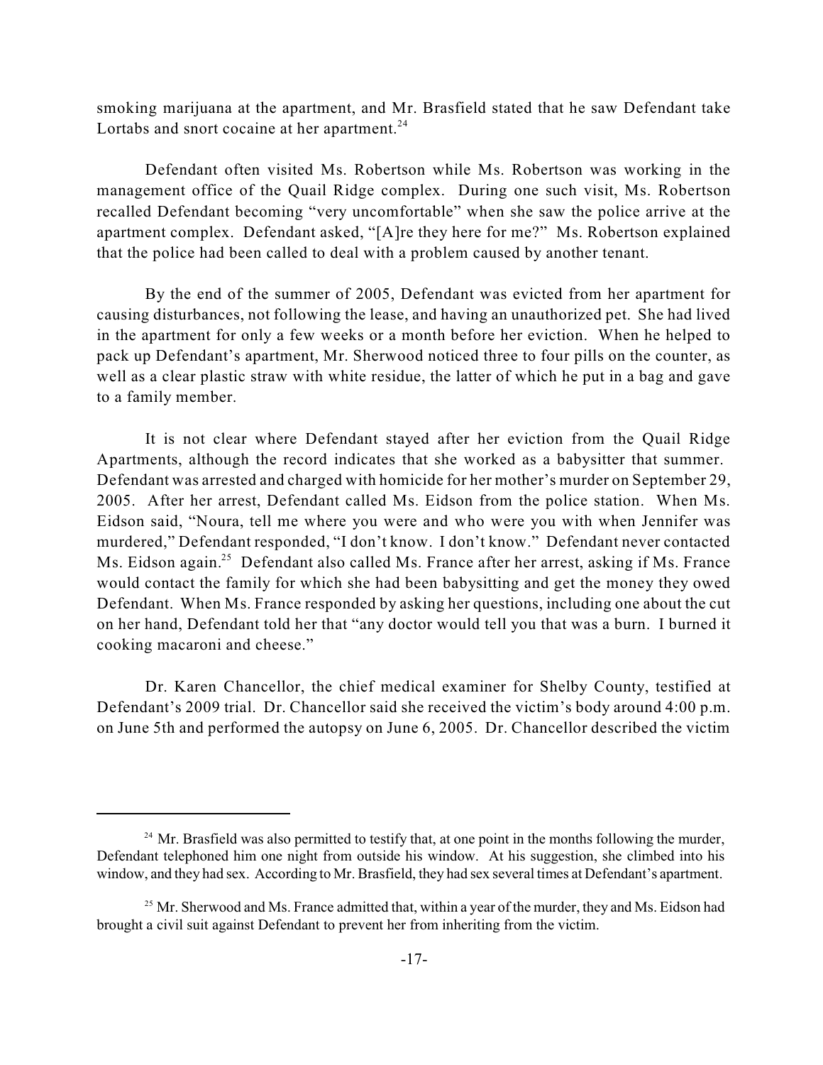smoking marijuana at the apartment, and Mr. Brasfield stated that he saw Defendant take Lortabs and snort cocaine at her apartment.[24]

Defendant often visited Ms. Robertson while Ms. Robertson was working in the management office of the Quail Ridge complex. During one such visit, Ms. Robertson recalled Defendant becoming "very uncomfortable" when she saw the police arrive at the apartment complex. Defendant asked, "[A]re they here for me?" Ms. Robertson explained that the police had been called to deal with a problem caused by another tenant.

By the end of the summer of 2005, Defendant was evicted from her apartment for causing disturbances, not following the lease, and having an unauthorized pet. She had lived in the apartment for only a few weeks or a month before her eviction. When he helped to pack up Defendant's apartment, Mr. Sherwood noticed three to four pills on the counter, as well as a clear plastic straw with white residue, the latter of which he put in a bag and gave to a family member.

It is not clear where Defendant stayed after her eviction from the Quail Ridge Apartments, although the record indicates that she worked as a babysitter that summer. Defendant was arrested and charged with homicide for her mother's murder on September 29, 2005. After her arrest, Defendant called Ms. Eidson from the police station. When Ms. Eidson said, "Noura, tell me where you were and who were you with when Jennifer was murdered," Defendant responded, "I don't know. I don't know." Defendant never contacted Ms. Eidson again.[25] Defendant also called Ms. France after her arrest, asking if Ms. France would contact the family for which she had been babysitting and get the money they owed Defendant. When Ms. France responded by asking her questions, including one about the cut on her hand, Defendant told her that "any doctor would tell you that was a burn. I burned it cooking macaroni and cheese."

Dr. Karen Chancellor, the chief medical examiner for Shelby County, testified at Defendant's 2009 trial. Dr. Chancellor said she received the victim's body around 4:00 p.m. on June 5th and performed the autopsy on June 6, 2005. Dr. Chancellor described the victim

---

[24] Mr. Brasfield was also permitted to testify that, at one point in the months following the murder, Defendant telephoned him one night from outside his window. At his suggestion, she climbed into his window, and they had sex. According to Mr. Brasfield, they had sex several times at Defendant's apartment.

[25] Mr. Sherwood and Ms. France admitted that, within a year of the murder, they and Ms. Eidson had brought a civil suit against Defendant to prevent her from inheriting from the victim.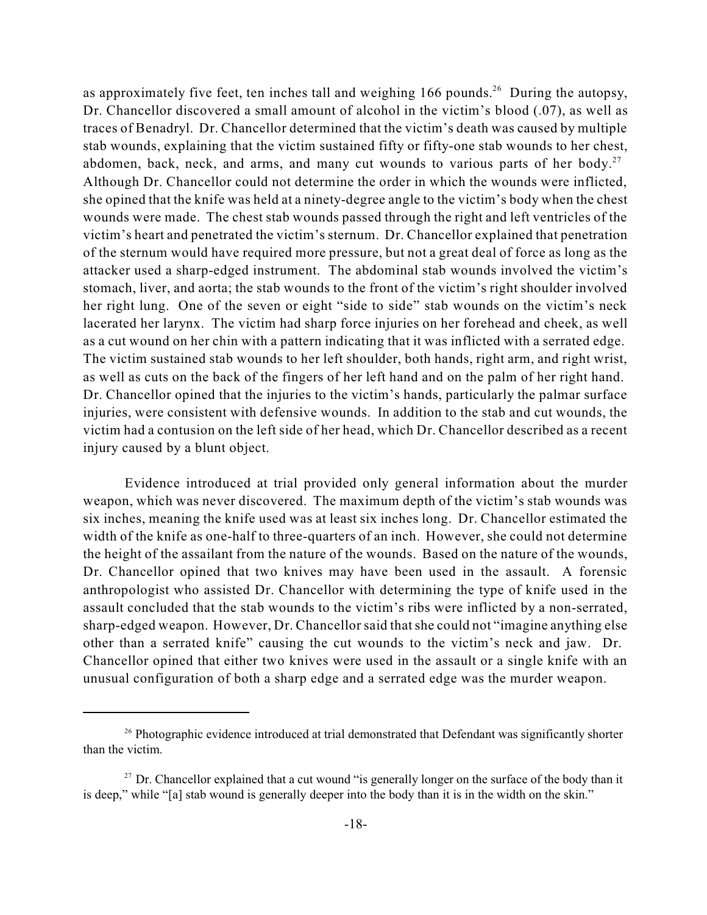as approximately five feet, ten inches tall and weighing 166 pounds.[26] During the autopsy, Dr. Chancellor discovered a small amount of alcohol in the victim's blood (.07), as well as traces of Benadryl. Dr. Chancellor determined that the victim's death was caused by multiple stab wounds, explaining that the victim sustained fifty or fifty-one stab wounds to her chest, abdomen, back, neck, and arms, and many cut wounds to various parts of her body.[27] Although Dr. Chancellor could not determine the order in which the wounds were inflicted, she opined that the knife was held at a ninety-degree angle to the victim's body when the chest wounds were made. The chest stab wounds passed through the right and left ventricles of the victim's heart and penetrated the victim's sternum. Dr. Chancellor explained that penetration of the sternum would have required more pressure, but not a great deal of force as long as the attacker used a sharp-edged instrument. The abdominal stab wounds involved the victim's stomach, liver, and aorta; the stab wounds to the front of the victim's right shoulder involved her right lung. One of the seven or eight "side to side" stab wounds on the victim's neck lacerated her larynx. The victim had sharp force injuries on her forehead and cheek, as well as a cut wound on her chin with a pattern indicating that it was inflicted with a serrated edge. The victim sustained stab wounds to her left shoulder, both hands, right arm, and right wrist, as well as cuts on the back of the fingers of her left hand and on the palm of her right hand. Dr. Chancellor opined that the injuries to the victim's hands, particularly the palmar surface injuries, were consistent with defensive wounds. In addition to the stab and cut wounds, the victim had a contusion on the left side of her head, which Dr. Chancellor described as a recent injury caused by a blunt object.

Evidence introduced at trial provided only general information about the murder weapon, which was never discovered. The maximum depth of the victim's stab wounds was six inches, meaning the knife used was at least six inches long. Dr. Chancellor estimated the width of the knife as one-half to three-quarters of an inch. However, she could not determine the height of the assailant from the nature of the wounds. Based on the nature of the wounds, Dr. Chancellor opined that two knives may have been used in the assault. A forensic anthropologist who assisted Dr. Chancellor with determining the type of knife used in the assault concluded that the stab wounds to the victim's ribs were inflicted by a non-serrated, sharp-edged weapon. However, Dr. Chancellor said that she could not "imagine anything else other than a serrated knife" causing the cut wounds to the victim's neck and jaw. Dr. Chancellor opined that either two knives were used in the assault or a single knife with an unusual configuration of both a sharp edge and a serrated edge was the murder weapon.

---

[26] Photographic evidence introduced at trial demonstrated that Defendant was significantly shorter than the victim.

[27] Dr. Chancellor explained that a cut wound "is generally longer on the surface of the body than it is deep," while "[a] stab wound is generally deeper into the body than it is in the width on the skin."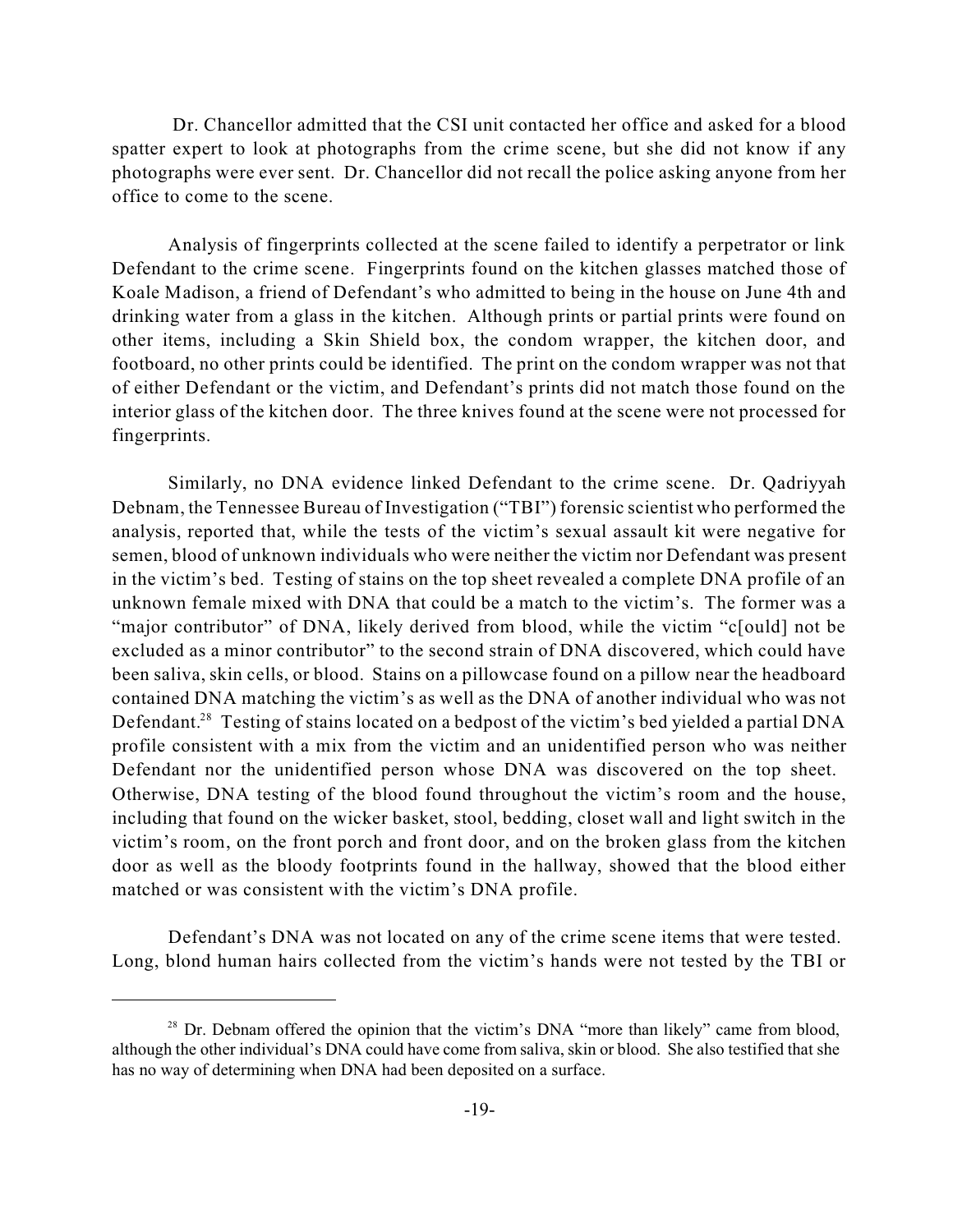Dr. Chancellor admitted that the CSI unit contacted her office and asked for a blood spatter expert to look at photographs from the crime scene, but she did not know if any photographs were ever sent. Dr. Chancellor did not recall the police asking anyone from her office to come to the scene.

Analysis of fingerprints collected at the scene failed to identify a perpetrator or link Defendant to the crime scene. Fingerprints found on the kitchen glasses matched those of Koale Madison, a friend of Defendant's who admitted to being in the house on June 4th and drinking water from a glass in the kitchen. Although prints or partial prints were found on other items, including a Skin Shield box, the condom wrapper, the kitchen door, and footboard, no other prints could be identified. The print on the condom wrapper was not that of either Defendant or the victim, and Defendant's prints did not match those found on the interior glass of the kitchen door. The three knives found at the scene were not processed for fingerprints.

Similarly, no DNA evidence linked Defendant to the crime scene. Dr. Qadriyyah Debnam, the Tennessee Bureau of Investigation ("TBI") forensic scientist who performed the analysis, reported that, while the tests of the victim's sexual assault kit were negative for semen, blood of unknown individuals who were neither the victim nor Defendant was present in the victim's bed. Testing of stains on the top sheet revealed a complete DNA profile of an unknown female mixed with DNA that could be a match to the victim's. The former was a "major contributor" of DNA, likely derived from blood, while the victim "c[ould] not be excluded as a minor contributor" to the second strain of DNA discovered, which could have been saliva, skin cells, or blood. Stains on a pillowcase found on a pillow near the headboard contained DNA matching the victim's as well as the DNA of another individual who was not Defendant.[28] Testing of stains located on a bedpost of the victim's bed yielded a partial DNA profile consistent with a mix from the victim and an unidentified person who was neither Defendant nor the unidentified person whose DNA was discovered on the top sheet. Otherwise, DNA testing of the blood found throughout the victim's room and the house, including that found on the wicker basket, stool, bedding, closet wall and light switch in the victim's room, on the front porch and front door, and on the broken glass from the kitchen door as well as the bloody footprints found in the hallway, showed that the blood either matched or was consistent with the victim's DNA profile.

Defendant's DNA was not located on any of the crime scene items that were tested. Long, blond human hairs collected from the victim's hands were not tested by the TBI or

[28] Dr. Debnam offered the opinion that the victim's DNA "more than likely" came from blood, although the other individual's DNA could have come from saliva, skin or blood. She also testified that she has no way of determining when DNA had been deposited on a surface.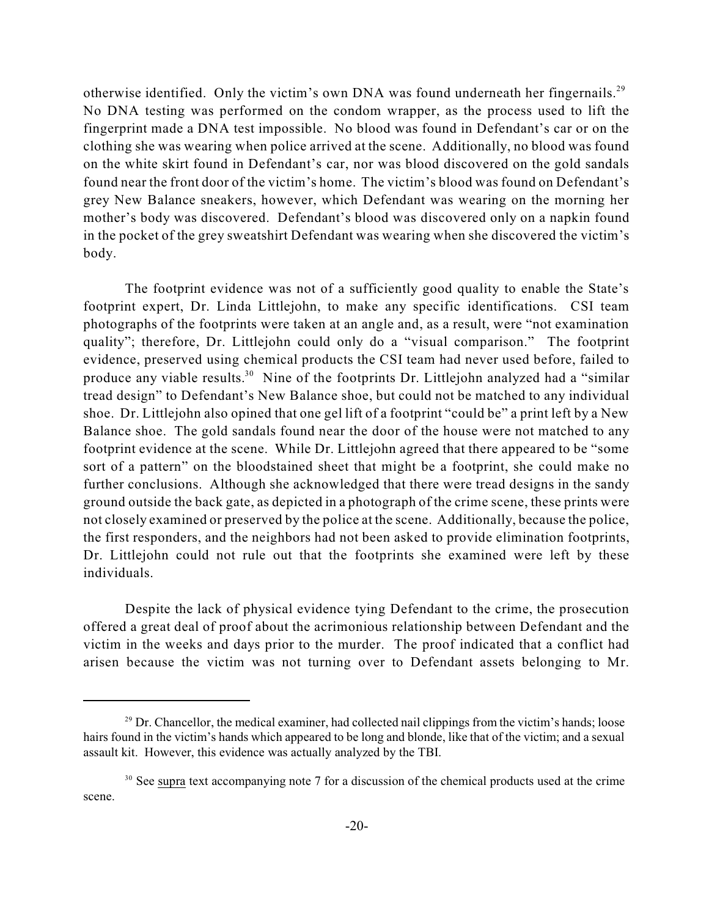otherwise identified. Only the victim's own DNA was found underneath her fingernails.[29] No DNA testing was performed on the condom wrapper, as the process used to lift the fingerprint made a DNA test impossible. No blood was found in Defendant's car or on the clothing she was wearing when police arrived at the scene. Additionally, no blood was found on the white skirt found in Defendant's car, nor was blood discovered on the gold sandals found near the front door of the victim's home. The victim's blood was found on Defendant's grey New Balance sneakers, however, which Defendant was wearing on the morning her mother's body was discovered. Defendant's blood was discovered only on a napkin found in the pocket of the grey sweatshirt Defendant was wearing when she discovered the victim's body.

The footprint evidence was not of a sufficiently good quality to enable the State's footprint expert, Dr. Linda Littlejohn, to make any specific identifications. CSI team photographs of the footprints were taken at an angle and, as a result, were "not examination quality"; therefore, Dr. Littlejohn could only do a "visual comparison." The footprint evidence, preserved using chemical products the CSI team had never used before, failed to produce any viable results.[30] Nine of the footprints Dr. Littlejohn analyzed had a "similar tread design" to Defendant's New Balance shoe, but could not be matched to any individual shoe. Dr. Littlejohn also opined that one gel lift of a footprint "could be" a print left by a New Balance shoe. The gold sandals found near the door of the house were not matched to any footprint evidence at the scene. While Dr. Littlejohn agreed that there appeared to be "some sort of a pattern" on the bloodstained sheet that might be a footprint, she could make no further conclusions. Although she acknowledged that there were tread designs in the sandy ground outside the back gate, as depicted in a photograph of the crime scene, these prints were not closely examined or preserved by the police at the scene. Additionally, because the police, the first responders, and the neighbors had not been asked to provide elimination footprints, Dr. Littlejohn could not rule out that the footprints she examined were left by these individuals.

Despite the lack of physical evidence tying Defendant to the crime, the prosecution offered a great deal of proof about the acrimonious relationship between Defendant and the victim in the weeks and days prior to the murder. The proof indicated that a conflict had arisen because the victim was not turning over to Defendant assets belonging to Mr.

---

[29] Dr. Chancellor, the medical examiner, had collected nail clippings from the victim's hands; loose hairs found in the victim's hands which appeared to be long and blonde, like that of the victim; and a sexual assault kit. However, this evidence was actually analyzed by the TBI.

[30] See supra text accompanying note 7 for a discussion of the chemical products used at the crime scene.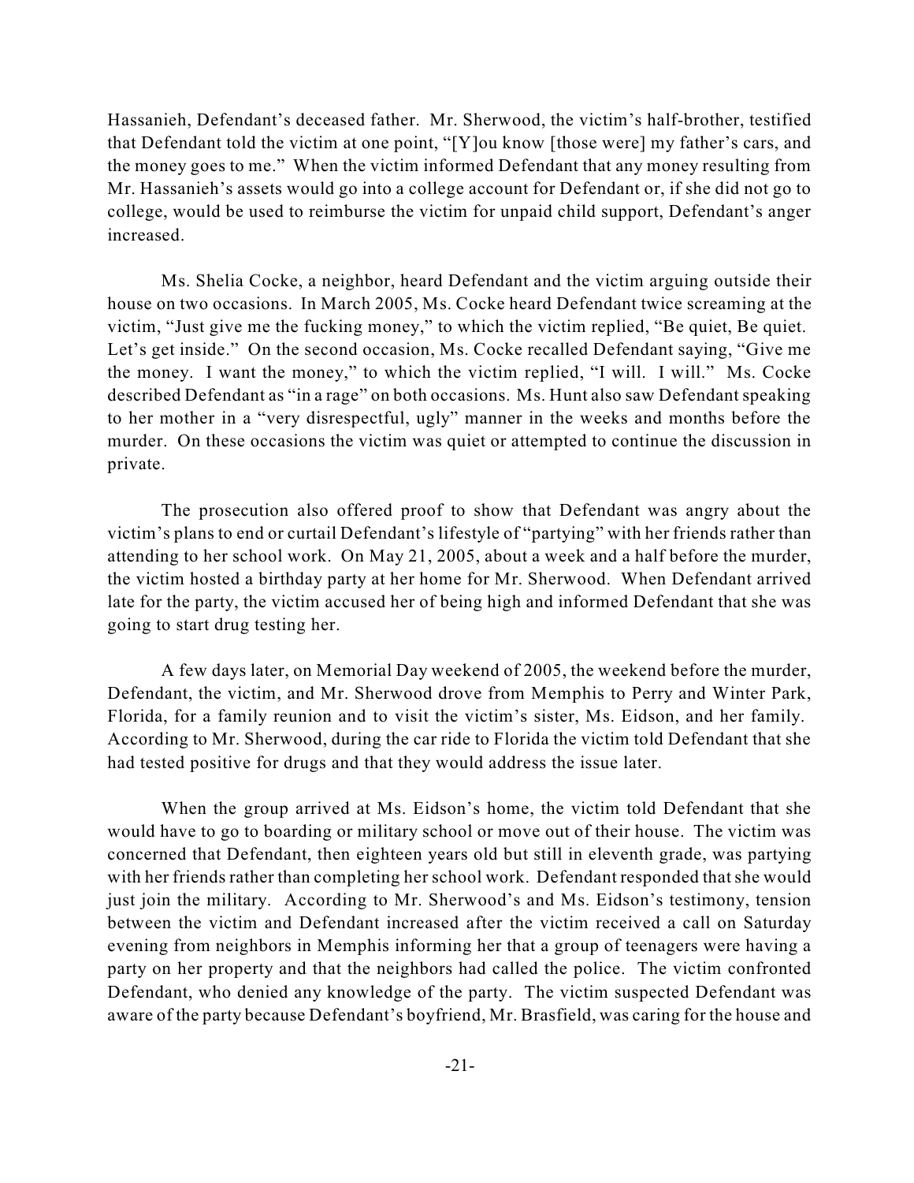Hassanieh, Defendant's deceased father. Mr. Sherwood, the victim's half-brother, testified that Defendant told the victim at one point, "[Y]ou know [those were] my father's cars, and the money goes to me." When the victim informed Defendant that any money resulting from Mr. Hassanieh's assets would go into a college account for Defendant or, if she did not go to college, would be used to reimburse the victim for unpaid child support, Defendant's anger increased.

Ms. Shelia Cocke, a neighbor, heard Defendant and the victim arguing outside their house on two occasions. In March 2005, Ms. Cocke heard Defendant twice screaming at the victim, "Just give me the fucking money," to which the victim replied, "Be quiet, Be quiet. Let's get inside." On the second occasion, Ms. Cocke recalled Defendant saying, "Give me the money. I want the money," to which the victim replied, "I will. I will." Ms. Cocke described Defendant as "in a rage" on both occasions. Ms. Hunt also saw Defendant speaking to her mother in a "very disrespectful, ugly" manner in the weeks and months before the murder. On these occasions the victim was quiet or attempted to continue the discussion in private.

The prosecution also offered proof to show that Defendant was angry about the victim's plans to end or curtail Defendant's lifestyle of "partying" with her friends rather than attending to her school work. On May 21, 2005, about a week and a half before the murder, the victim hosted a birthday party at her home for Mr. Sherwood. When Defendant arrived late for the party, the victim accused her of being high and informed Defendant that she was going to start drug testing her.

A few days later, on Memorial Day weekend of 2005, the weekend before the murder, Defendant, the victim, and Mr. Sherwood drove from Memphis to Perry and Winter Park, Florida, for a family reunion and to visit the victim's sister, Ms. Eidson, and her family. According to Mr. Sherwood, during the car ride to Florida the victim told Defendant that she had tested positive for drugs and that they would address the issue later.

When the group arrived at Ms. Eidson's home, the victim told Defendant that she would have to go to boarding or military school or move out of their house. The victim was concerned that Defendant, then eighteen years old but still in eleventh grade, was partying with her friends rather than completing her school work. Defendant responded that she would just join the military. According to Mr. Sherwood's and Ms. Eidson's testimony, tension between the victim and Defendant increased after the victim received a call on Saturday evening from neighbors in Memphis informing her that a group of teenagers were having a party on her property and that the neighbors had called the police. The victim confronted Defendant, who denied any knowledge of the party. The victim suspected Defendant was aware of the party because Defendant's boyfriend, Mr. Brasfield, was caring for the house and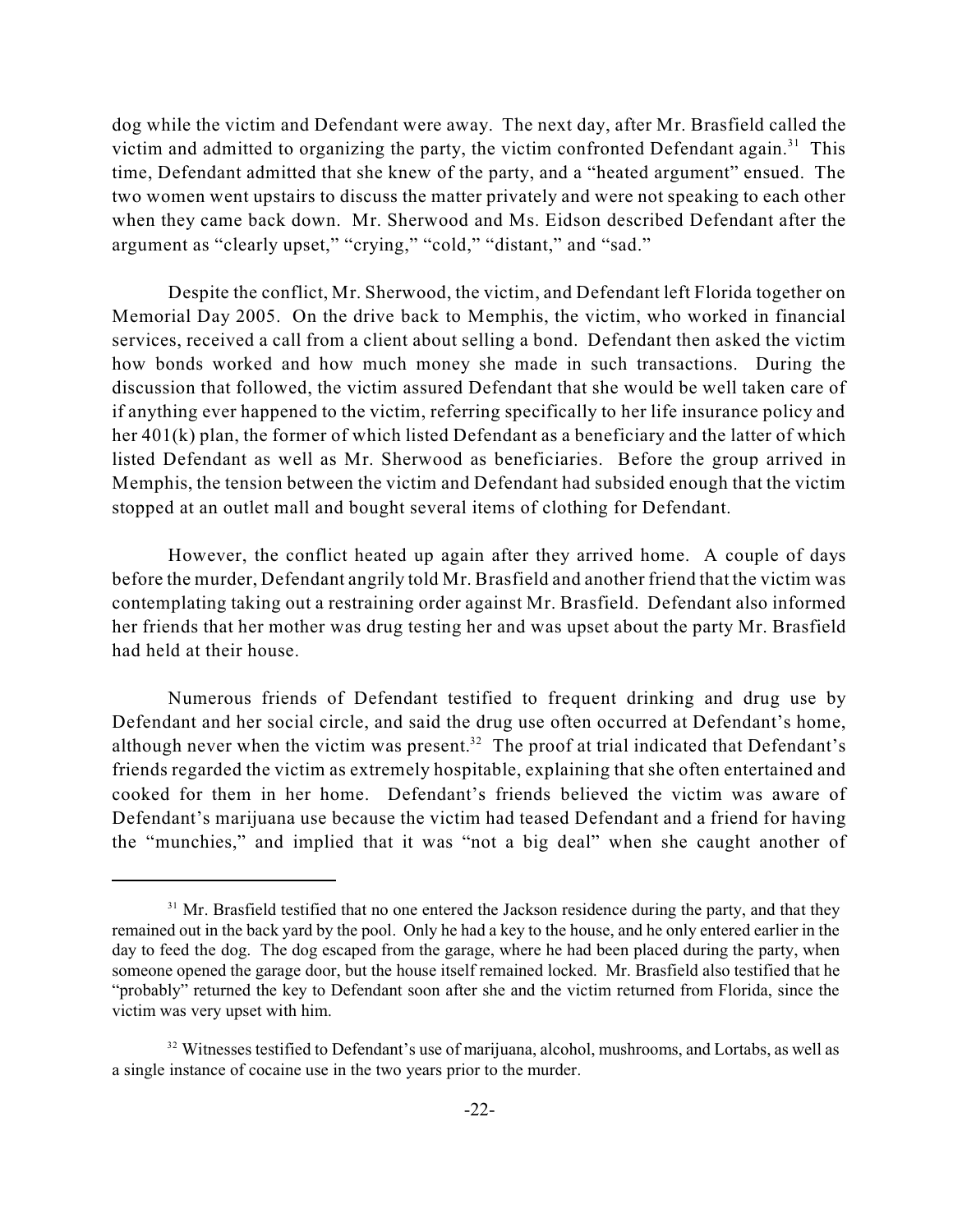dog while the victim and Defendant were away. The next day, after Mr. Brasfield called the victim and admitted to organizing the party, the victim confronted Defendant again.[31] This time, Defendant admitted that she knew of the party, and a "heated argument" ensued. The two women went upstairs to discuss the matter privately and were not speaking to each other when they came back down. Mr. Sherwood and Ms. Eidson described Defendant after the argument as "clearly upset," "crying," "cold," "distant," and "sad."

Despite the conflict, Mr. Sherwood, the victim, and Defendant left Florida together on Memorial Day 2005. On the drive back to Memphis, the victim, who worked in financial services, received a call from a client about selling a bond. Defendant then asked the victim how bonds worked and how much money she made in such transactions. During the discussion that followed, the victim assured Defendant that she would be well taken care of if anything ever happened to the victim, referring specifically to her life insurance policy and her 401(k) plan, the former of which listed Defendant as a beneficiary and the latter of which listed Defendant as well as Mr. Sherwood as beneficiaries. Before the group arrived in Memphis, the tension between the victim and Defendant had subsided enough that the victim stopped at an outlet mall and bought several items of clothing for Defendant.

However, the conflict heated up again after they arrived home. A couple of days before the murder, Defendant angrily told Mr. Brasfield and another friend that the victim was contemplating taking out a restraining order against Mr. Brasfield. Defendant also informed her friends that her mother was drug testing her and was upset about the party Mr. Brasfield had held at their house.

Numerous friends of Defendant testified to frequent drinking and drug use by Defendant and her social circle, and said the drug use often occurred at Defendant's home, although never when the victim was present.[32] The proof at trial indicated that Defendant's friends regarded the victim as extremely hospitable, explaining that she often entertained and cooked for them in her home. Defendant's friends believed the victim was aware of Defendant's marijuana use because the victim had teased Defendant and a friend for having the "munchies," and implied that it was "not a big deal" when she caught another of

---

[31] Mr. Brasfield testified that no one entered the Jackson residence during the party, and that they remained out in the back yard by the pool. Only he had a key to the house, and he only entered earlier in the day to feed the dog. The dog escaped from the garage, where he had been placed during the party, when someone opened the garage door, but the house itself remained locked. Mr. Brasfield also testified that he "probably" returned the key to Defendant soon after she and the victim returned from Florida, since the victim was very upset with him.

[32] Witnesses testified to Defendant's use of marijuana, alcohol, mushrooms, and Lortabs, as well as a single instance of cocaine use in the two years prior to the murder.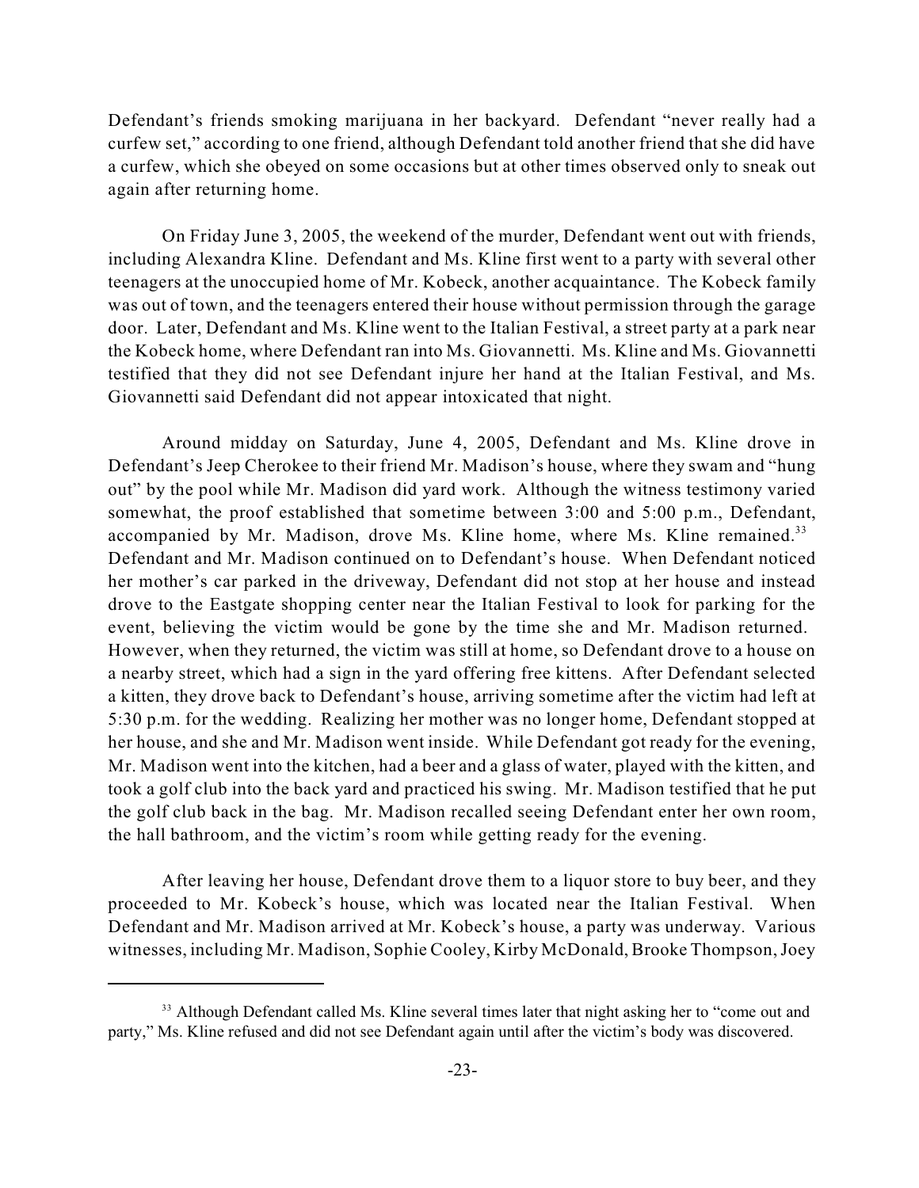Defendant's friends smoking marijuana in her backyard. Defendant "never really had a curfew set," according to one friend, although Defendant told another friend that she did have a curfew, which she obeyed on some occasions but at other times observed only to sneak out again after returning home.

On Friday June 3, 2005, the weekend of the murder, Defendant went out with friends, including Alexandra Kline. Defendant and Ms. Kline first went to a party with several other teenagers at the unoccupied home of Mr. Kobeck, another acquaintance. The Kobeck family was out of town, and the teenagers entered their house without permission through the garage door. Later, Defendant and Ms. Kline went to the Italian Festival, a street party at a park near the Kobeck home, where Defendant ran into Ms. Giovannetti. Ms. Kline and Ms. Giovannetti testified that they did not see Defendant injure her hand at the Italian Festival, and Ms. Giovannetti said Defendant did not appear intoxicated that night.

Around midday on Saturday, June 4, 2005, Defendant and Ms. Kline drove in Defendant's Jeep Cherokee to their friend Mr. Madison's house, where they swam and "hung out" by the pool while Mr. Madison did yard work. Although the witness testimony varied somewhat, the proof established that sometime between 3:00 and 5:00 p.m., Defendant, accompanied by Mr. Madison, drove Ms. Kline home, where Ms. Kline remained.[33] Defendant and Mr. Madison continued on to Defendant's house. When Defendant noticed her mother's car parked in the driveway, Defendant did not stop at her house and instead drove to the Eastgate shopping center near the Italian Festival to look for parking for the event, believing the victim would be gone by the time she and Mr. Madison returned. However, when they returned, the victim was still at home, so Defendant drove to a house on a nearby street, which had a sign in the yard offering free kittens. After Defendant selected a kitten, they drove back to Defendant's house, arriving sometime after the victim had left at 5:30 p.m. for the wedding. Realizing her mother was no longer home, Defendant stopped at her house, and she and Mr. Madison went inside. While Defendant got ready for the evening, Mr. Madison went into the kitchen, had a beer and a glass of water, played with the kitten, and took a golf club into the back yard and practiced his swing. Mr. Madison testified that he put the golf club back in the bag. Mr. Madison recalled seeing Defendant enter her own room, the hall bathroom, and the victim's room while getting ready for the evening.

After leaving her house, Defendant drove them to a liquor store to buy beer, and they proceeded to Mr. Kobeck's house, which was located near the Italian Festival. When Defendant and Mr. Madison arrived at Mr. Kobeck's house, a party was underway. Various witnesses, including Mr. Madison, Sophie Cooley, Kirby McDonald, Brooke Thompson, Joey

---

[33] Although Defendant called Ms. Kline several times later that night asking her to "come out and party," Ms. Kline refused and did not see Defendant again until after the victim's body was discovered.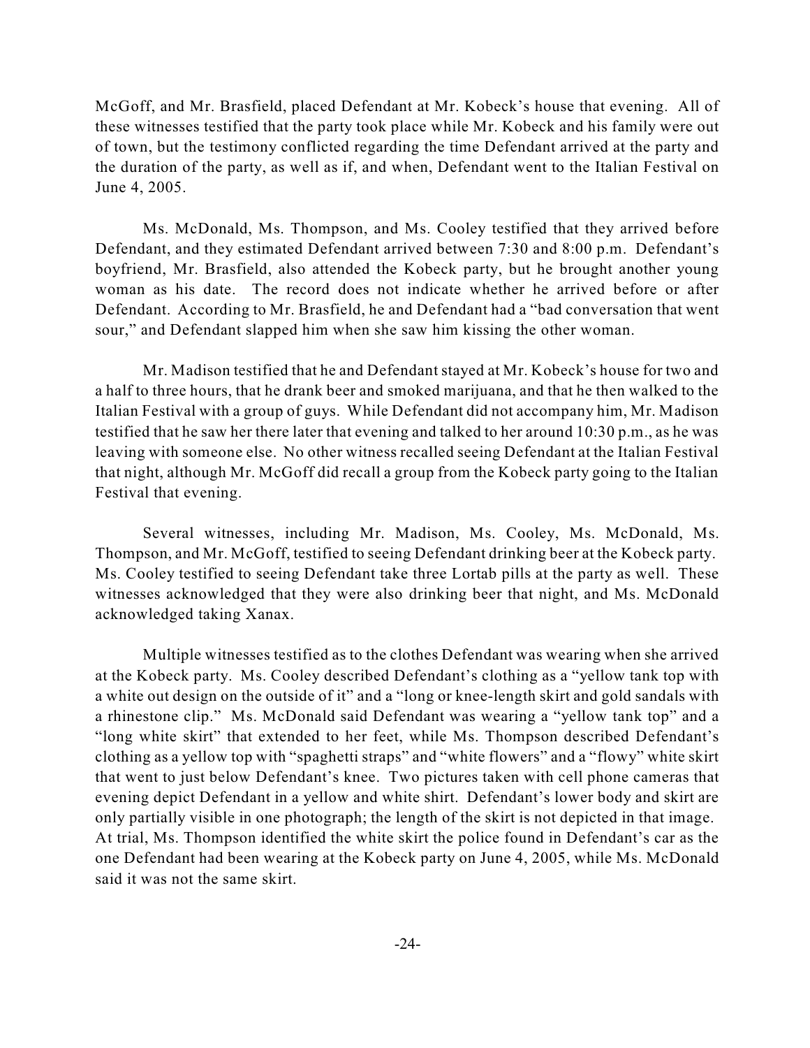McGoff, and Mr. Brasfield, placed Defendant at Mr. Kobeck's house that evening. All of these witnesses testified that the party took place while Mr. Kobeck and his family were out of town, but the testimony conflicted regarding the time Defendant arrived at the party and the duration of the party, as well as if, and when, Defendant went to the Italian Festival on June 4, 2005.

Ms. McDonald, Ms. Thompson, and Ms. Cooley testified that they arrived before Defendant, and they estimated Defendant arrived between 7:30 and 8:00 p.m. Defendant's boyfriend, Mr. Brasfield, also attended the Kobeck party, but he brought another young woman as his date. The record does not indicate whether he arrived before or after Defendant. According to Mr. Brasfield, he and Defendant had a "bad conversation that went sour," and Defendant slapped him when she saw him kissing the other woman.

Mr. Madison testified that he and Defendant stayed at Mr. Kobeck's house for two and a half to three hours, that he drank beer and smoked marijuana, and that he then walked to the Italian Festival with a group of guys. While Defendant did not accompany him, Mr. Madison testified that he saw her there later that evening and talked to her around 10:30 p.m., as he was leaving with someone else. No other witness recalled seeing Defendant at the Italian Festival that night, although Mr. McGoff did recall a group from the Kobeck party going to the Italian Festival that evening.

Several witnesses, including Mr. Madison, Ms. Cooley, Ms. McDonald, Ms. Thompson, and Mr. McGoff, testified to seeing Defendant drinking beer at the Kobeck party. Ms. Cooley testified to seeing Defendant take three Lortab pills at the party as well. These witnesses acknowledged that they were also drinking beer that night, and Ms. McDonald acknowledged taking Xanax.

Multiple witnesses testified as to the clothes Defendant was wearing when she arrived at the Kobeck party. Ms. Cooley described Defendant's clothing as a "yellow tank top with a white out design on the outside of it" and a "long or knee-length skirt and gold sandals with a rhinestone clip." Ms. McDonald said Defendant was wearing a "yellow tank top" and a "long white skirt" that extended to her feet, while Ms. Thompson described Defendant's clothing as a yellow top with "spaghetti straps" and "white flowers" and a "flowy" white skirt that went to just below Defendant's knee. Two pictures taken with cell phone cameras that evening depict Defendant in a yellow and white shirt. Defendant's lower body and skirt are only partially visible in one photograph; the length of the skirt is not depicted in that image. At trial, Ms. Thompson identified the white skirt the police found in Defendant's car as the one Defendant had been wearing at the Kobeck party on June 4, 2005, while Ms. McDonald said it was not the same skirt.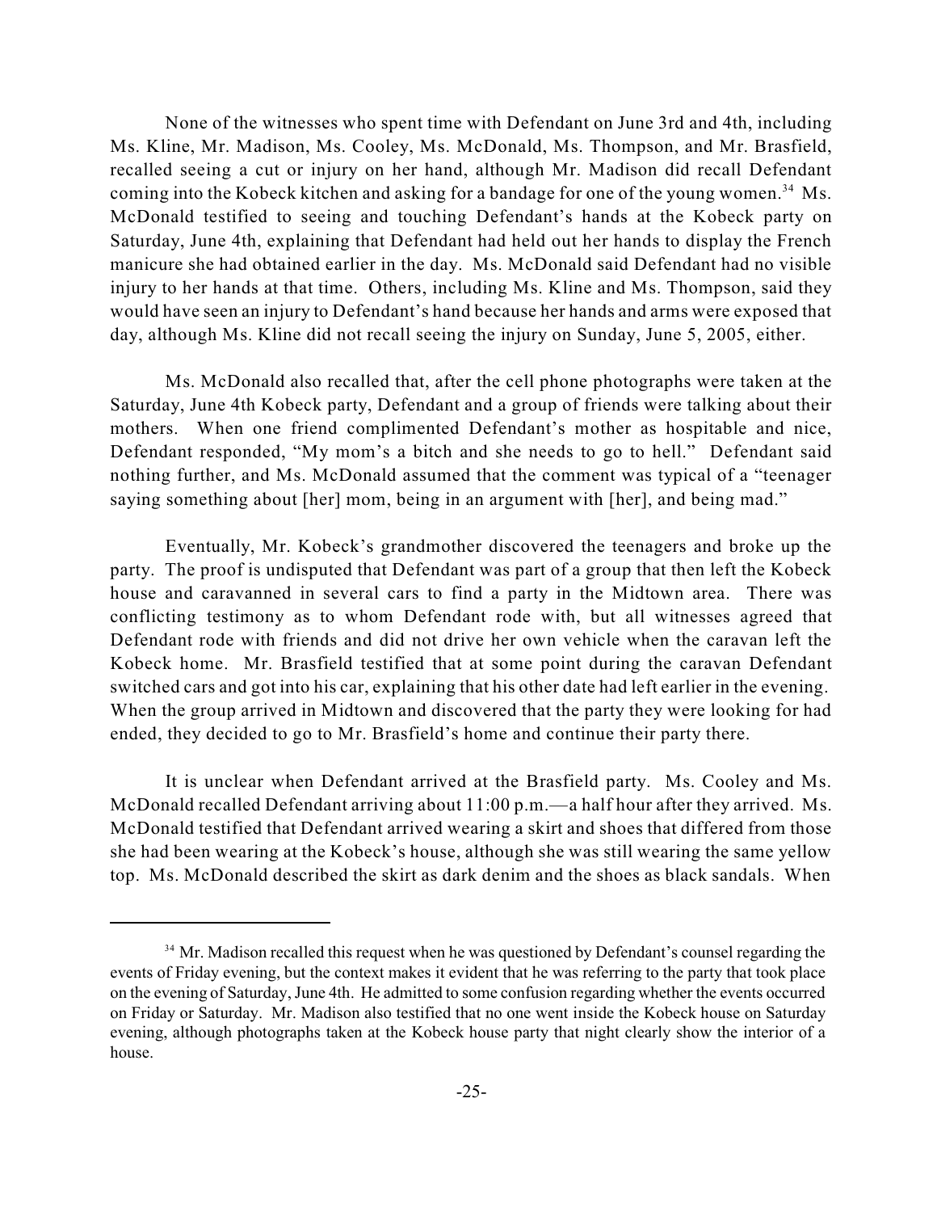None of the witnesses who spent time with Defendant on June 3rd and 4th, including Ms. Kline, Mr. Madison, Ms. Cooley, Ms. McDonald, Ms. Thompson, and Mr. Brasfield, recalled seeing a cut or injury on her hand, although Mr. Madison did recall Defendant coming into the Kobeck kitchen and asking for a bandage for one of the young women.[34] Ms. McDonald testified to seeing and touching Defendant's hands at the Kobeck party on Saturday, June 4th, explaining that Defendant had held out her hands to display the French manicure she had obtained earlier in the day. Ms. McDonald said Defendant had no visible injury to her hands at that time. Others, including Ms. Kline and Ms. Thompson, said they would have seen an injury to Defendant's hand because her hands and arms were exposed that day, although Ms. Kline did not recall seeing the injury on Sunday, June 5, 2005, either.

Ms. McDonald also recalled that, after the cell phone photographs were taken at the Saturday, June 4th Kobeck party, Defendant and a group of friends were talking about their mothers. When one friend complimented Defendant's mother as hospitable and nice, Defendant responded, "My mom's a bitch and she needs to go to hell." Defendant said nothing further, and Ms. McDonald assumed that the comment was typical of a "teenager saying something about [her] mom, being in an argument with [her], and being mad."

Eventually, Mr. Kobeck's grandmother discovered the teenagers and broke up the party. The proof is undisputed that Defendant was part of a group that then left the Kobeck house and caravanned in several cars to find a party in the Midtown area. There was conflicting testimony as to whom Defendant rode with, but all witnesses agreed that Defendant rode with friends and did not drive her own vehicle when the caravan left the Kobeck home. Mr. Brasfield testified that at some point during the caravan Defendant switched cars and got into his car, explaining that his other date had left earlier in the evening. When the group arrived in Midtown and discovered that the party they were looking for had ended, they decided to go to Mr. Brasfield's home and continue their party there.

It is unclear when Defendant arrived at the Brasfield party. Ms. Cooley and Ms. McDonald recalled Defendant arriving about 11:00 p.m.—a half hour after they arrived. Ms. McDonald testified that Defendant arrived wearing a skirt and shoes that differed from those she had been wearing at the Kobeck's house, although she was still wearing the same yellow top. Ms. McDonald described the skirt as dark denim and the shoes as black sandals. When

---

[34] Mr. Madison recalled this request when he was questioned by Defendant's counsel regarding the events of Friday evening, but the context makes it evident that he was referring to the party that took place on the evening of Saturday, June 4th. He admitted to some confusion regarding whether the events occurred on Friday or Saturday. Mr. Madison also testified that no one went inside the Kobeck house on Saturday evening, although photographs taken at the Kobeck house party that night clearly show the interior of a house.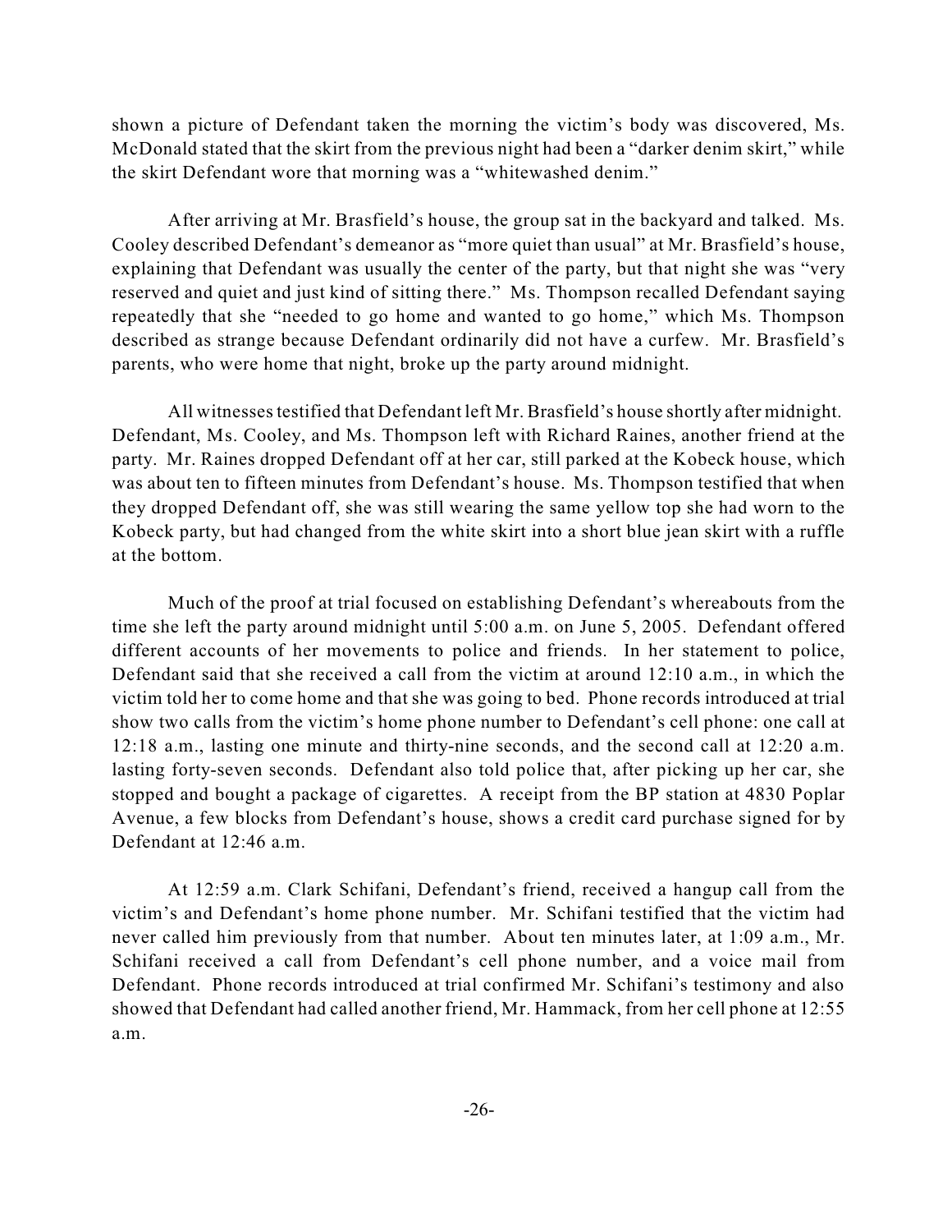shown a picture of Defendant taken the morning the victim's body was discovered, Ms. McDonald stated that the skirt from the previous night had been a "darker denim skirt," while the skirt Defendant wore that morning was a "whitewashed denim."

After arriving at Mr. Brasfield's house, the group sat in the backyard and talked. Ms. Cooley described Defendant's demeanor as "more quiet than usual" at Mr. Brasfield's house, explaining that Defendant was usually the center of the party, but that night she was "very reserved and quiet and just kind of sitting there." Ms. Thompson recalled Defendant saying repeatedly that she "needed to go home and wanted to go home," which Ms. Thompson described as strange because Defendant ordinarily did not have a curfew. Mr. Brasfield's parents, who were home that night, broke up the party around midnight.

All witnesses testified that Defendant left Mr. Brasfield's house shortly after midnight. Defendant, Ms. Cooley, and Ms. Thompson left with Richard Raines, another friend at the party. Mr. Raines dropped Defendant off at her car, still parked at the Kobeck house, which was about ten to fifteen minutes from Defendant's house. Ms. Thompson testified that when they dropped Defendant off, she was still wearing the same yellow top she had worn to the Kobeck party, but had changed from the white skirt into a short blue jean skirt with a ruffle at the bottom.

Much of the proof at trial focused on establishing Defendant's whereabouts from the time she left the party around midnight until 5:00 a.m. on June 5, 2005. Defendant offered different accounts of her movements to police and friends. In her statement to police, Defendant said that she received a call from the victim at around 12:10 a.m., in which the victim told her to come home and that she was going to bed. Phone records introduced at trial show two calls from the victim's home phone number to Defendant's cell phone: one call at 12:18 a.m., lasting one minute and thirty-nine seconds, and the second call at 12:20 a.m. lasting forty-seven seconds. Defendant also told police that, after picking up her car, she stopped and bought a package of cigarettes. A receipt from the BP station at 4830 Poplar Avenue, a few blocks from Defendant's house, shows a credit card purchase signed for by Defendant at 12:46 a.m.

At 12:59 a.m. Clark Schifani, Defendant's friend, received a hangup call from the victim's and Defendant's home phone number. Mr. Schifani testified that the victim had never called him previously from that number. About ten minutes later, at 1:09 a.m., Mr. Schifani received a call from Defendant's cell phone number, and a voice mail from Defendant. Phone records introduced at trial confirmed Mr. Schifani's testimony and also showed that Defendant had called another friend, Mr. Hammack, from her cell phone at 12:55 a.m.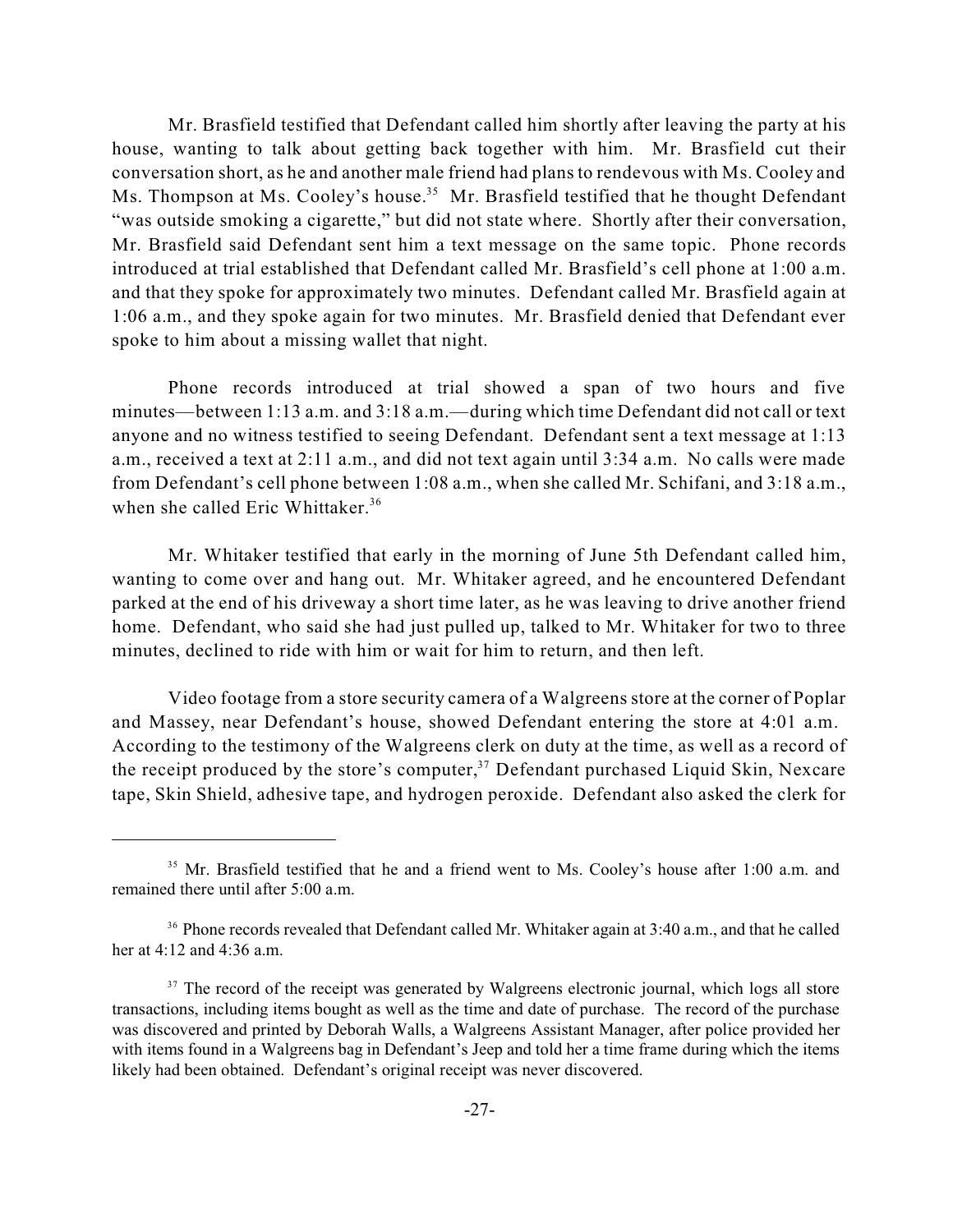Mr. Brasfield testified that Defendant called him shortly after leaving the party at his house, wanting to talk about getting back together with him. Mr. Brasfield cut their conversation short, as he and another male friend had plans to rendevous with Ms. Cooley and Ms. Thompson at Ms. Cooley's house.[35] Mr. Brasfield testified that he thought Defendant "was outside smoking a cigarette," but did not state where. Shortly after their conversation, Mr. Brasfield said Defendant sent him a text message on the same topic. Phone records introduced at trial established that Defendant called Mr. Brasfield's cell phone at 1:00 a.m. and that they spoke for approximately two minutes. Defendant called Mr. Brasfield again at 1:06 a.m., and they spoke again for two minutes. Mr. Brasfield denied that Defendant ever spoke to him about a missing wallet that night.

Phone records introduced at trial showed a span of two hours and five minutes—between 1:13 a.m. and 3:18 a.m.—during which time Defendant did not call or text anyone and no witness testified to seeing Defendant. Defendant sent a text message at 1:13 a.m., received a text at 2:11 a.m., and did not text again until 3:34 a.m. No calls were made from Defendant's cell phone between 1:08 a.m., when she called Mr. Schifani, and 3:18 a.m., when she called Eric Whittaker.[36]

Mr. Whitaker testified that early in the morning of June 5th Defendant called him, wanting to come over and hang out. Mr. Whitaker agreed, and he encountered Defendant parked at the end of his driveway a short time later, as he was leaving to drive another friend home. Defendant, who said she had just pulled up, talked to Mr. Whitaker for two to three minutes, declined to ride with him or wait for him to return, and then left.

Video footage from a store security camera of a Walgreens store at the corner of Poplar and Massey, near Defendant's house, showed Defendant entering the store at 4:01 a.m. According to the testimony of the Walgreens clerk on duty at the time, as well as a record of the receipt produced by the store's computer,[37] Defendant purchased Liquid Skin, Nexcare tape, Skin Shield, adhesive tape, and hydrogen peroxide. Defendant also asked the clerk for

---

[35] Mr. Brasfield testified that he and a friend went to Ms. Cooley's house after 1:00 a.m. and remained there until after 5:00 a.m.

[36] Phone records revealed that Defendant called Mr. Whitaker again at 3:40 a.m., and that he called her at 4:12 and 4:36 a.m.

[37] The record of the receipt was generated by Walgreens electronic journal, which logs all store transactions, including items bought as well as the time and date of purchase. The record of the purchase was discovered and printed by Deborah Walls, a Walgreens Assistant Manager, after police provided her with items found in a Walgreens bag in Defendant's Jeep and told her a time frame during which the items likely had been obtained. Defendant's original receipt was never discovered.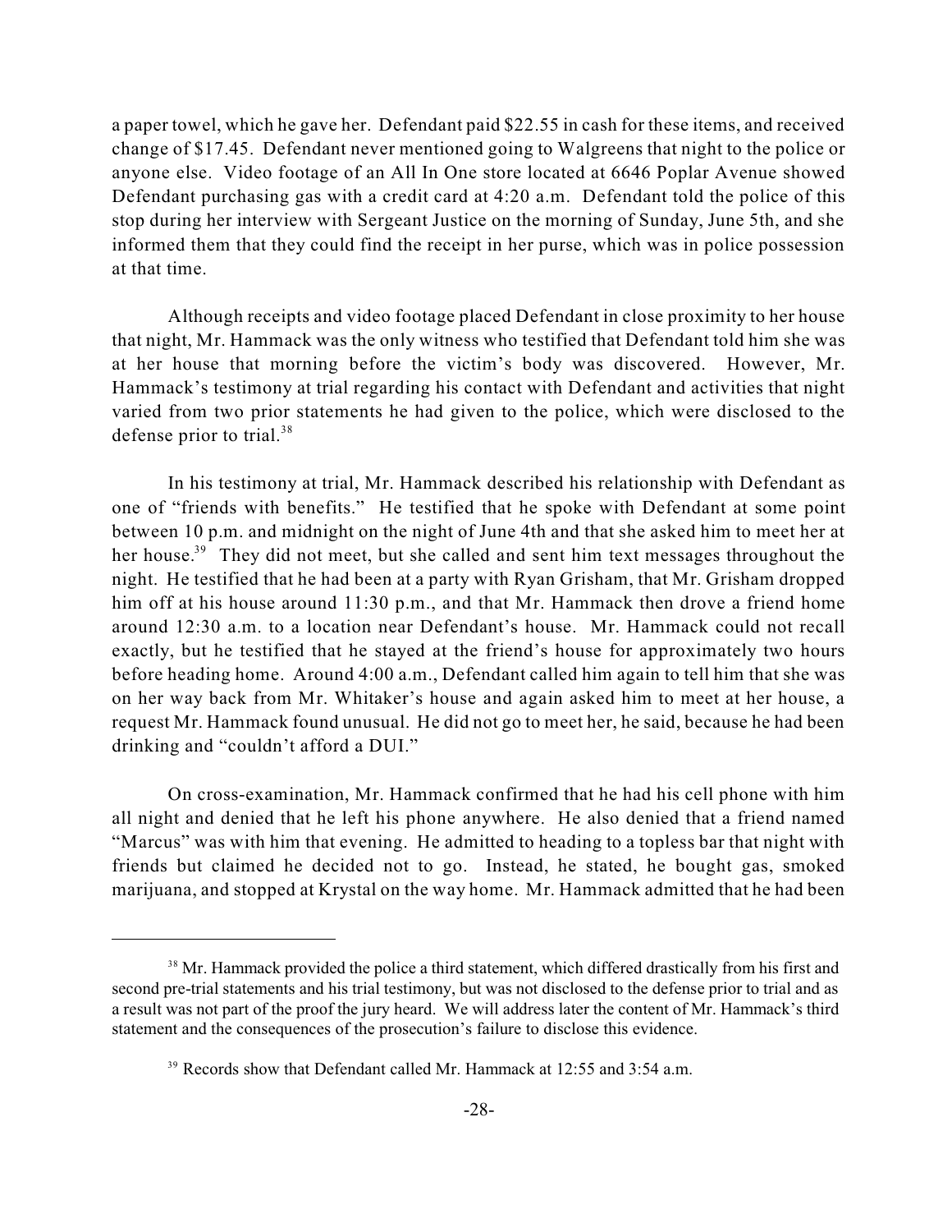a paper towel, which he gave her. Defendant paid $22.55 in cash for these items, and received change of $17.45. Defendant never mentioned going to Walgreens that night to the police or anyone else. Video footage of an All In One store located at 6646 Poplar Avenue showed Defendant purchasing gas with a credit card at 4:20 a.m. Defendant told the police of this stop during her interview with Sergeant Justice on the morning of Sunday, June 5th, and she informed them that they could find the receipt in her purse, which was in police possession at that time.

Although receipts and video footage placed Defendant in close proximity to her house that night, Mr. Hammack was the only witness who testified that Defendant told him she was at her house that morning before the victim's body was discovered. However, Mr. Hammack's testimony at trial regarding his contact with Defendant and activities that night varied from two prior statements he had given to the police, which were disclosed to the defense prior to trial.[38]

In his testimony at trial, Mr. Hammack described his relationship with Defendant as one of "friends with benefits." He testified that he spoke with Defendant at some point between 10 p.m. and midnight on the night of June 4th and that she asked him to meet her at her house.[39] They did not meet, but she called and sent him text messages throughout the night. He testified that he had been at a party with Ryan Grisham, that Mr. Grisham dropped him off at his house around 11:30 p.m., and that Mr. Hammack then drove a friend home around 12:30 a.m. to a location near Defendant's house. Mr. Hammack could not recall exactly, but he testified that he stayed at the friend's house for approximately two hours before heading home. Around 4:00 a.m., Defendant called him again to tell him that she was on her way back from Mr. Whitaker's house and again asked him to meet at her house, a request Mr. Hammack found unusual. He did not go to meet her, he said, because he had been drinking and "couldn't afford a DUI."

On cross-examination, Mr. Hammack confirmed that he had his cell phone with him all night and denied that he left his phone anywhere. He also denied that a friend named "Marcus" was with him that evening. He admitted to heading to a topless bar that night with friends but claimed he decided not to go. Instead, he stated, he bought gas, smoked marijuana, and stopped at Krystal on the way home. Mr. Hammack admitted that he had been

---

[38] Mr. Hammack provided the police a third statement, which differed drastically from his first and second pre-trial statements and his trial testimony, but was not disclosed to the defense prior to trial and as a result was not part of the proof the jury heard. We will address later the content of Mr. Hammack's third statement and the consequences of the prosecution's failure to disclose this evidence.

[39] Records show that Defendant called Mr. Hammack at 12:55 and 3:54 a.m.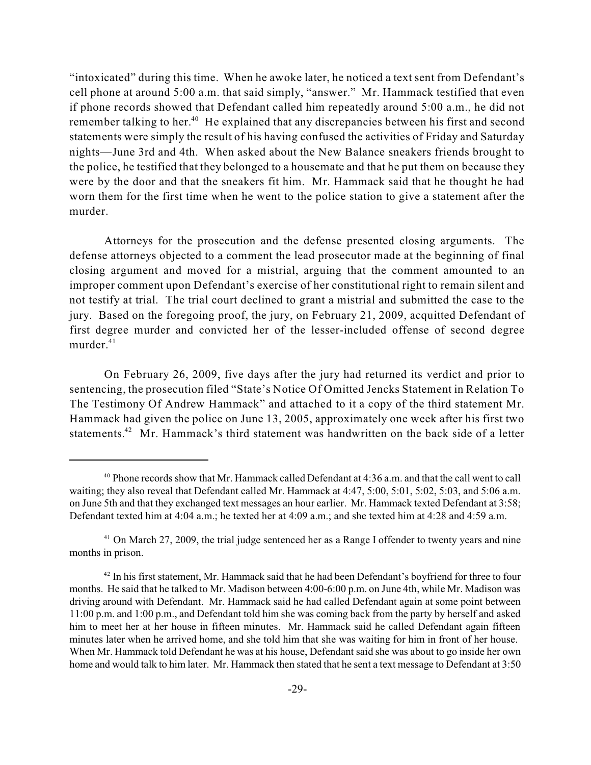"intoxicated" during this time. When he awoke later, he noticed a text sent from Defendant's cell phone at around 5:00 a.m. that said simply, "answer." Mr. Hammack testified that even if phone records showed that Defendant called him repeatedly around 5:00 a.m., he did not remember talking to her.[40] He explained that any discrepancies between his first and second statements were simply the result of his having confused the activities of Friday and Saturday nights—June 3rd and 4th. When asked about the New Balance sneakers friends brought to the police, he testified that they belonged to a housemate and that he put them on because they were by the door and that the sneakers fit him. Mr. Hammack said that he thought he had worn them for the first time when he went to the police station to give a statement after the murder.

Attorneys for the prosecution and the defense presented closing arguments. The defense attorneys objected to a comment the lead prosecutor made at the beginning of final closing argument and moved for a mistrial, arguing that the comment amounted to an improper comment upon Defendant's exercise of her constitutional right to remain silent and not testify at trial. The trial court declined to grant a mistrial and submitted the case to the jury. Based on the foregoing proof, the jury, on February 21, 2009, acquitted Defendant of first degree murder and convicted her of the lesser-included offense of second degree murder.[41]

On February 26, 2009, five days after the jury had returned its verdict and prior to sentencing, the prosecution filed "State's Notice Of Omitted Jencks Statement in Relation To The Testimony Of Andrew Hammack" and attached to it a copy of the third statement Mr. Hammack had given the police on June 13, 2005, approximately one week after his first two statements.[42] Mr. Hammack's third statement was handwritten on the back side of a letter

---

[40] Phone records show that Mr. Hammack called Defendant at 4:36 a.m. and that the call went to call waiting; they also reveal that Defendant called Mr. Hammack at 4:47, 5:00, 5:01, 5:02, 5:03, and 5:06 a.m. on June 5th and that they exchanged text messages an hour earlier. Mr. Hammack texted Defendant at 3:58; Defendant texted him at 4:04 a.m.; he texted her at 4:09 a.m.; and she texted him at 4:28 and 4:59 a.m.

[41] On March 27, 2009, the trial judge sentenced her as a Range I offender to twenty years and nine months in prison.

[42] In his first statement, Mr. Hammack said that he had been Defendant's boyfriend for three to four months. He said that he talked to Mr. Madison between 4:00-6:00 p.m. on June 4th, while Mr. Madison was driving around with Defendant. Mr. Hammack said he had called Defendant again at some point between 11:00 p.m. and 1:00 p.m., and Defendant told him she was coming back from the party by herself and asked him to meet her at her house in fifteen minutes. Mr. Hammack said he called Defendant again fifteen minutes later when he arrived home, and she told him that she was waiting for him in front of her house. When Mr. Hammack told Defendant he was at his house, Defendant said she was about to go inside her own home and would talk to him later. Mr. Hammack then stated that he sent a text message to Defendant at 3:50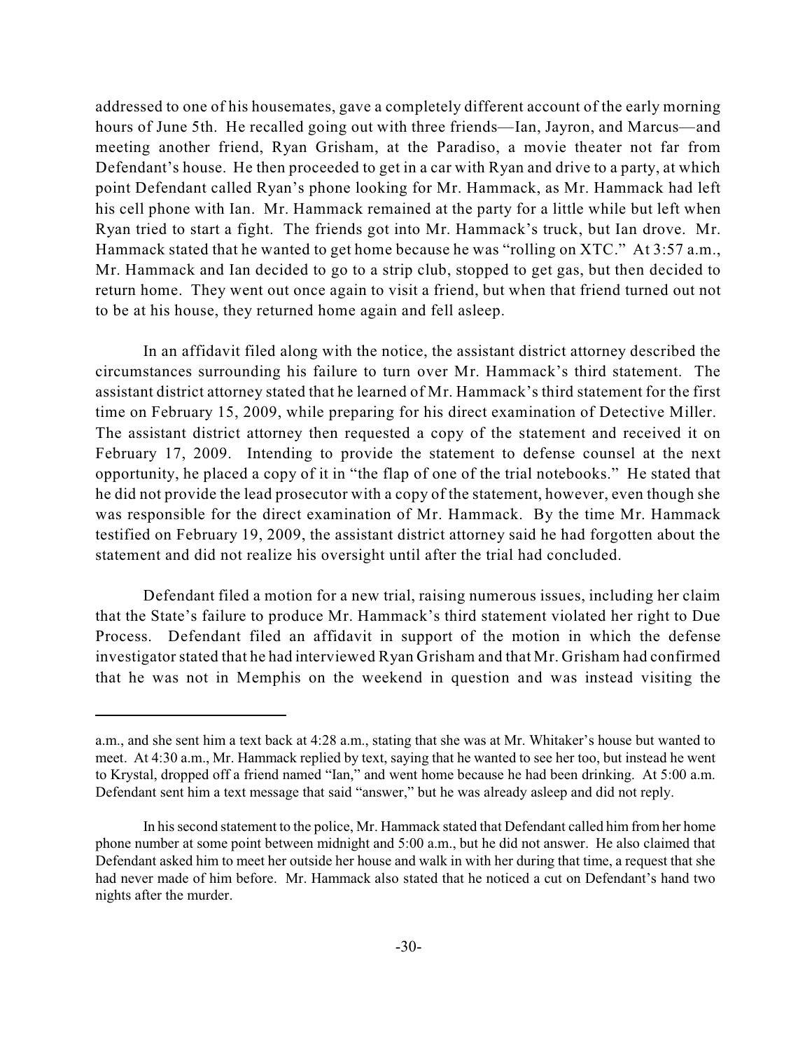addressed to one of his housemates, gave a completely different account of the early morning hours of June 5th. He recalled going out with three friends—Ian, Jayron, and Marcus—and meeting another friend, Ryan Grisham, at the Paradiso, a movie theater not far from Defendant's house. He then proceeded to get in a car with Ryan and drive to a party, at which point Defendant called Ryan's phone looking for Mr. Hammack, as Mr. Hammack had left his cell phone with Ian. Mr. Hammack remained at the party for a little while but left when Ryan tried to start a fight. The friends got into Mr. Hammack's truck, but Ian drove. Mr. Hammack stated that he wanted to get home because he was "rolling on XTC." At 3:57 a.m., Mr. Hammack and Ian decided to go to a strip club, stopped to get gas, but then decided to return home. They went out once again to visit a friend, but when that friend turned out not to be at his house, they returned home again and fell asleep.

In an affidavit filed along with the notice, the assistant district attorney described the circumstances surrounding his failure to turn over Mr. Hammack's third statement. The assistant district attorney stated that he learned of Mr. Hammack's third statement for the first time on February 15, 2009, while preparing for his direct examination of Detective Miller. The assistant district attorney then requested a copy of the statement and received it on February 17, 2009. Intending to provide the statement to defense counsel at the next opportunity, he placed a copy of it in "the flap of one of the trial notebooks." He stated that he did not provide the lead prosecutor with a copy of the statement, however, even though she was responsible for the direct examination of Mr. Hammack. By the time Mr. Hammack testified on February 19, 2009, the assistant district attorney said he had forgotten about the statement and did not realize his oversight until after the trial had concluded.

Defendant filed a motion for a new trial, raising numerous issues, including her claim that the State's failure to produce Mr. Hammack's third statement violated her right to Due Process. Defendant filed an affidavit in support of the motion in which the defense investigator stated that he had interviewed Ryan Grisham and that Mr. Grisham had confirmed that he was not in Memphis on the weekend in question and was instead visiting the

---

a.m., and she sent him a text back at 4:28 a.m., stating that she was at Mr. Whitaker's house but wanted to meet. At 4:30 a.m., Mr. Hammack replied by text, saying that he wanted to see her too, but instead he went to Krystal, dropped off a friend named "Ian," and went home because he had been drinking. At 5:00 a.m. Defendant sent him a text message that said "answer," but he was already asleep and did not reply.

In his second statement to the police, Mr. Hammack stated that Defendant called him from her home phone number at some point between midnight and 5:00 a.m., but he did not answer. He also claimed that Defendant asked him to meet her outside her house and walk in with her during that time, a request that she had never made of him before. Mr. Hammack also stated that he noticed a cut on Defendant's hand two nights after the murder.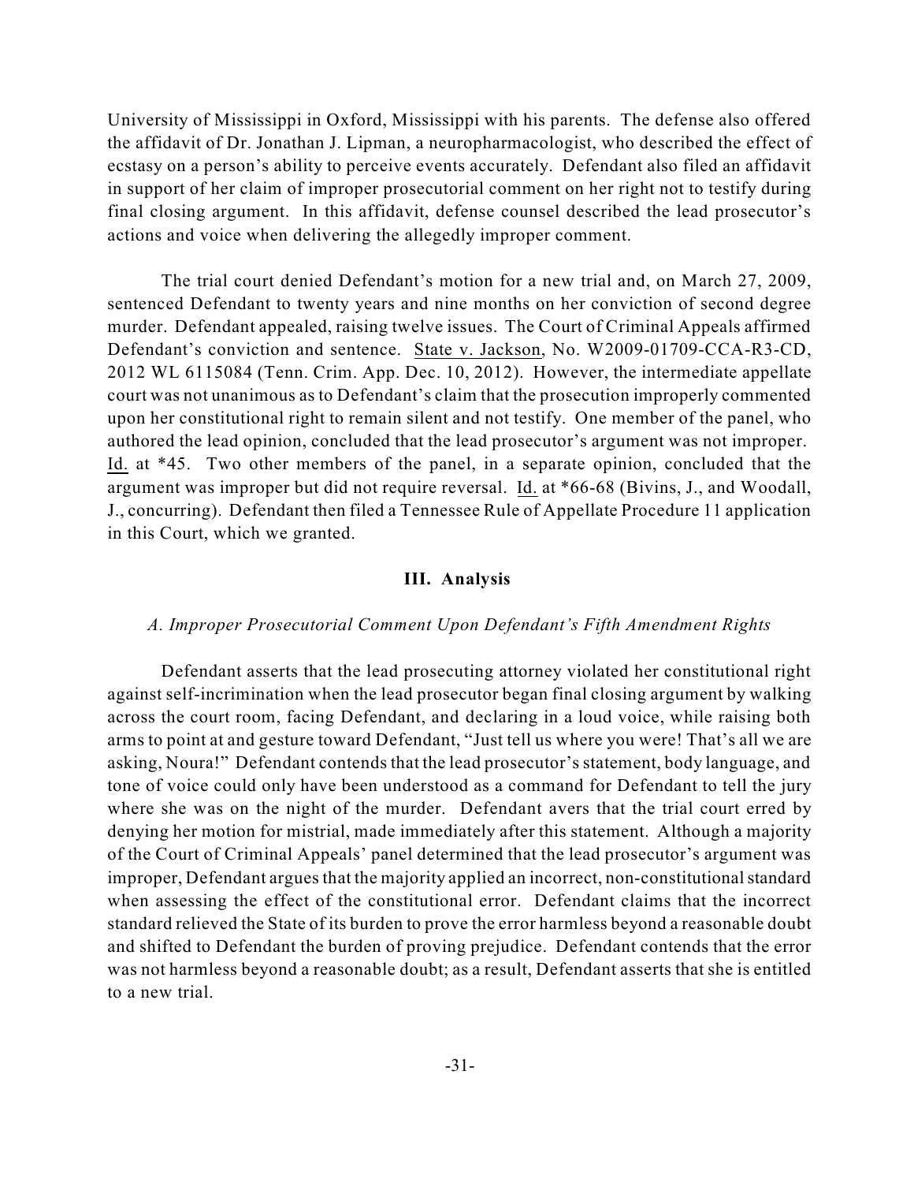University of Mississippi in Oxford, Mississippi with his parents. The defense also offered the affidavit of Dr. Jonathan J. Lipman, a neuropharmacologist, who described the effect of ecstasy on a person's ability to perceive events accurately. Defendant also filed an affidavit in support of her claim of improper prosecutorial comment on her right not to testify during final closing argument. In this affidavit, defense counsel described the lead prosecutor's actions and voice when delivering the allegedly improper comment.

The trial court denied Defendant's motion for a new trial and, on March 27, 2009, sentenced Defendant to twenty years and nine months on her conviction of second degree murder. Defendant appealed, raising twelve issues. The Court of Criminal Appeals affirmed Defendant's conviction and sentence. State v. Jackson, No. W2009-01709-CCA-R3-CD, 2012 WL 6115084 (Tenn. Crim. App. Dec. 10, 2012). However, the intermediate appellate court was not unanimous as to Defendant's claim that the prosecution improperly commented upon her constitutional right to remain silent and not testify. One member of the panel, who authored the lead opinion, concluded that the lead prosecutor's argument was not improper. Id. at *45. Two other members of the panel, in a separate opinion, concluded that the argument was improper but did not require reversal. Id. at *66-68 (Bivins, J., and Woodall, J., concurring). Defendant then filed a Tennessee Rule of Appellate Procedure 11 application in this Court, which we granted.

## III. Analysis

### *A. Improper Prosecutorial Comment Upon Defendant's Fifth Amendment Rights*

Defendant asserts that the lead prosecuting attorney violated her constitutional right against self-incrimination when the lead prosecutor began final closing argument by walking across the court room, facing Defendant, and declaring in a loud voice, while raising both arms to point at and gesture toward Defendant, "Just tell us where you were! That's all we are asking, Noura!" Defendant contends that the lead prosecutor's statement, body language, and tone of voice could only have been understood as a command for Defendant to tell the jury where she was on the night of the murder. Defendant avers that the trial court erred by denying her motion for mistrial, made immediately after this statement. Although a majority of the Court of Criminal Appeals' panel determined that the lead prosecutor's argument was improper, Defendant argues that the majority applied an incorrect, non-constitutional standard when assessing the effect of the constitutional error. Defendant claims that the incorrect standard relieved the State of its burden to prove the error harmless beyond a reasonable doubt and shifted to Defendant the burden of proving prejudice. Defendant contends that the error was not harmless beyond a reasonable doubt; as a result, Defendant asserts that she is entitled to a new trial.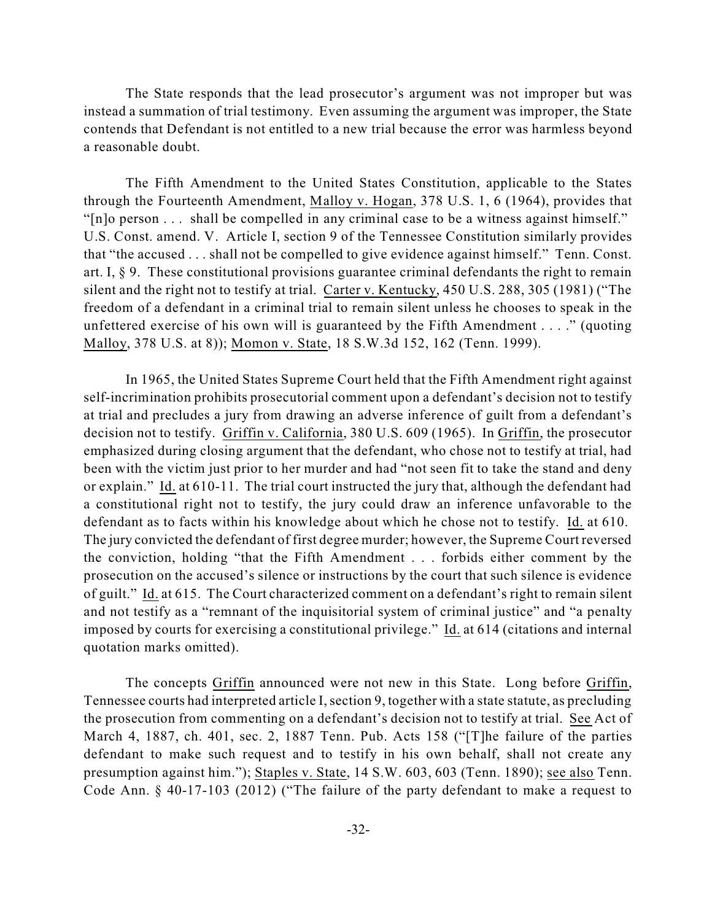The State responds that the lead prosecutor's argument was not improper but was instead a summation of trial testimony. Even assuming the argument was improper, the State contends that Defendant is not entitled to a new trial because the error was harmless beyond a reasonable doubt.

The Fifth Amendment to the United States Constitution, applicable to the States through the Fourteenth Amendment, Malloy v. Hogan, 378 U.S. 1, 6 (1964), provides that "[n]o person . . . shall be compelled in any criminal case to be a witness against himself." U.S. Const. amend. V. Article I, section 9 of the Tennessee Constitution similarly provides that "the accused . . . shall not be compelled to give evidence against himself." Tenn. Const. art. I, § 9. These constitutional provisions guarantee criminal defendants the right to remain silent and the right not to testify at trial. Carter v. Kentucky, 450 U.S. 288, 305 (1981) ("The freedom of a defendant in a criminal trial to remain silent unless he chooses to speak in the unfettered exercise of his own will is guaranteed by the Fifth Amendment . . . ." (quoting Malloy, 378 U.S. at 8)); Momon v. State, 18 S.W.3d 152, 162 (Tenn. 1999).

In 1965, the United States Supreme Court held that the Fifth Amendment right against self-incrimination prohibits prosecutorial comment upon a defendant's decision not to testify at trial and precludes a jury from drawing an adverse inference of guilt from a defendant's decision not to testify. Griffin v. California, 380 U.S. 609 (1965). In Griffin, the prosecutor emphasized during closing argument that the defendant, who chose not to testify at trial, had been with the victim just prior to her murder and had "not seen fit to take the stand and deny or explain." Id. at 610-11. The trial court instructed the jury that, although the defendant had a constitutional right not to testify, the jury could draw an inference unfavorable to the defendant as to facts within his knowledge about which he chose not to testify. Id. at 610. The jury convicted the defendant of first degree murder; however, the Supreme Court reversed the conviction, holding "that the Fifth Amendment . . . forbids either comment by the prosecution on the accused's silence or instructions by the court that such silence is evidence of guilt." Id. at 615. The Court characterized comment on a defendant's right to remain silent and not testify as a "remnant of the inquisitorial system of criminal justice" and "a penalty imposed by courts for exercising a constitutional privilege." Id. at 614 (citations and internal quotation marks omitted).

The concepts Griffin announced were not new in this State. Long before Griffin, Tennessee courts had interpreted article I, section 9, together with a state statute, as precluding the prosecution from commenting on a defendant's decision not to testify at trial. See Act of March 4, 1887, ch. 401, sec. 2, 1887 Tenn. Pub. Acts 158 ("[T]he failure of the parties defendant to make such request and to testify in his own behalf, shall not create any presumption against him."); Staples v. State, 14 S.W. 603, 603 (Tenn. 1890); see also Tenn. Code Ann. § 40-17-103 (2012) ("The failure of the party defendant to make a request to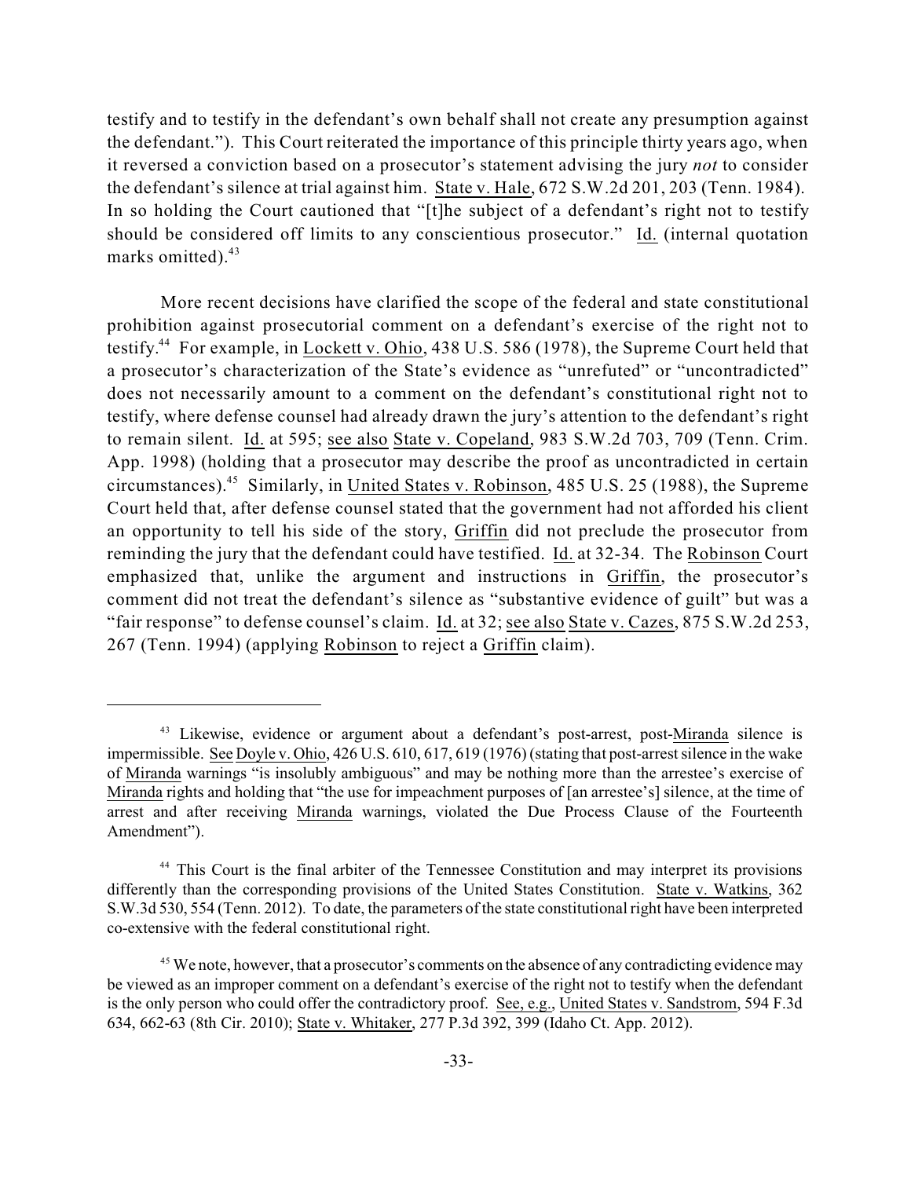testify and to testify in the defendant's own behalf shall not create any presumption against the defendant."). This Court reiterated the importance of this principle thirty years ago, when it reversed a conviction based on a prosecutor's statement advising the jury *not* to consider the defendant's silence at trial against him. State v. Hale, 672 S.W.2d 201, 203 (Tenn. 1984). In so holding the Court cautioned that "[t]he subject of a defendant's right not to testify should be considered off limits to any conscientious prosecutor." Id. (internal quotation marks omitted).[43]

More recent decisions have clarified the scope of the federal and state constitutional prohibition against prosecutorial comment on a defendant's exercise of the right not to testify.[44] For example, in Lockett v. Ohio, 438 U.S. 586 (1978), the Supreme Court held that a prosecutor's characterization of the State's evidence as "unrefuted" or "uncontradicted" does not necessarily amount to a comment on the defendant's constitutional right not to testify, where defense counsel had already drawn the jury's attention to the defendant's right to remain silent. Id. at 595; see also State v. Copeland, 983 S.W.2d 703, 709 (Tenn. Crim. App. 1998) (holding that a prosecutor may describe the proof as uncontradicted in certain circumstances).[45] Similarly, in United States v. Robinson, 485 U.S. 25 (1988), the Supreme Court held that, after defense counsel stated that the government had not afforded his client an opportunity to tell his side of the story, Griffin did not preclude the prosecutor from reminding the jury that the defendant could have testified. Id. at 32-34. The Robinson Court emphasized that, unlike the argument and instructions in Griffin, the prosecutor's comment did not treat the defendant's silence as "substantive evidence of guilt" but was a "fair response" to defense counsel's claim. Id. at 32; see also State v. Cazes, 875 S.W.2d 253, 267 (Tenn. 1994) (applying Robinson to reject a Griffin claim).

---

[43] Likewise, evidence or argument about a defendant's post-arrest, post-Miranda silence is impermissible. See Doyle v. Ohio, 426 U.S. 610, 617, 619 (1976) (stating that post-arrest silence in the wake of Miranda warnings "is insolubly ambiguous" and may be nothing more than the arrestee's exercise of Miranda rights and holding that "the use for impeachment purposes of [an arrestee's] silence, at the time of arrest and after receiving Miranda warnings, violated the Due Process Clause of the Fourteenth Amendment").

[44] This Court is the final arbiter of the Tennessee Constitution and may interpret its provisions differently than the corresponding provisions of the United States Constitution. State v. Watkins, 362 S.W.3d 530, 554 (Tenn. 2012). To date, the parameters of the state constitutional right have been interpreted co-extensive with the federal constitutional right.

[45] We note, however, that a prosecutor's comments on the absence of any contradicting evidence may be viewed as an improper comment on a defendant's exercise of the right not to testify when the defendant is the only person who could offer the contradictory proof. See, e.g., United States v. Sandstrom, 594 F.3d 634, 662-63 (8th Cir. 2010); State v. Whitaker, 277 P.3d 392, 399 (Idaho Ct. App. 2012).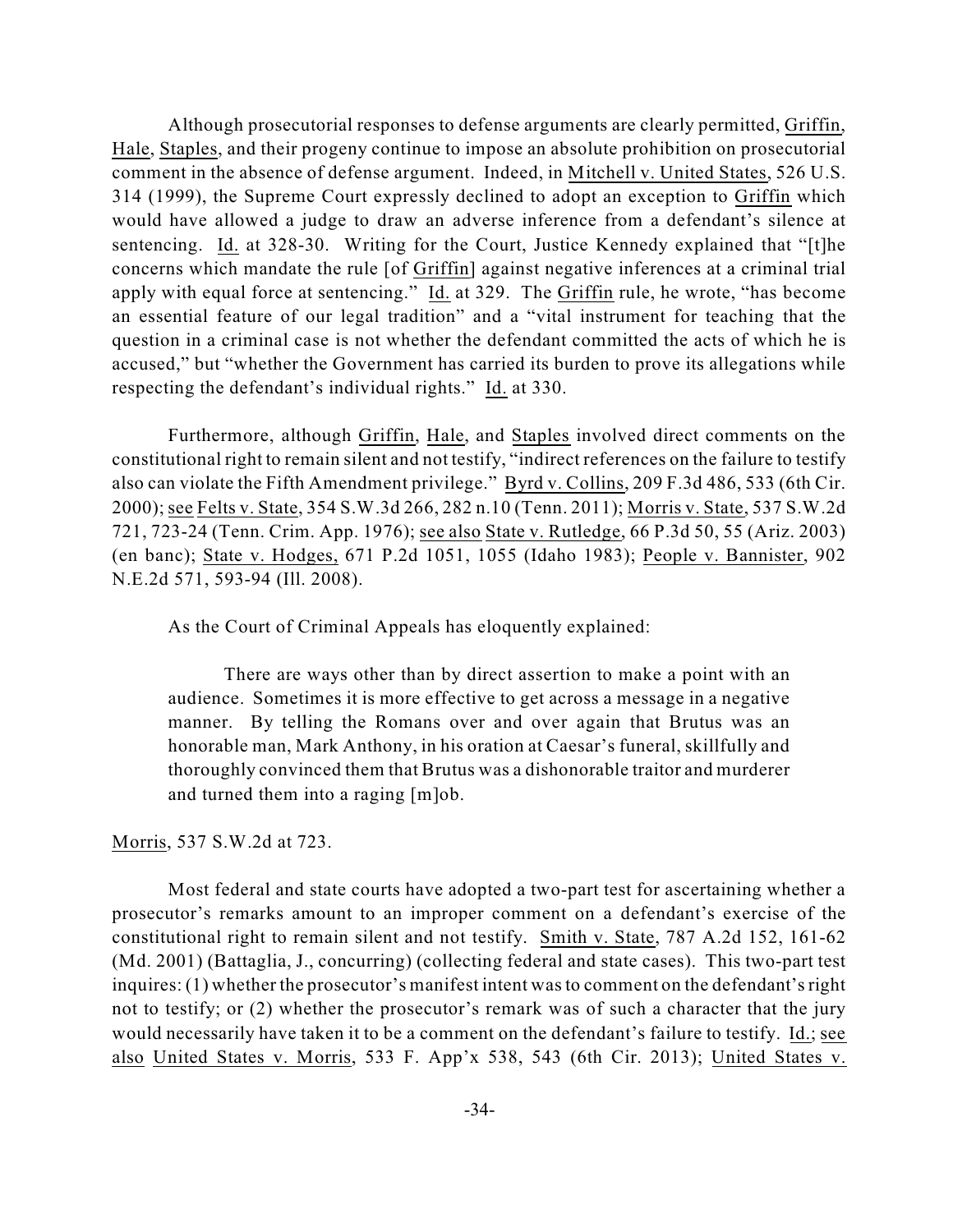Although prosecutorial responses to defense arguments are clearly permitted, Griffin, Hale, Staples, and their progeny continue to impose an absolute prohibition on prosecutorial comment in the absence of defense argument. Indeed, in Mitchell v. United States, 526 U.S. 314 (1999), the Supreme Court expressly declined to adopt an exception to Griffin which would have allowed a judge to draw an adverse inference from a defendant's silence at sentencing. Id. at 328-30. Writing for the Court, Justice Kennedy explained that "[t]he concerns which mandate the rule [of Griffin] against negative inferences at a criminal trial apply with equal force at sentencing." Id. at 329. The Griffin rule, he wrote, "has become an essential feature of our legal tradition" and a "vital instrument for teaching that the question in a criminal case is not whether the defendant committed the acts of which he is accused," but "whether the Government has carried its burden to prove its allegations while respecting the defendant's individual rights." Id. at 330.

Furthermore, although Griffin, Hale, and Staples involved direct comments on the constitutional right to remain silent and not testify, "indirect references on the failure to testify also can violate the Fifth Amendment privilege." Byrd v. Collins, 209 F.3d 486, 533 (6th Cir. 2000); see Felts v. State, 354 S.W.3d 266, 282 n.10 (Tenn. 2011); Morris v. State, 537 S.W.2d 721, 723-24 (Tenn. Crim. App. 1976); see also State v. Rutledge, 66 P.3d 50, 55 (Ariz. 2003) (en banc); State v. Hodges, 671 P.2d 1051, 1055 (Idaho 1983); People v. Bannister, 902 N.E.2d 571, 593-94 (Ill. 2008).

As the Court of Criminal Appeals has eloquently explained:

> There are ways other than by direct assertion to make a point with an audience. Sometimes it is more effective to get across a message in a negative manner. By telling the Romans over and over again that Brutus was an honorable man, Mark Anthony, in his oration at Caesar's funeral, skillfully and thoroughly convinced them that Brutus was a dishonorable traitor and murderer and turned them into a raging [m]ob.

Morris, 537 S.W.2d at 723.

Most federal and state courts have adopted a two-part test for ascertaining whether a prosecutor's remarks amount to an improper comment on a defendant's exercise of the constitutional right to remain silent and not testify. Smith v. State, 787 A.2d 152, 161-62 (Md. 2001) (Battaglia, J., concurring) (collecting federal and state cases). This two-part test inquires: (1) whether the prosecutor's manifest intent was to comment on the defendant's right not to testify; or (2) whether the prosecutor's remark was of such a character that the jury would necessarily have taken it to be a comment on the defendant's failure to testify. Id.; see also United States v. Morris, 533 F. App'x 538, 543 (6th Cir. 2013); United States v.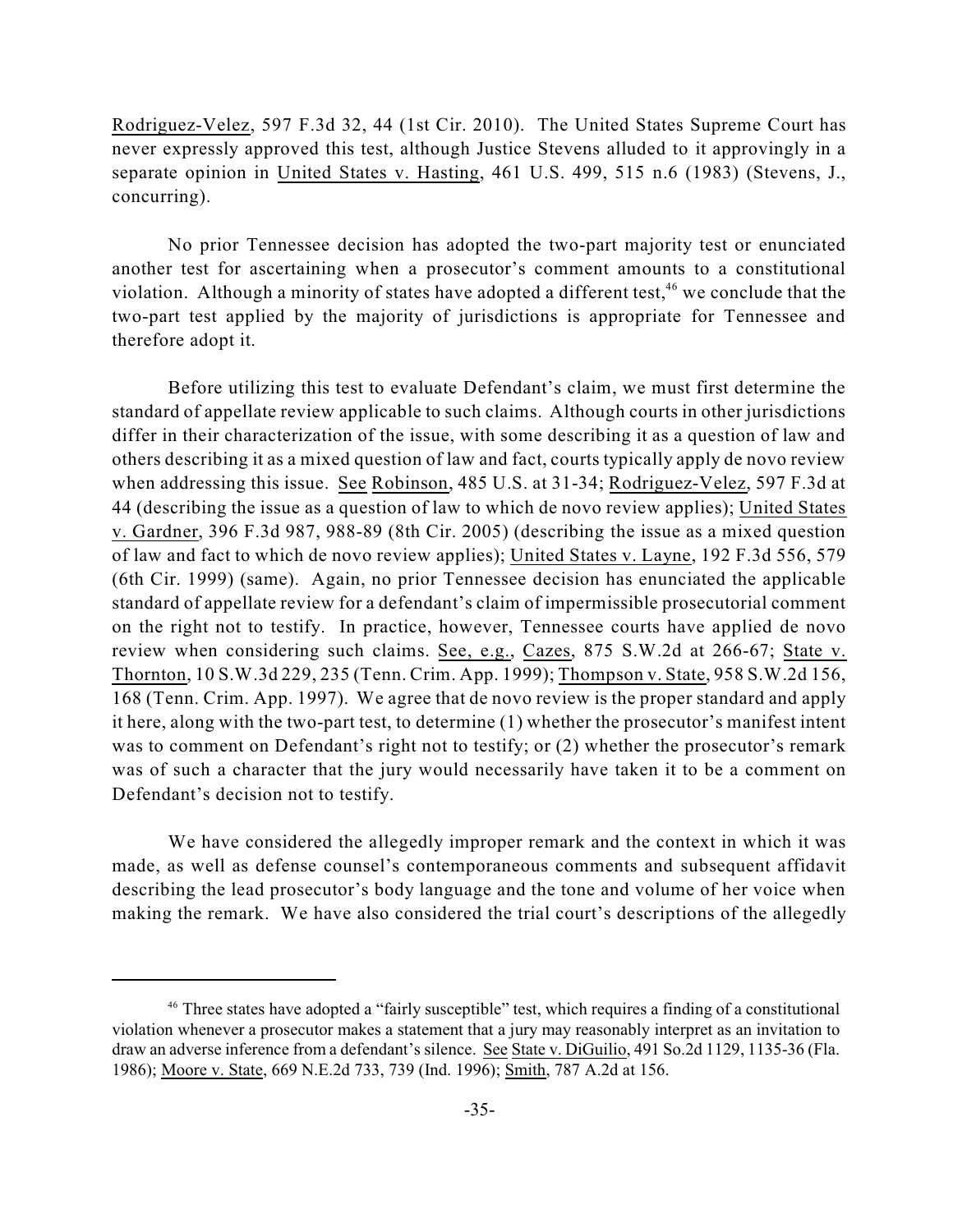Rodriguez-Velez, 597 F.3d 32, 44 (1st Cir. 2010). The United States Supreme Court has never expressly approved this test, although Justice Stevens alluded to it approvingly in a separate opinion in United States v. Hasting, 461 U.S. 499, 515 n.6 (1983) (Stevens, J., concurring).

No prior Tennessee decision has adopted the two-part majority test or enunciated another test for ascertaining when a prosecutor's comment amounts to a constitutional violation. Although a minority of states have adopted a different test,[46] we conclude that the two-part test applied by the majority of jurisdictions is appropriate for Tennessee and therefore adopt it.

Before utilizing this test to evaluate Defendant's claim, we must first determine the standard of appellate review applicable to such claims. Although courts in other jurisdictions differ in their characterization of the issue, with some describing it as a question of law and others describing it as a mixed question of law and fact, courts typically apply de novo review when addressing this issue. See Robinson, 485 U.S. at 31-34; Rodriguez-Velez, 597 F.3d at 44 (describing the issue as a question of law to which de novo review applies); United States v. Gardner, 396 F.3d 987, 988-89 (8th Cir. 2005) (describing the issue as a mixed question of law and fact to which de novo review applies); United States v. Layne, 192 F.3d 556, 579 (6th Cir. 1999) (same). Again, no prior Tennessee decision has enunciated the applicable standard of appellate review for a defendant's claim of impermissible prosecutorial comment on the right not to testify. In practice, however, Tennessee courts have applied de novo review when considering such claims. See, e.g., Cazes, 875 S.W.2d at 266-67; State v. Thornton, 10 S.W.3d 229, 235 (Tenn. Crim. App. 1999); Thompson v. State, 958 S.W.2d 156, 168 (Tenn. Crim. App. 1997). We agree that de novo review is the proper standard and apply it here, along with the two-part test, to determine (1) whether the prosecutor's manifest intent was to comment on Defendant's right not to testify; or (2) whether the prosecutor's remark was of such a character that the jury would necessarily have taken it to be a comment on Defendant's decision not to testify.

We have considered the allegedly improper remark and the context in which it was made, as well as defense counsel's contemporaneous comments and subsequent affidavit describing the lead prosecutor's body language and the tone and volume of her voice when making the remark. We have also considered the trial court's descriptions of the allegedly

---

[46] Three states have adopted a "fairly susceptible" test, which requires a finding of a constitutional violation whenever a prosecutor makes a statement that a jury may reasonably interpret as an invitation to draw an adverse inference from a defendant's silence. See State v. DiGuilio, 491 So.2d 1129, 1135-36 (Fla. 1986); Moore v. State, 669 N.E.2d 733, 739 (Ind. 1996); Smith, 787 A.2d at 156.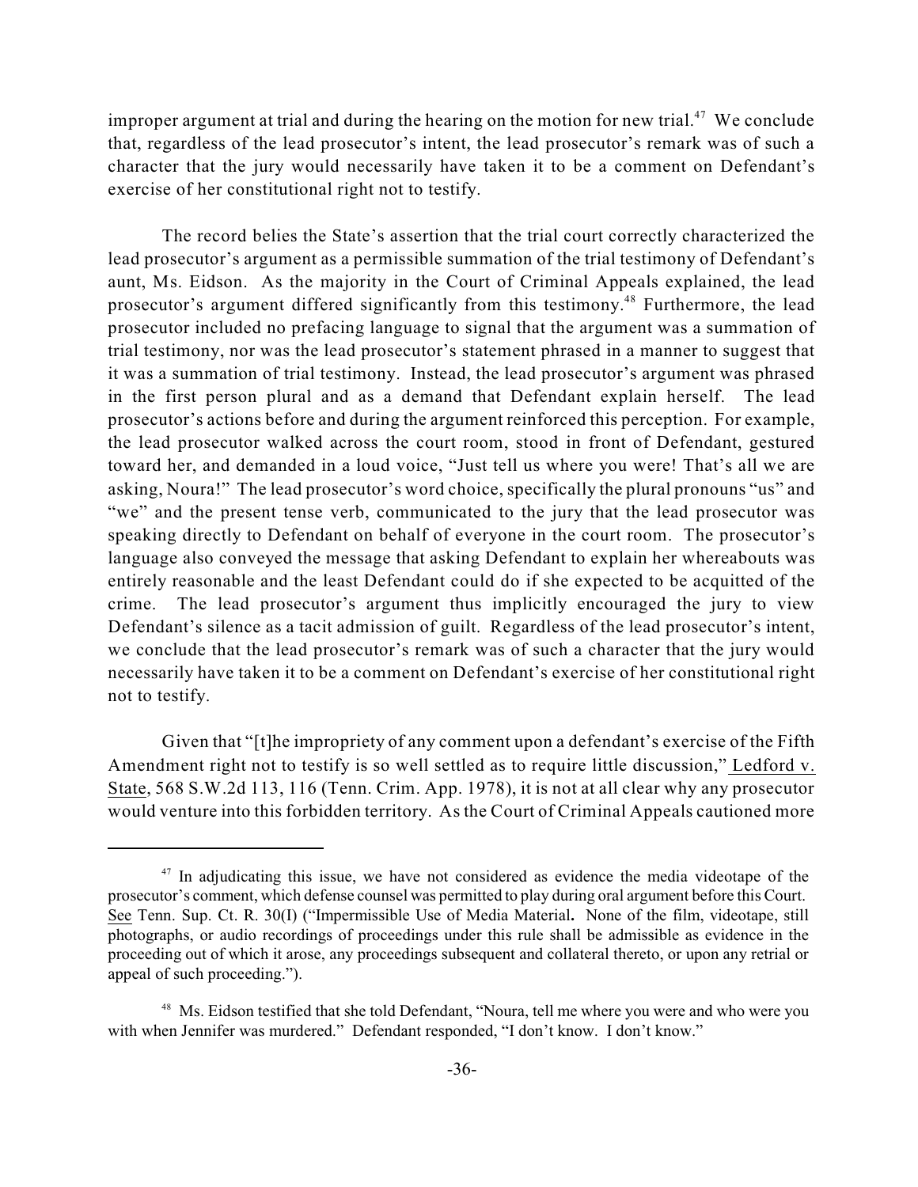improper argument at trial and during the hearing on the motion for new trial.[47] We conclude that, regardless of the lead prosecutor's intent, the lead prosecutor's remark was of such a character that the jury would necessarily have taken it to be a comment on Defendant's exercise of her constitutional right not to testify.

The record belies the State's assertion that the trial court correctly characterized the lead prosecutor's argument as a permissible summation of the trial testimony of Defendant's aunt, Ms. Eidson. As the majority in the Court of Criminal Appeals explained, the lead prosecutor's argument differed significantly from this testimony.[48] Furthermore, the lead prosecutor included no prefacing language to signal that the argument was a summation of trial testimony, nor was the lead prosecutor's statement phrased in a manner to suggest that it was a summation of trial testimony. Instead, the lead prosecutor's argument was phrased in the first person plural and as a demand that Defendant explain herself. The lead prosecutor's actions before and during the argument reinforced this perception. For example, the lead prosecutor walked across the court room, stood in front of Defendant, gestured toward her, and demanded in a loud voice, "Just tell us where you were! That's all we are asking, Noura!" The lead prosecutor's word choice, specifically the plural pronouns "us" and "we" and the present tense verb, communicated to the jury that the lead prosecutor was speaking directly to Defendant on behalf of everyone in the court room. The prosecutor's language also conveyed the message that asking Defendant to explain her whereabouts was entirely reasonable and the least Defendant could do if she expected to be acquitted of the crime. The lead prosecutor's argument thus implicitly encouraged the jury to view Defendant's silence as a tacit admission of guilt. Regardless of the lead prosecutor's intent, we conclude that the lead prosecutor's remark was of such a character that the jury would necessarily have taken it to be a comment on Defendant's exercise of her constitutional right not to testify.

Given that "[t]he impropriety of any comment upon a defendant's exercise of the Fifth Amendment right not to testify is so well settled as to require little discussion," Ledford v. State, 568 S.W.2d 113, 116 (Tenn. Crim. App. 1978), it is not at all clear why any prosecutor would venture into this forbidden territory. As the Court of Criminal Appeals cautioned more

---

[47] In adjudicating this issue, we have not considered as evidence the media videotape of the prosecutor's comment, which defense counsel was permitted to play during oral argument before this Court. See Tenn. Sup. Ct. R. 30(I) ("Impermissible Use of Media Material**.** None of the film, videotape, still photographs, or audio recordings of proceedings under this rule shall be admissible as evidence in the proceeding out of which it arose, any proceedings subsequent and collateral thereto, or upon any retrial or appeal of such proceeding.").

[48] Ms. Eidson testified that she told Defendant, "Noura, tell me where you were and who were you with when Jennifer was murdered." Defendant responded, "I don't know. I don't know."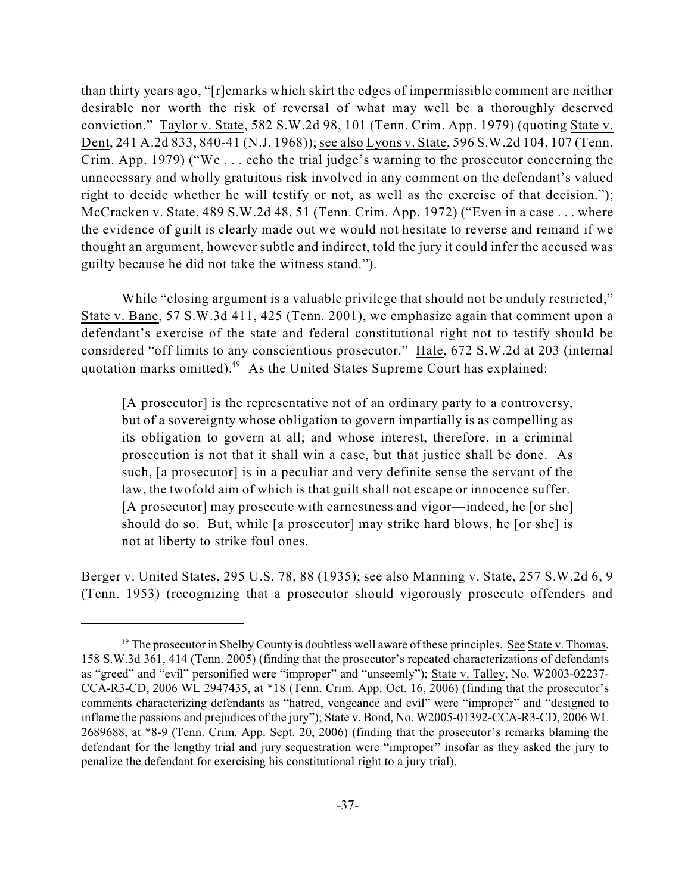than thirty years ago, "[r]emarks which skirt the edges of impermissible comment are neither desirable nor worth the risk of reversal of what may well be a thoroughly deserved conviction." Taylor v. State, 582 S.W.2d 98, 101 (Tenn. Crim. App. 1979) (quoting State v. Dent, 241 A.2d 833, 840-41 (N.J. 1968)); see also Lyons v. State, 596 S.W.2d 104, 107 (Tenn. Crim. App. 1979) ("We . . . echo the trial judge's warning to the prosecutor concerning the unnecessary and wholly gratuitous risk involved in any comment on the defendant's valued right to decide whether he will testify or not, as well as the exercise of that decision."); McCracken v. State, 489 S.W.2d 48, 51 (Tenn. Crim. App. 1972) ("Even in a case . . . where the evidence of guilt is clearly made out we would not hesitate to reverse and remand if we thought an argument, however subtle and indirect, told the jury it could infer the accused was guilty because he did not take the witness stand.").

While "closing argument is a valuable privilege that should not be unduly restricted," State v. Bane, 57 S.W.3d 411, 425 (Tenn. 2001), we emphasize again that comment upon a defendant's exercise of the state and federal constitutional right not to testify should be considered "off limits to any conscientious prosecutor." Hale, 672 S.W.2d at 203 (internal quotation marks omitted).[49] As the United States Supreme Court has explained:

> [A prosecutor] is the representative not of an ordinary party to a controversy, but of a sovereignty whose obligation to govern impartially is as compelling as its obligation to govern at all; and whose interest, therefore, in a criminal prosecution is not that it shall win a case, but that justice shall be done. As such, [a prosecutor] is in a peculiar and very definite sense the servant of the law, the twofold aim of which is that guilt shall not escape or innocence suffer. [A prosecutor] may prosecute with earnestness and vigor—indeed, he [or she] should do so. But, while [a prosecutor] may strike hard blows, he [or she] is not at liberty to strike foul ones.

Berger v. United States, 295 U.S. 78, 88 (1935); see also Manning v. State, 257 S.W.2d 6, 9 (Tenn. 1953) (recognizing that a prosecutor should vigorously prosecute offenders and

---

[49] The prosecutor in Shelby County is doubtless well aware of these principles. See State v. Thomas, 158 S.W.3d 361, 414 (Tenn. 2005) (finding that the prosecutor's repeated characterizations of defendants as "greed" and "evil" personified were "improper" and "unseemly"); State v. Talley, No. W2003-02237-CCA-R3-CD, 2006 WL 2947435, at *18 (Tenn. Crim. App. Oct. 16, 2006) (finding that the prosecutor's comments characterizing defendants as "hatred, vengeance and evil" were "improper" and "designed to inflame the passions and prejudices of the jury"); State v. Bond, No. W2005-01392-CCA-R3-CD, 2006 WL 2689688, at *8-9 (Tenn. Crim. App. Sept. 20, 2006) (finding that the prosecutor's remarks blaming the defendant for the lengthy trial and jury sequestration were "improper" insofar as they asked the jury to penalize the defendant for exercising his constitutional right to a jury trial).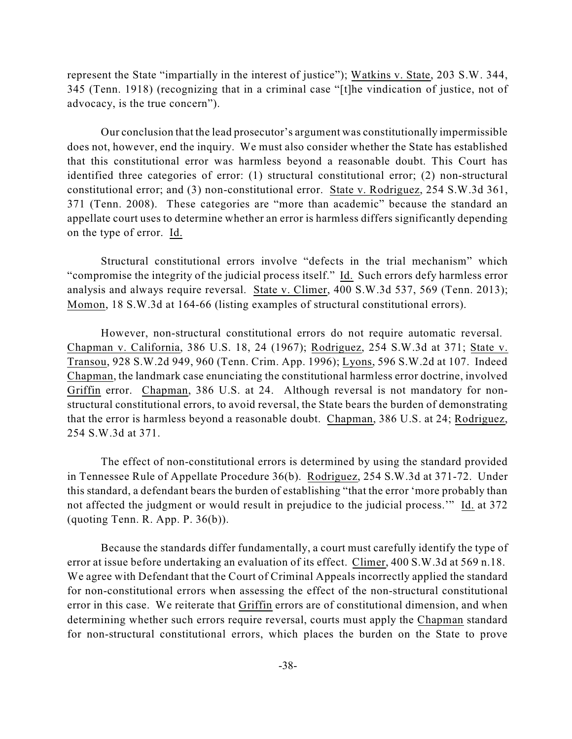represent the State "impartially in the interest of justice"); Watkins v. State, 203 S.W. 344, 345 (Tenn. 1918) (recognizing that in a criminal case "[t]he vindication of justice, not of advocacy, is the true concern").

Our conclusion that the lead prosecutor's argument was constitutionally impermissible does not, however, end the inquiry. We must also consider whether the State has established that this constitutional error was harmless beyond a reasonable doubt. This Court has identified three categories of error: (1) structural constitutional error; (2) non-structural constitutional error; and (3) non-constitutional error. State v. Rodriguez, 254 S.W.3d 361, 371 (Tenn. 2008). These categories are "more than academic" because the standard an appellate court uses to determine whether an error is harmless differs significantly depending on the type of error. Id.

Structural constitutional errors involve "defects in the trial mechanism" which "compromise the integrity of the judicial process itself." Id. Such errors defy harmless error analysis and always require reversal. State v. Climer, 400 S.W.3d 537, 569 (Tenn. 2013); Momon, 18 S.W.3d at 164-66 (listing examples of structural constitutional errors).

However, non-structural constitutional errors do not require automatic reversal. Chapman v. California, 386 U.S. 18, 24 (1967); Rodriguez, 254 S.W.3d at 371; State v. Transou, 928 S.W.2d 949, 960 (Tenn. Crim. App. 1996); Lyons, 596 S.W.2d at 107. Indeed Chapman, the landmark case enunciating the constitutional harmless error doctrine, involved Griffin error. Chapman, 386 U.S. at 24. Although reversal is not mandatory for non-structural constitutional errors, to avoid reversal, the State bears the burden of demonstrating that the error is harmless beyond a reasonable doubt. Chapman, 386 U.S. at 24; Rodriguez, 254 S.W.3d at 371.

The effect of non-constitutional errors is determined by using the standard provided in Tennessee Rule of Appellate Procedure 36(b). Rodriguez, 254 S.W.3d at 371-72. Under this standard, a defendant bears the burden of establishing "that the error 'more probably than not affected the judgment or would result in prejudice to the judicial process.'" Id. at 372 (quoting Tenn. R. App. P. 36(b)).

Because the standards differ fundamentally, a court must carefully identify the type of error at issue before undertaking an evaluation of its effect. Climer, 400 S.W.3d at 569 n.18. We agree with Defendant that the Court of Criminal Appeals incorrectly applied the standard for non-constitutional errors when assessing the effect of the non-structural constitutional error in this case. We reiterate that Griffin errors are of constitutional dimension, and when determining whether such errors require reversal, courts must apply the Chapman standard for non-structural constitutional errors, which places the burden on the State to prove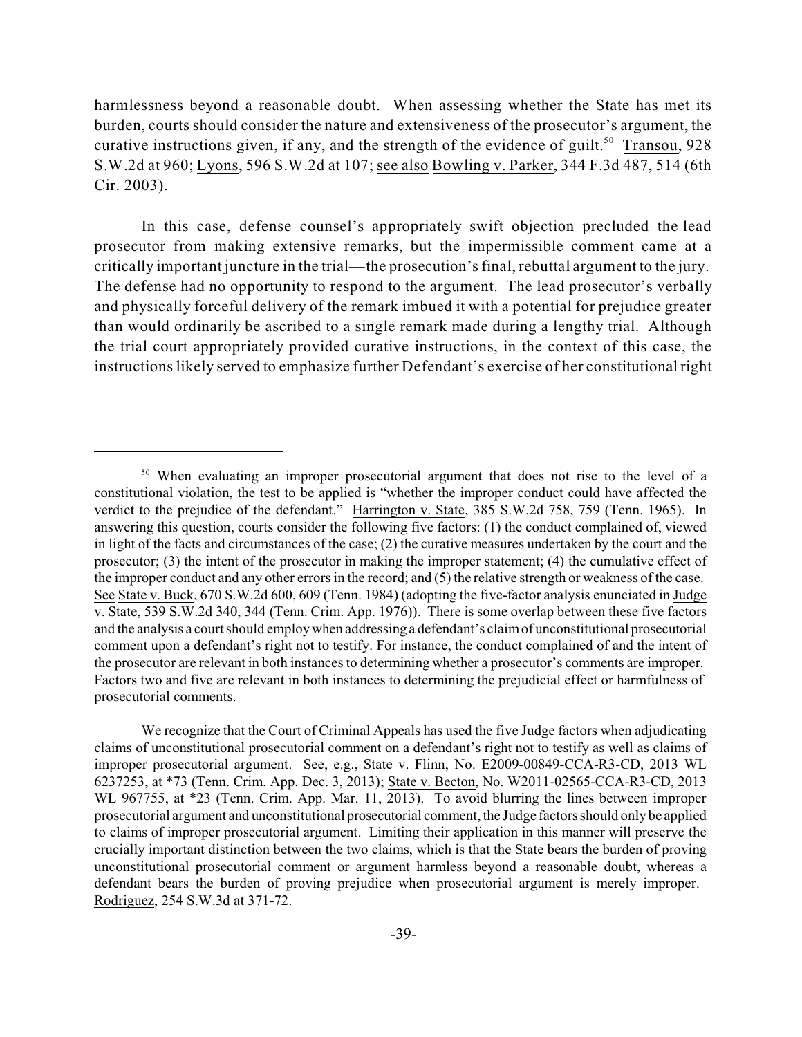harmlessness beyond a reasonable doubt. When assessing whether the State has met its burden, courts should consider the nature and extensiveness of the prosecutor's argument, the curative instructions given, if any, and the strength of the evidence of guilt.[50] Transou, 928 S.W.2d at 960; Lyons, 596 S.W.2d at 107; see also Bowling v. Parker, 344 F.3d 487, 514 (6th Cir. 2003).

In this case, defense counsel's appropriately swift objection precluded the lead prosecutor from making extensive remarks, but the impermissible comment came at a critically important juncture in the trial—the prosecution's final, rebuttal argument to the jury. The defense had no opportunity to respond to the argument. The lead prosecutor's verbally and physically forceful delivery of the remark imbued it with a potential for prejudice greater than would ordinarily be ascribed to a single remark made during a lengthy trial. Although the trial court appropriately provided curative instructions, in the context of this case, the instructions likely served to emphasize further Defendant's exercise of her constitutional right

---

[50] When evaluating an improper prosecutorial argument that does not rise to the level of a constitutional violation, the test to be applied is "whether the improper conduct could have affected the verdict to the prejudice of the defendant." Harrington v. State, 385 S.W.2d 758, 759 (Tenn. 1965). In answering this question, courts consider the following five factors: (1) the conduct complained of, viewed in light of the facts and circumstances of the case; (2) the curative measures undertaken by the court and the prosecutor; (3) the intent of the prosecutor in making the improper statement; (4) the cumulative effect of the improper conduct and any other errors in the record; and (5) the relative strength or weakness of the case. See State v. Buck, 670 S.W.2d 600, 609 (Tenn. 1984) (adopting the five-factor analysis enunciated in Judge v. State, 539 S.W.2d 340, 344 (Tenn. Crim. App. 1976)). There is some overlap between these five factors and the analysis a court should employ when addressing a defendant's claim of unconstitutional prosecutorial comment upon a defendant's right not to testify. For instance, the conduct complained of and the intent of the prosecutor are relevant in both instances to determining whether a prosecutor's comments are improper. Factors two and five are relevant in both instances to determining the prejudicial effect or harmfulness of prosecutorial comments.

We recognize that the Court of Criminal Appeals has used the five Judge factors when adjudicating claims of unconstitutional prosecutorial comment on a defendant's right not to testify as well as claims of improper prosecutorial argument. See, e.g., State v. Flinn, No. E2009-00849-CCA-R3-CD, 2013 WL 6237253, at *73 (Tenn. Crim. App. Dec. 3, 2013); State v. Becton, No. W2011-02565-CCA-R3-CD, 2013 WL 967755, at *23 (Tenn. Crim. App. Mar. 11, 2013). To avoid blurring the lines between improper prosecutorial argument and unconstitutional prosecutorial comment, the Judge factors should only be applied to claims of improper prosecutorial argument. Limiting their application in this manner will preserve the crucially important distinction between the two claims, which is that the State bears the burden of proving unconstitutional prosecutorial comment or argument harmless beyond a reasonable doubt, whereas a defendant bears the burden of proving prejudice when prosecutorial argument is merely improper. Rodriguez, 254 S.W.3d at 371-72.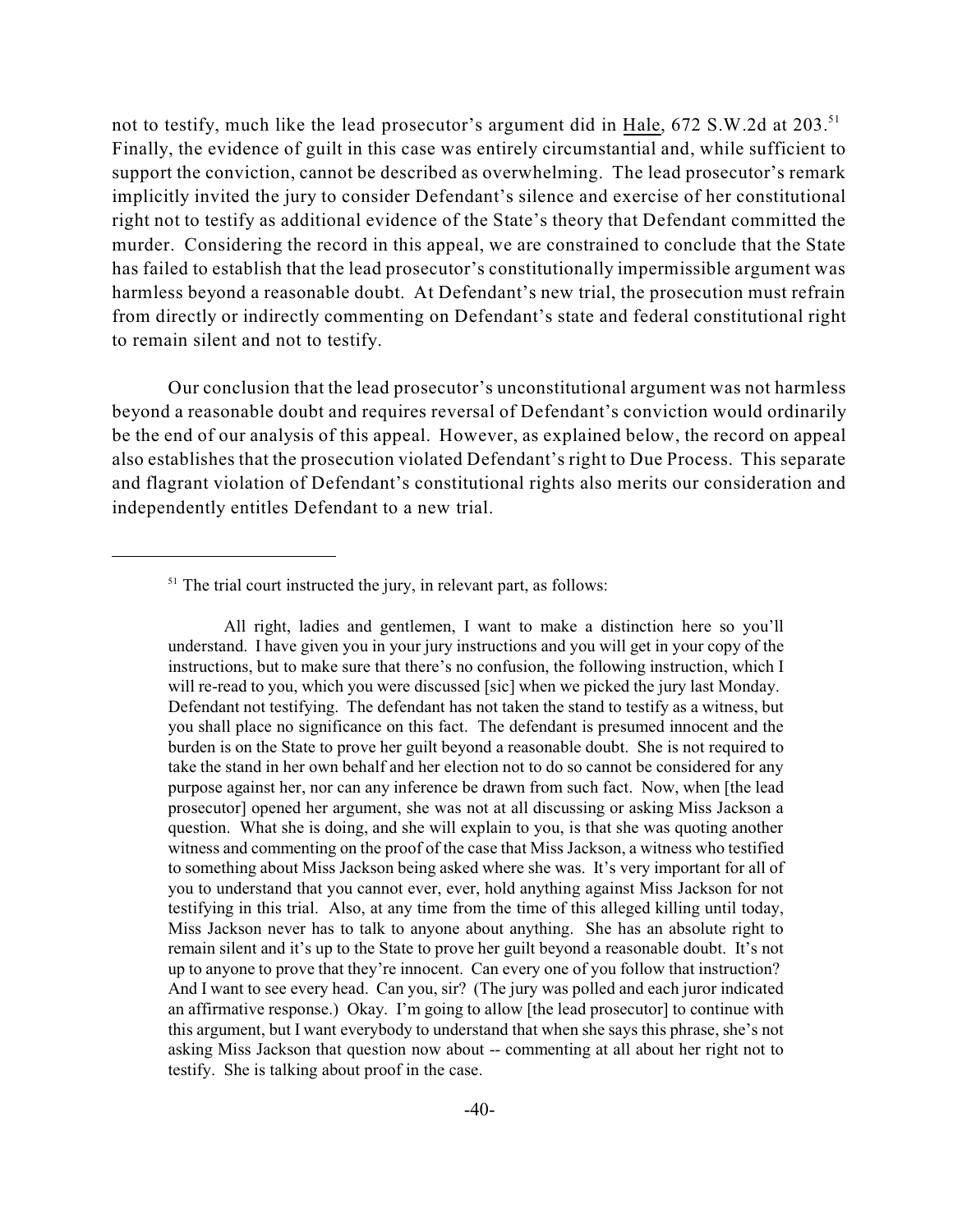not to testify, much like the lead prosecutor's argument did in Hale, 672 S.W.2d at 203.[51] Finally, the evidence of guilt in this case was entirely circumstantial and, while sufficient to support the conviction, cannot be described as overwhelming. The lead prosecutor's remark implicitly invited the jury to consider Defendant's silence and exercise of her constitutional right not to testify as additional evidence of the State's theory that Defendant committed the murder. Considering the record in this appeal, we are constrained to conclude that the State has failed to establish that the lead prosecutor's constitutionally impermissible argument was harmless beyond a reasonable doubt. At Defendant's new trial, the prosecution must refrain from directly or indirectly commenting on Defendant's state and federal constitutional right to remain silent and not to testify.

Our conclusion that the lead prosecutor's unconstitutional argument was not harmless beyond a reasonable doubt and requires reversal of Defendant's conviction would ordinarily be the end of our analysis of this appeal. However, as explained below, the record on appeal also establishes that the prosecution violated Defendant's right to Due Process. This separate and flagrant violation of Defendant's constitutional rights also merits our consideration and independently entitles Defendant to a new trial.

---

[51] The trial court instructed the jury, in relevant part, as follows:

> All right, ladies and gentlemen, I want to make a distinction here so you'll understand. I have given you in your jury instructions and you will get in your copy of the instructions, but to make sure that there's no confusion, the following instruction, which I will re-read to you, which you were discussed [sic] when we picked the jury last Monday. Defendant not testifying. The defendant has not taken the stand to testify as a witness, but you shall place no significance on this fact. The defendant is presumed innocent and the burden is on the State to prove her guilt beyond a reasonable doubt. She is not required to take the stand in her own behalf and her election not to do so cannot be considered for any purpose against her, nor can any inference be drawn from such fact. Now, when [the lead prosecutor] opened her argument, she was not at all discussing or asking Miss Jackson a question. What she is doing, and she will explain to you, is that she was quoting another witness and commenting on the proof of the case that Miss Jackson, a witness who testified to something about Miss Jackson being asked where she was. It's very important for all of you to understand that you cannot ever, ever, hold anything against Miss Jackson for not testifying in this trial. Also, at any time from the time of this alleged killing until today, Miss Jackson never has to talk to anyone about anything. She has an absolute right to remain silent and it's up to the State to prove her guilt beyond a reasonable doubt. It's not up to anyone to prove that they're innocent. Can every one of you follow that instruction? And I want to see every head. Can you, sir? (The jury was polled and each juror indicated an affirmative response.) Okay. I'm going to allow [the lead prosecutor] to continue with this argument, but I want everybody to understand that when she says this phrase, she's not asking Miss Jackson that question now about -- commenting at all about her right not to testify. She is talking about proof in the case.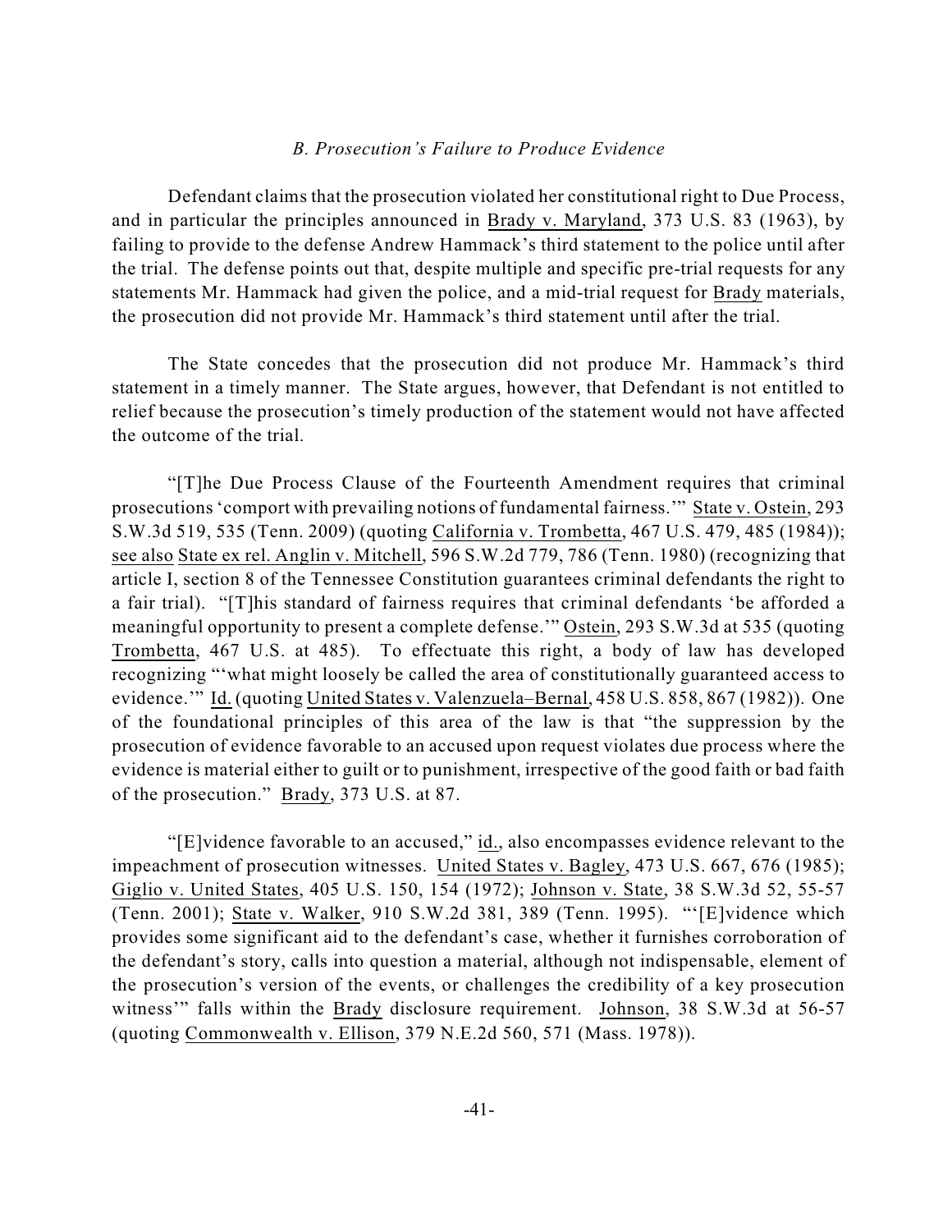### *B. Prosecution's Failure to Produce Evidence*

Defendant claims that the prosecution violated her constitutional right to Due Process, and in particular the principles announced in Brady v. Maryland, 373 U.S. 83 (1963), by failing to provide to the defense Andrew Hammack's third statement to the police until after the trial. The defense points out that, despite multiple and specific pre-trial requests for any statements Mr. Hammack had given the police, and a mid-trial request for Brady materials, the prosecution did not provide Mr. Hammack's third statement until after the trial.

The State concedes that the prosecution did not produce Mr. Hammack's third statement in a timely manner. The State argues, however, that Defendant is not entitled to relief because the prosecution's timely production of the statement would not have affected the outcome of the trial.

"[T]he Due Process Clause of the Fourteenth Amendment requires that criminal prosecutions 'comport with prevailing notions of fundamental fairness.'" State v. Ostein, 293 S.W.3d 519, 535 (Tenn. 2009) (quoting California v. Trombetta, 467 U.S. 479, 485 (1984)); see also State ex rel. Anglin v. Mitchell, 596 S.W.2d 779, 786 (Tenn. 1980) (recognizing that article I, section 8 of the Tennessee Constitution guarantees criminal defendants the right to a fair trial). "[T]his standard of fairness requires that criminal defendants 'be afforded a meaningful opportunity to present a complete defense.'" Ostein, 293 S.W.3d at 535 (quoting Trombetta, 467 U.S. at 485). To effectuate this right, a body of law has developed recognizing "'what might loosely be called the area of constitutionally guaranteed access to evidence.'" Id. (quoting United States v. Valenzuela–Bernal, 458 U.S. 858, 867 (1982)). One of the foundational principles of this area of the law is that "the suppression by the prosecution of evidence favorable to an accused upon request violates due process where the evidence is material either to guilt or to punishment, irrespective of the good faith or bad faith of the prosecution." Brady, 373 U.S. at 87.

"[E]vidence favorable to an accused," id., also encompasses evidence relevant to the impeachment of prosecution witnesses. United States v. Bagley, 473 U.S. 667, 676 (1985); Giglio v. United States, 405 U.S. 150, 154 (1972); Johnson v. State, 38 S.W.3d 52, 55-57 (Tenn. 2001); State v. Walker, 910 S.W.2d 381, 389 (Tenn. 1995). "'[E]vidence which provides some significant aid to the defendant's case, whether it furnishes corroboration of the defendant's story, calls into question a material, although not indispensable, element of the prosecution's version of the events, or challenges the credibility of a key prosecution witness'" falls within the Brady disclosure requirement. Johnson, 38 S.W.3d at 56-57 (quoting Commonwealth v. Ellison, 379 N.E.2d 560, 571 (Mass. 1978)).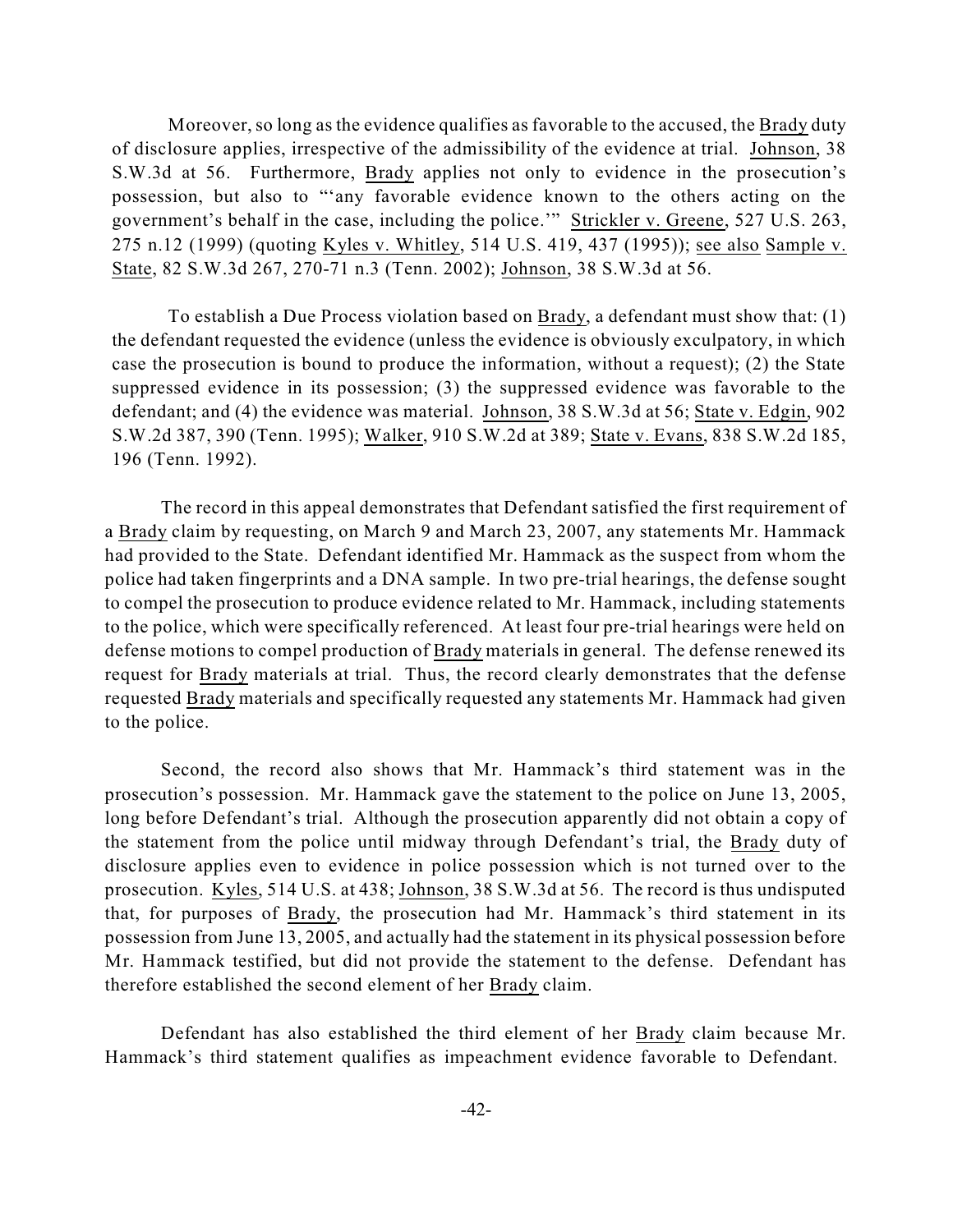Moreover, so long as the evidence qualifies as favorable to the accused, the Brady duty of disclosure applies, irrespective of the admissibility of the evidence at trial. Johnson, 38 S.W.3d at 56. Furthermore, Brady applies not only to evidence in the prosecution's possession, but also to "'any favorable evidence known to the others acting on the government's behalf in the case, including the police.'" Strickler v. Greene, 527 U.S. 263, 275 n.12 (1999) (quoting Kyles v. Whitley, 514 U.S. 419, 437 (1995)); see also Sample v. State, 82 S.W.3d 267, 270-71 n.3 (Tenn. 2002); Johnson, 38 S.W.3d at 56.

To establish a Due Process violation based on Brady, a defendant must show that: (1) the defendant requested the evidence (unless the evidence is obviously exculpatory, in which case the prosecution is bound to produce the information, without a request); (2) the State suppressed evidence in its possession; (3) the suppressed evidence was favorable to the defendant; and (4) the evidence was material. Johnson, 38 S.W.3d at 56; State v. Edgin, 902 S.W.2d 387, 390 (Tenn. 1995); Walker, 910 S.W.2d at 389; State v. Evans, 838 S.W.2d 185, 196 (Tenn. 1992).

The record in this appeal demonstrates that Defendant satisfied the first requirement of a Brady claim by requesting, on March 9 and March 23, 2007, any statements Mr. Hammack had provided to the State. Defendant identified Mr. Hammack as the suspect from whom the police had taken fingerprints and a DNA sample. In two pre-trial hearings, the defense sought to compel the prosecution to produce evidence related to Mr. Hammack, including statements to the police, which were specifically referenced. At least four pre-trial hearings were held on defense motions to compel production of Brady materials in general. The defense renewed its request for Brady materials at trial. Thus, the record clearly demonstrates that the defense requested Brady materials and specifically requested any statements Mr. Hammack had given to the police.

Second, the record also shows that Mr. Hammack's third statement was in the prosecution's possession. Mr. Hammack gave the statement to the police on June 13, 2005, long before Defendant's trial. Although the prosecution apparently did not obtain a copy of the statement from the police until midway through Defendant's trial, the Brady duty of disclosure applies even to evidence in police possession which is not turned over to the prosecution. Kyles, 514 U.S. at 438; Johnson, 38 S.W.3d at 56. The record is thus undisputed that, for purposes of Brady, the prosecution had Mr. Hammack's third statement in its possession from June 13, 2005, and actually had the statement in its physical possession before Mr. Hammack testified, but did not provide the statement to the defense. Defendant has therefore established the second element of her Brady claim.

Defendant has also established the third element of her Brady claim because Mr. Hammack's third statement qualifies as impeachment evidence favorable to Defendant.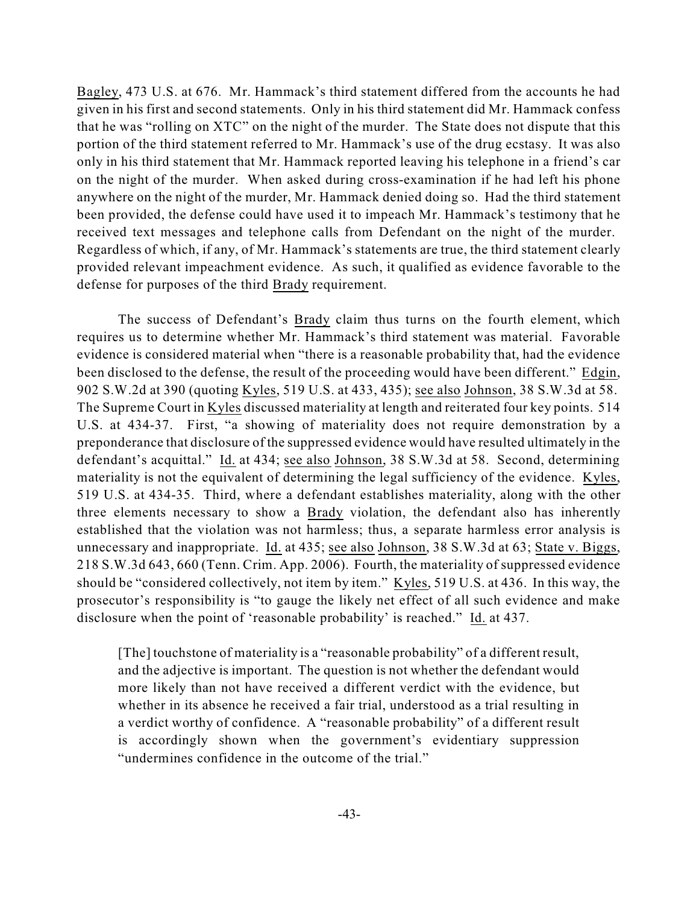Bagley, 473 U.S. at 676. Mr. Hammack's third statement differed from the accounts he had given in his first and second statements. Only in his third statement did Mr. Hammack confess that he was "rolling on XTC" on the night of the murder. The State does not dispute that this portion of the third statement referred to Mr. Hammack's use of the drug ecstasy. It was also only in his third statement that Mr. Hammack reported leaving his telephone in a friend's car on the night of the murder. When asked during cross-examination if he had left his phone anywhere on the night of the murder, Mr. Hammack denied doing so. Had the third statement been provided, the defense could have used it to impeach Mr. Hammack's testimony that he received text messages and telephone calls from Defendant on the night of the murder. Regardless of which, if any, of Mr. Hammack's statements are true, the third statement clearly provided relevant impeachment evidence. As such, it qualified as evidence favorable to the defense for purposes of the third Brady requirement.

The success of Defendant's Brady claim thus turns on the fourth element, which requires us to determine whether Mr. Hammack's third statement was material. Favorable evidence is considered material when "there is a reasonable probability that, had the evidence been disclosed to the defense, the result of the proceeding would have been different." Edgin, 902 S.W.2d at 390 (quoting Kyles, 519 U.S. at 433, 435); see also Johnson, 38 S.W.3d at 58. The Supreme Court in Kyles discussed materiality at length and reiterated four key points. 514 U.S. at 434-37. First, "a showing of materiality does not require demonstration by a preponderance that disclosure of the suppressed evidence would have resulted ultimately in the defendant's acquittal." Id. at 434; see also Johnson, 38 S.W.3d at 58. Second, determining materiality is not the equivalent of determining the legal sufficiency of the evidence. Kyles, 519 U.S. at 434-35. Third, where a defendant establishes materiality, along with the other three elements necessary to show a Brady violation, the defendant also has inherently established that the violation was not harmless; thus, a separate harmless error analysis is unnecessary and inappropriate. Id. at 435; see also Johnson, 38 S.W.3d at 63; State v. Biggs, 218 S.W.3d 643, 660 (Tenn. Crim. App. 2006). Fourth, the materiality of suppressed evidence should be "considered collectively, not item by item." Kyles, 519 U.S. at 436. In this way, the prosecutor's responsibility is "to gauge the likely net effect of all such evidence and make disclosure when the point of 'reasonable probability' is reached." Id. at 437.

> [The] touchstone of materiality is a "reasonable probability" of a different result, and the adjective is important. The question is not whether the defendant would more likely than not have received a different verdict with the evidence, but whether in its absence he received a fair trial, understood as a trial resulting in a verdict worthy of confidence. A "reasonable probability" of a different result is accordingly shown when the government's evidentiary suppression "undermines confidence in the outcome of the trial."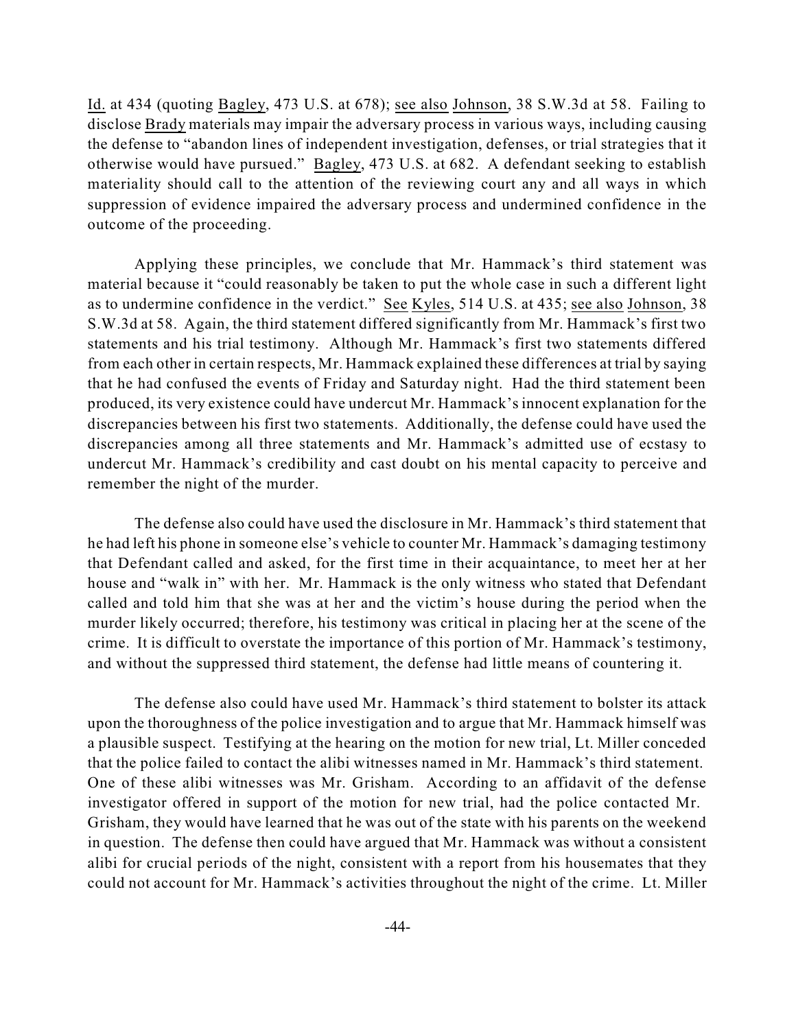Id. at 434 (quoting Bagley, 473 U.S. at 678); see also Johnson, 38 S.W.3d at 58. Failing to disclose Brady materials may impair the adversary process in various ways, including causing the defense to "abandon lines of independent investigation, defenses, or trial strategies that it otherwise would have pursued." Bagley, 473 U.S. at 682. A defendant seeking to establish materiality should call to the attention of the reviewing court any and all ways in which suppression of evidence impaired the adversary process and undermined confidence in the outcome of the proceeding.

Applying these principles, we conclude that Mr. Hammack's third statement was material because it "could reasonably be taken to put the whole case in such a different light as to undermine confidence in the verdict." See Kyles, 514 U.S. at 435; see also Johnson, 38 S.W.3d at 58. Again, the third statement differed significantly from Mr. Hammack's first two statements and his trial testimony. Although Mr. Hammack's first two statements differed from each other in certain respects, Mr. Hammack explained these differences at trial by saying that he had confused the events of Friday and Saturday night. Had the third statement been produced, its very existence could have undercut Mr. Hammack's innocent explanation for the discrepancies between his first two statements. Additionally, the defense could have used the discrepancies among all three statements and Mr. Hammack's admitted use of ecstasy to undercut Mr. Hammack's credibility and cast doubt on his mental capacity to perceive and remember the night of the murder.

The defense also could have used the disclosure in Mr. Hammack's third statement that he had left his phone in someone else's vehicle to counter Mr. Hammack's damaging testimony that Defendant called and asked, for the first time in their acquaintance, to meet her at her house and "walk in" with her. Mr. Hammack is the only witness who stated that Defendant called and told him that she was at her and the victim's house during the period when the murder likely occurred; therefore, his testimony was critical in placing her at the scene of the crime. It is difficult to overstate the importance of this portion of Mr. Hammack's testimony, and without the suppressed third statement, the defense had little means of countering it.

The defense also could have used Mr. Hammack's third statement to bolster its attack upon the thoroughness of the police investigation and to argue that Mr. Hammack himself was a plausible suspect. Testifying at the hearing on the motion for new trial, Lt. Miller conceded that the police failed to contact the alibi witnesses named in Mr. Hammack's third statement. One of these alibi witnesses was Mr. Grisham. According to an affidavit of the defense investigator offered in support of the motion for new trial, had the police contacted Mr. Grisham, they would have learned that he was out of the state with his parents on the weekend in question. The defense then could have argued that Mr. Hammack was without a consistent alibi for crucial periods of the night, consistent with a report from his housemates that they could not account for Mr. Hammack's activities throughout the night of the crime. Lt. Miller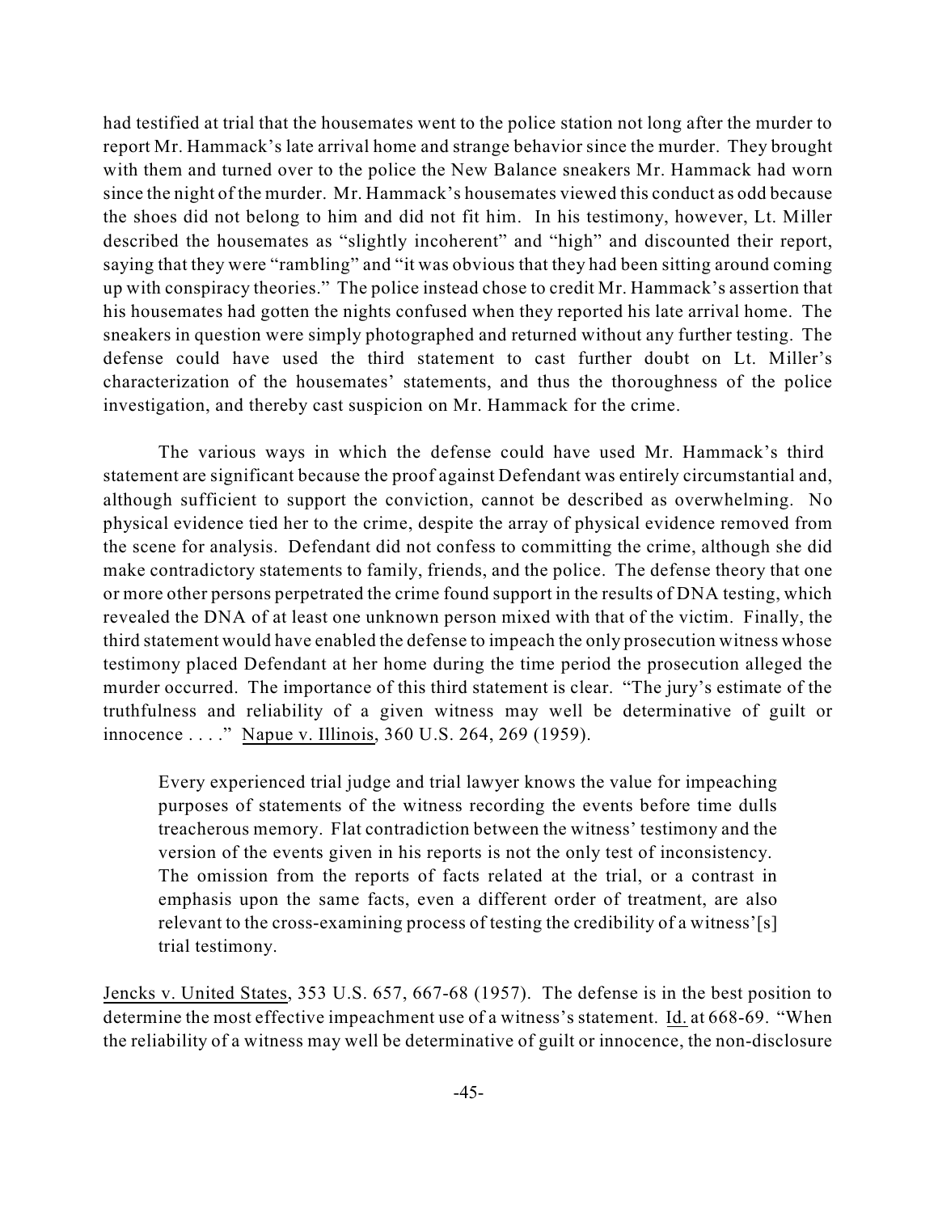had testified at trial that the housemates went to the police station not long after the murder to report Mr. Hammack's late arrival home and strange behavior since the murder. They brought with them and turned over to the police the New Balance sneakers Mr. Hammack had worn since the night of the murder. Mr. Hammack's housemates viewed this conduct as odd because the shoes did not belong to him and did not fit him. In his testimony, however, Lt. Miller described the housemates as "slightly incoherent" and "high" and discounted their report, saying that they were "rambling" and "it was obvious that they had been sitting around coming up with conspiracy theories." The police instead chose to credit Mr. Hammack's assertion that his housemates had gotten the nights confused when they reported his late arrival home. The sneakers in question were simply photographed and returned without any further testing. The defense could have used the third statement to cast further doubt on Lt. Miller's characterization of the housemates' statements, and thus the thoroughness of the police investigation, and thereby cast suspicion on Mr. Hammack for the crime.

The various ways in which the defense could have used Mr. Hammack's third statement are significant because the proof against Defendant was entirely circumstantial and, although sufficient to support the conviction, cannot be described as overwhelming. No physical evidence tied her to the crime, despite the array of physical evidence removed from the scene for analysis. Defendant did not confess to committing the crime, although she did make contradictory statements to family, friends, and the police. The defense theory that one or more other persons perpetrated the crime found support in the results of DNA testing, which revealed the DNA of at least one unknown person mixed with that of the victim. Finally, the third statement would have enabled the defense to impeach the only prosecution witness whose testimony placed Defendant at her home during the time period the prosecution alleged the murder occurred. The importance of this third statement is clear. "The jury's estimate of the truthfulness and reliability of a given witness may well be determinative of guilt or innocence . . . ." Napue v. Illinois, 360 U.S. 264, 269 (1959).

> Every experienced trial judge and trial lawyer knows the value for impeaching purposes of statements of the witness recording the events before time dulls treacherous memory. Flat contradiction between the witness' testimony and the version of the events given in his reports is not the only test of inconsistency. The omission from the reports of facts related at the trial, or a contrast in emphasis upon the same facts, even a different order of treatment, are also relevant to the cross-examining process of testing the credibility of a witness'[s] trial testimony.

Jencks v. United States, 353 U.S. 657, 667-68 (1957). The defense is in the best position to determine the most effective impeachment use of a witness's statement. Id. at 668-69. "When the reliability of a witness may well be determinative of guilt or innocence, the non-disclosure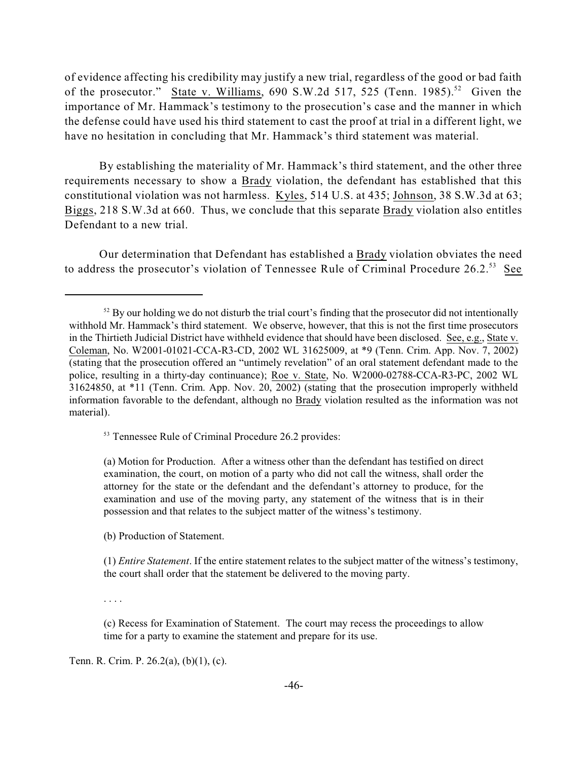of evidence affecting his credibility may justify a new trial, regardless of the good or bad faith of the prosecutor." State v. Williams, 690 S.W.2d 517, 525 (Tenn. 1985).[52] Given the importance of Mr. Hammack's testimony to the prosecution's case and the manner in which the defense could have used his third statement to cast the proof at trial in a different light, we have no hesitation in concluding that Mr. Hammack's third statement was material.

By establishing the materiality of Mr. Hammack's third statement, and the other three requirements necessary to show a Brady violation, the defendant has established that this constitutional violation was not harmless. Kyles, 514 U.S. at 435; Johnson, 38 S.W.3d at 63; Biggs, 218 S.W.3d at 660. Thus, we conclude that this separate Brady violation also entitles Defendant to a new trial.

Our determination that Defendant has established a Brady violation obviates the need to address the prosecutor's violation of Tennessee Rule of Criminal Procedure 26.2.[53] See

---

[52] By our holding we do not disturb the trial court's finding that the prosecutor did not intentionally withhold Mr. Hammack's third statement. We observe, however, that this is not the first time prosecutors in the Thirtieth Judicial District have withheld evidence that should have been disclosed. See, e.g., State v. Coleman, No. W2001-01021-CCA-R3-CD, 2002 WL 31625009, at *9 (Tenn. Crim. App. Nov. 7, 2002) (stating that the prosecution offered an "untimely revelation" of an oral statement defendant made to the police, resulting in a thirty-day continuance); Roe v. State, No. W2000-02788-CCA-R3-PC, 2002 WL 31624850, at *11 (Tenn. Crim. App. Nov. 20, 2002) (stating that the prosecution improperly withheld information favorable to the defendant, although no Brady violation resulted as the information was not material).

[53] Tennessee Rule of Criminal Procedure 26.2 provides:

> (a) Motion for Production. After a witness other than the defendant has testified on direct examination, the court, on motion of a party who did not call the witness, shall order the attorney for the state or the defendant and the defendant's attorney to produce, for the examination and use of the moving party, any statement of the witness that is in their possession and that relates to the subject matter of the witness's testimony.
>
> (b) Production of Statement.
>
> (1) *Entire Statement*. If the entire statement relates to the subject matter of the witness's testimony, the court shall order that the statement be delivered to the moving party.
>
> . . . .
>
> (c) Recess for Examination of Statement. The court may recess the proceedings to allow time for a party to examine the statement and prepare for its use.

Tenn. R. Crim. P. 26.2(a), (b)(1), (c).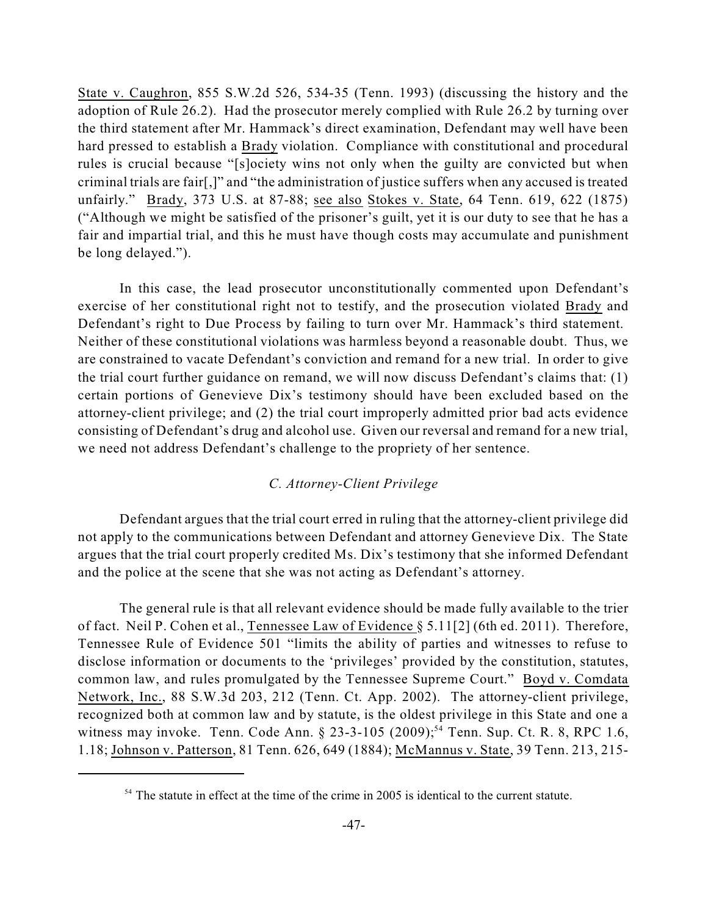State v. Caughron, 855 S.W.2d 526, 534-35 (Tenn. 1993) (discussing the history and the adoption of Rule 26.2). Had the prosecutor merely complied with Rule 26.2 by turning over the third statement after Mr. Hammack's direct examination, Defendant may well have been hard pressed to establish a Brady violation. Compliance with constitutional and procedural rules is crucial because "[s]ociety wins not only when the guilty are convicted but when criminal trials are fair[,]" and "the administration of justice suffers when any accused is treated unfairly." Brady, 373 U.S. at 87-88; see also Stokes v. State, 64 Tenn. 619, 622 (1875) ("Although we might be satisfied of the prisoner's guilt, yet it is our duty to see that he has a fair and impartial trial, and this he must have though costs may accumulate and punishment be long delayed.").

In this case, the lead prosecutor unconstitutionally commented upon Defendant's exercise of her constitutional right not to testify, and the prosecution violated Brady and Defendant's right to Due Process by failing to turn over Mr. Hammack's third statement. Neither of these constitutional violations was harmless beyond a reasonable doubt. Thus, we are constrained to vacate Defendant's conviction and remand for a new trial. In order to give the trial court further guidance on remand, we will now discuss Defendant's claims that: (1) certain portions of Genevieve Dix's testimony should have been excluded based on the attorney-client privilege; and (2) the trial court improperly admitted prior bad acts evidence consisting of Defendant's drug and alcohol use. Given our reversal and remand for a new trial, we need not address Defendant's challenge to the propriety of her sentence.

### *C. Attorney-Client Privilege*

Defendant argues that the trial court erred in ruling that the attorney-client privilege did not apply to the communications between Defendant and attorney Genevieve Dix. The State argues that the trial court properly credited Ms. Dix's testimony that she informed Defendant and the police at the scene that she was not acting as Defendant's attorney.

The general rule is that all relevant evidence should be made fully available to the trier of fact. Neil P. Cohen et al., Tennessee Law of Evidence § 5.11[2] (6th ed. 2011). Therefore, Tennessee Rule of Evidence 501 "limits the ability of parties and witnesses to refuse to disclose information or documents to the 'privileges' provided by the constitution, statutes, common law, and rules promulgated by the Tennessee Supreme Court." Boyd v. Comdata Network, Inc., 88 S.W.3d 203, 212 (Tenn. Ct. App. 2002). The attorney-client privilege, recognized both at common law and by statute, is the oldest privilege in this State and one a witness may invoke. Tenn. Code Ann. § 23-3-105 (2009);[54] Tenn. Sup. Ct. R. 8, RPC 1.6, 1.18; Johnson v. Patterson, 81 Tenn. 626, 649 (1884); McMannus v. State, 39 Tenn. 213, 215-

---

[54] The statute in effect at the time of the crime in 2005 is identical to the current statute.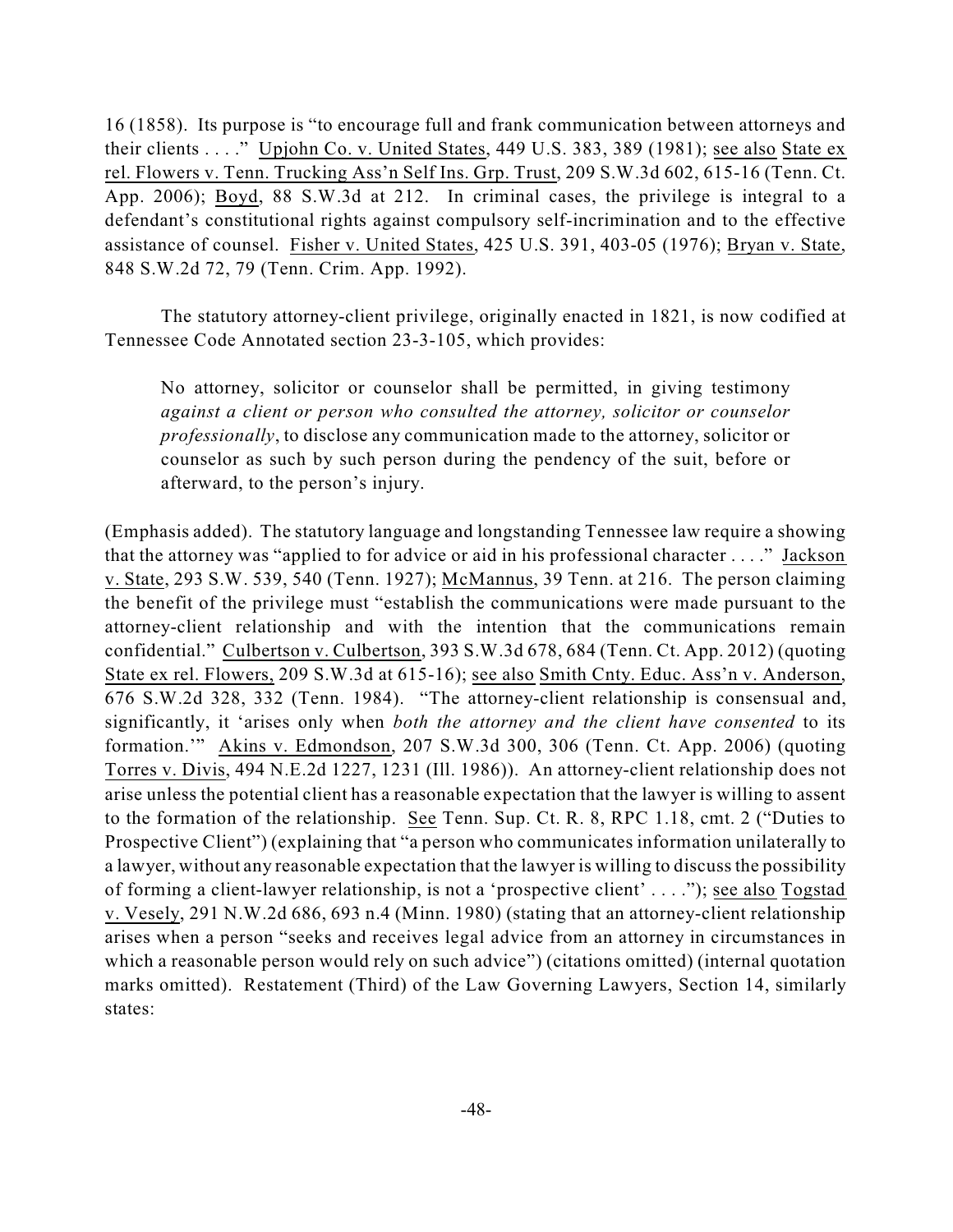16 (1858). Its purpose is "to encourage full and frank communication between attorneys and their clients . . . ." Upjohn Co. v. United States, 449 U.S. 383, 389 (1981); see also State ex rel. Flowers v. Tenn. Trucking Ass'n Self Ins. Grp. Trust, 209 S.W.3d 602, 615-16 (Tenn. Ct. App. 2006); Boyd, 88 S.W.3d at 212. In criminal cases, the privilege is integral to a defendant's constitutional rights against compulsory self-incrimination and to the effective assistance of counsel. Fisher v. United States, 425 U.S. 391, 403-05 (1976); Bryan v. State, 848 S.W.2d 72, 79 (Tenn. Crim. App. 1992).

The statutory attorney-client privilege, originally enacted in 1821, is now codified at Tennessee Code Annotated section 23-3-105, which provides:

> No attorney, solicitor or counselor shall be permitted, in giving testimony *against a client or person who consulted the attorney, solicitor or counselor professionally*, to disclose any communication made to the attorney, solicitor or counselor as such by such person during the pendency of the suit, before or afterward, to the person's injury.

(Emphasis added). The statutory language and longstanding Tennessee law require a showing that the attorney was "applied to for advice or aid in his professional character . . . ." Jackson v. State, 293 S.W. 539, 540 (Tenn. 1927); McMannus, 39 Tenn. at 216. The person claiming the benefit of the privilege must "establish the communications were made pursuant to the attorney-client relationship and with the intention that the communications remain confidential." Culbertson v. Culbertson, 393 S.W.3d 678, 684 (Tenn. Ct. App. 2012) (quoting State ex rel. Flowers, 209 S.W.3d at 615-16); see also Smith Cnty. Educ. Ass'n v. Anderson, 676 S.W.2d 328, 332 (Tenn. 1984). "The attorney-client relationship is consensual and, significantly, it 'arises only when *both the attorney and the client have consented* to its formation.'" Akins v. Edmondson, 207 S.W.3d 300, 306 (Tenn. Ct. App. 2006) (quoting Torres v. Divis, 494 N.E.2d 1227, 1231 (Ill. 1986)). An attorney-client relationship does not arise unless the potential client has a reasonable expectation that the lawyer is willing to assent to the formation of the relationship. See Tenn. Sup. Ct. R. 8, RPC 1.18, cmt. 2 ("Duties to Prospective Client") (explaining that "a person who communicates information unilaterally to a lawyer, without any reasonable expectation that the lawyer is willing to discuss the possibility of forming a client-lawyer relationship, is not a 'prospective client' . . . ."); see also Togstad v. Vesely, 291 N.W.2d 686, 693 n.4 (Minn. 1980) (stating that an attorney-client relationship arises when a person "seeks and receives legal advice from an attorney in circumstances in which a reasonable person would rely on such advice") (citations omitted) (internal quotation marks omitted). Restatement (Third) of the Law Governing Lawyers, Section 14, similarly states: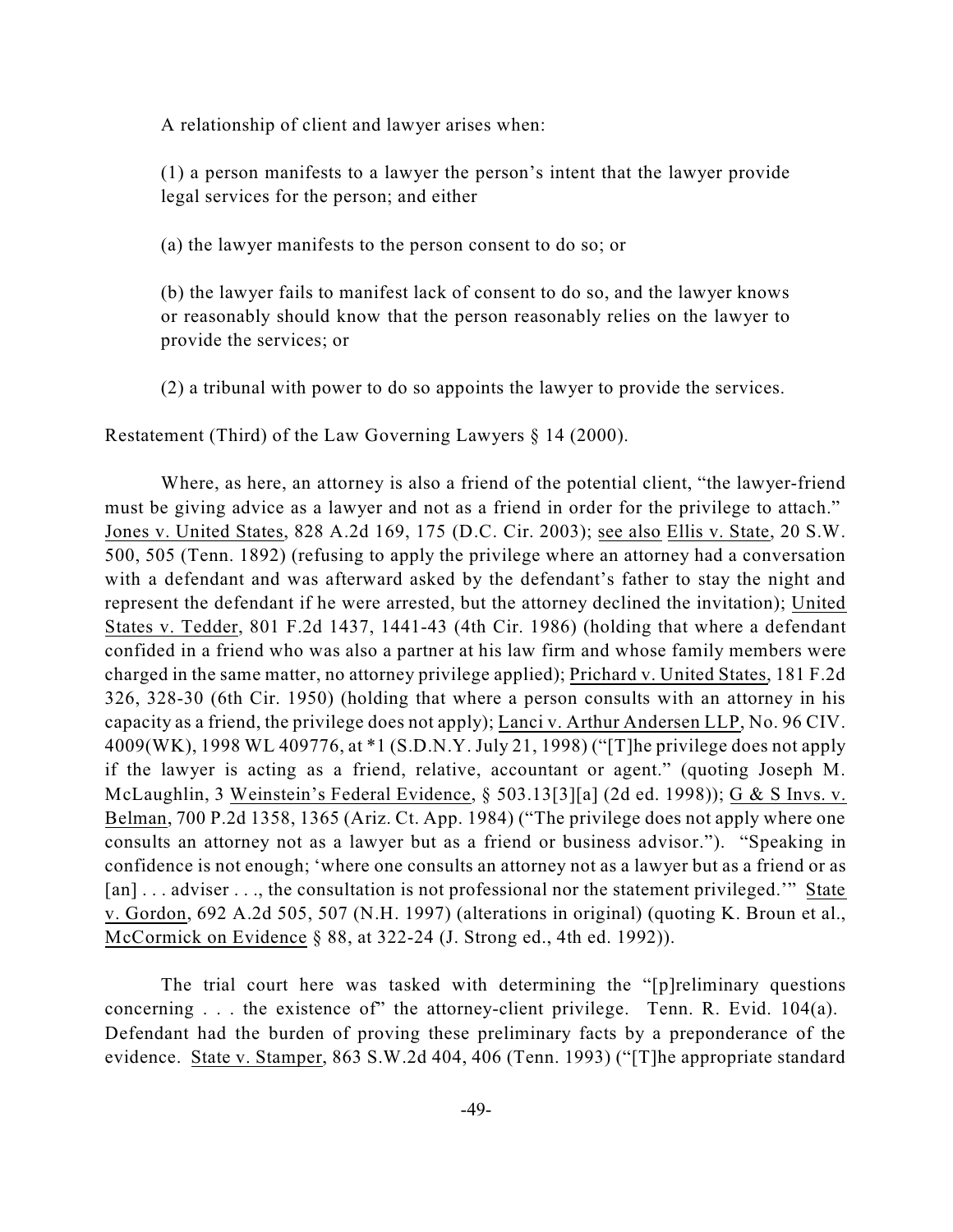> A relationship of client and lawyer arises when:
>
> (1) a person manifests to a lawyer the person's intent that the lawyer provide legal services for the person; and either
>
> (a) the lawyer manifests to the person consent to do so; or
>
> (b) the lawyer fails to manifest lack of consent to do so, and the lawyer knows or reasonably should know that the person reasonably relies on the lawyer to provide the services; or
>
> (2) a tribunal with power to do so appoints the lawyer to provide the services.

Restatement (Third) of the Law Governing Lawyers § 14 (2000).

Where, as here, an attorney is also a friend of the potential client, "the lawyer-friend must be giving advice as a lawyer and not as a friend in order for the privilege to attach." Jones v. United States, 828 A.2d 169, 175 (D.C. Cir. 2003); see also Ellis v. State, 20 S.W. 500, 505 (Tenn. 1892) (refusing to apply the privilege where an attorney had a conversation with a defendant and was afterward asked by the defendant's father to stay the night and represent the defendant if he were arrested, but the attorney declined the invitation); United States v. Tedder, 801 F.2d 1437, 1441-43 (4th Cir. 1986) (holding that where a defendant confided in a friend who was also a partner at his law firm and whose family members were charged in the same matter, no attorney privilege applied); Prichard v. United States, 181 F.2d 326, 328-30 (6th Cir. 1950) (holding that where a person consults with an attorney in his capacity as a friend, the privilege does not apply); Lanci v. Arthur Andersen LLP, No. 96 CIV. 4009(WK), 1998 WL 409776, at *1 (S.D.N.Y. July 21, 1998) ("[T]he privilege does not apply if the lawyer is acting as a friend, relative, accountant or agent." (quoting Joseph M. McLaughlin, 3 Weinstein's Federal Evidence, § 503.13[3][a] (2d ed. 1998)); G & S Invs. v. Belman, 700 P.2d 1358, 1365 (Ariz. Ct. App. 1984) ("The privilege does not apply where one consults an attorney not as a lawyer but as a friend or business advisor."). "Speaking in confidence is not enough; 'where one consults an attorney not as a lawyer but as a friend or as [an] . . . adviser . . ., the consultation is not professional nor the statement privileged.'" State v. Gordon, 692 A.2d 505, 507 (N.H. 1997) (alterations in original) (quoting K. Broun et al., McCormick on Evidence § 88, at 322-24 (J. Strong ed., 4th ed. 1992)).

The trial court here was tasked with determining the "[p]reliminary questions concerning . . . the existence of" the attorney-client privilege. Tenn. R. Evid. 104(a). Defendant had the burden of proving these preliminary facts by a preponderance of the evidence. State v. Stamper, 863 S.W.2d 404, 406 (Tenn. 1993) ("[T]he appropriate standard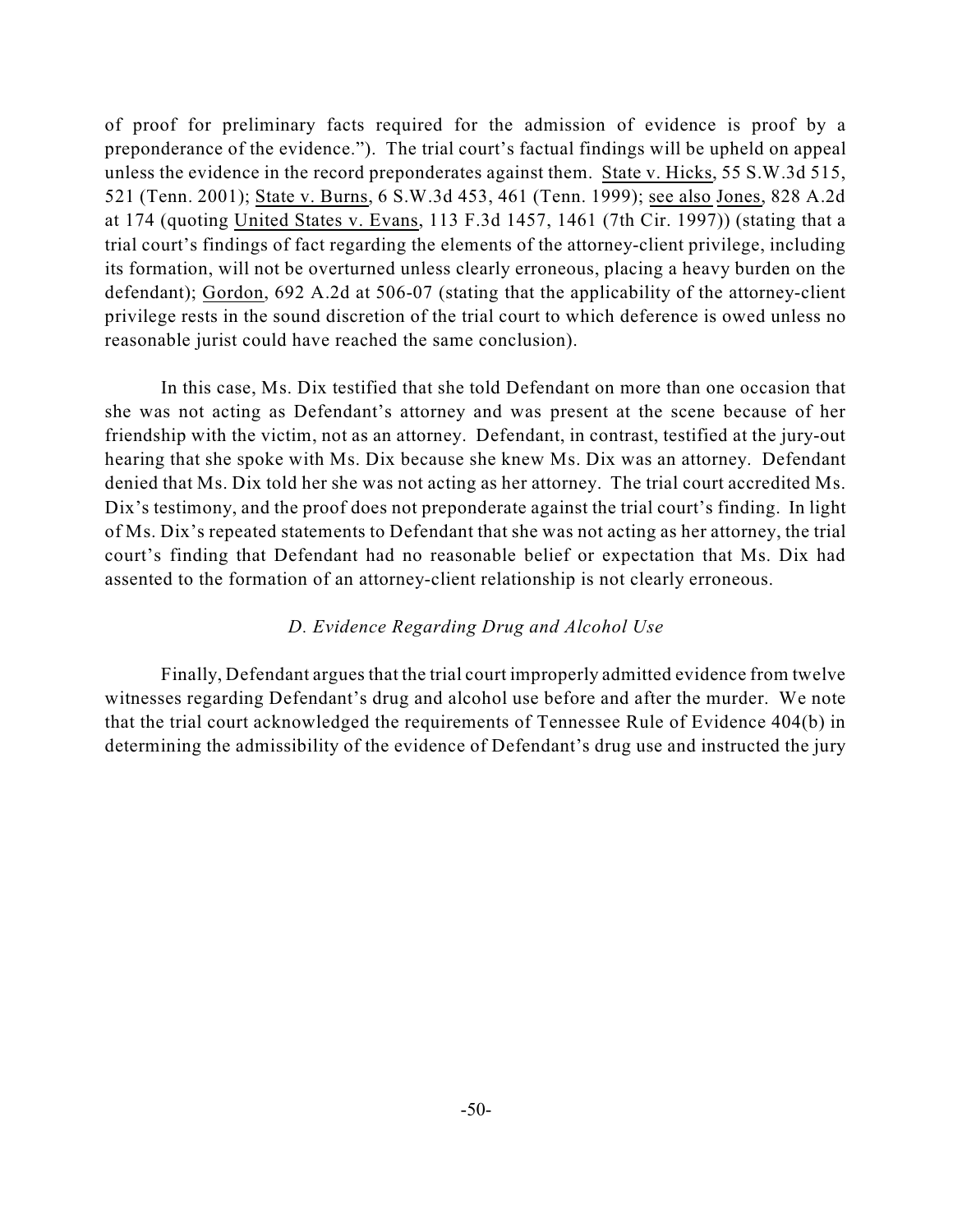of proof for preliminary facts required for the admission of evidence is proof by a preponderance of the evidence."). The trial court's factual findings will be upheld on appeal unless the evidence in the record preponderates against them. State v. Hicks, 55 S.W.3d 515, 521 (Tenn. 2001); State v. Burns, 6 S.W.3d 453, 461 (Tenn. 1999); see also Jones, 828 A.2d at 174 (quoting United States v. Evans, 113 F.3d 1457, 1461 (7th Cir. 1997)) (stating that a trial court's findings of fact regarding the elements of the attorney-client privilege, including its formation, will not be overturned unless clearly erroneous, placing a heavy burden on the defendant); Gordon, 692 A.2d at 506-07 (stating that the applicability of the attorney-client privilege rests in the sound discretion of the trial court to which deference is owed unless no reasonable jurist could have reached the same conclusion).

In this case, Ms. Dix testified that she told Defendant on more than one occasion that she was not acting as Defendant's attorney and was present at the scene because of her friendship with the victim, not as an attorney. Defendant, in contrast, testified at the jury-out hearing that she spoke with Ms. Dix because she knew Ms. Dix was an attorney. Defendant denied that Ms. Dix told her she was not acting as her attorney. The trial court accredited Ms. Dix's testimony, and the proof does not preponderate against the trial court's finding. In light of Ms. Dix's repeated statements to Defendant that she was not acting as her attorney, the trial court's finding that Defendant had no reasonable belief or expectation that Ms. Dix had assented to the formation of an attorney-client relationship is not clearly erroneous.

### *D. Evidence Regarding Drug and Alcohol Use*

Finally, Defendant argues that the trial court improperly admitted evidence from twelve witnesses regarding Defendant's drug and alcohol use before and after the murder. We note that the trial court acknowledged the requirements of Tennessee Rule of Evidence 404(b) in determining the admissibility of the evidence of Defendant's drug use and instructed the jury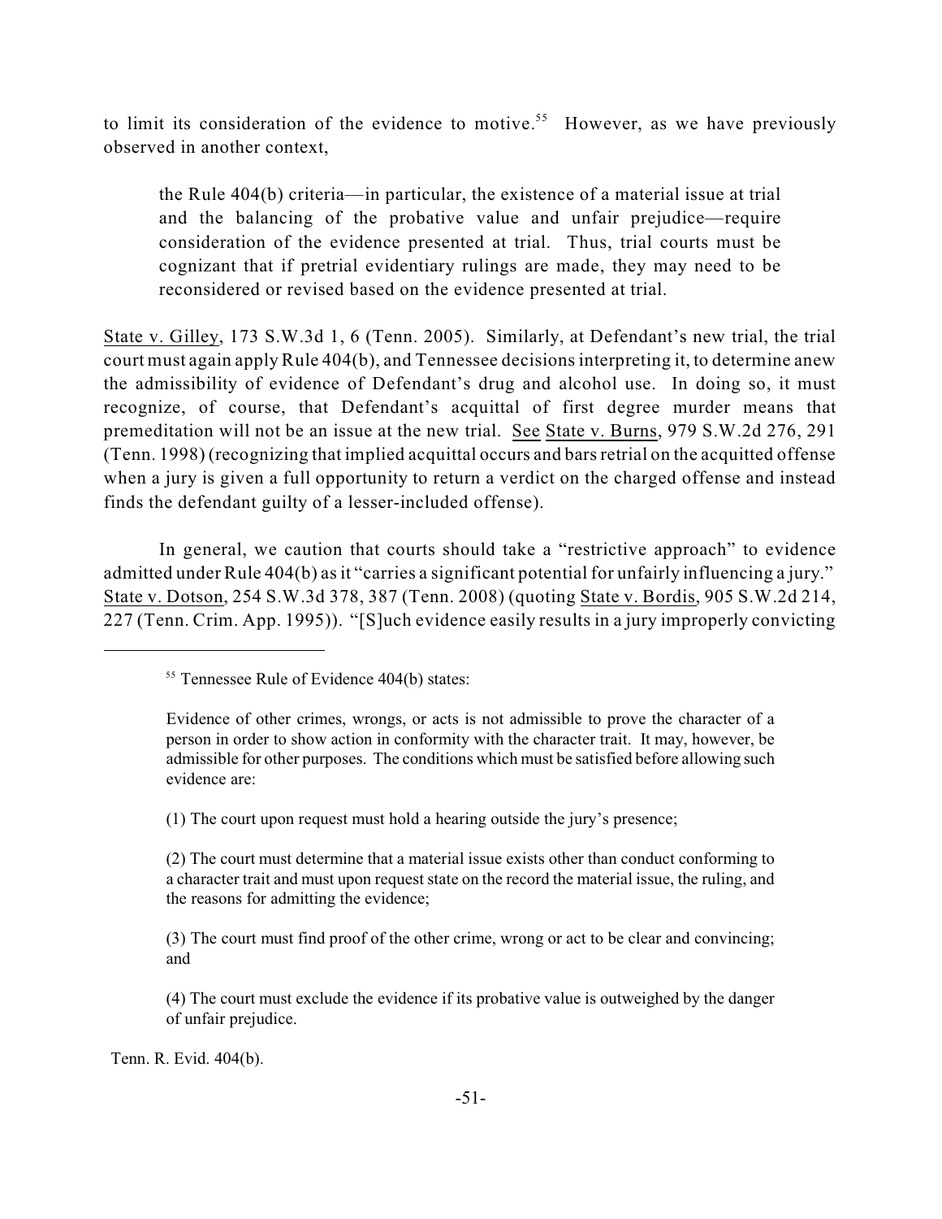to limit its consideration of the evidence to motive.[55] However, as we have previously observed in another context,

> the Rule 404(b) criteria—in particular, the existence of a material issue at trial and the balancing of the probative value and unfair prejudice—require consideration of the evidence presented at trial. Thus, trial courts must be cognizant that if pretrial evidentiary rulings are made, they may need to be reconsidered or revised based on the evidence presented at trial.

State v. Gilley, 173 S.W.3d 1, 6 (Tenn. 2005). Similarly, at Defendant's new trial, the trial court must again apply Rule 404(b), and Tennessee decisions interpreting it, to determine anew the admissibility of evidence of Defendant's drug and alcohol use. In doing so, it must recognize, of course, that Defendant's acquittal of first degree murder means that premeditation will not be an issue at the new trial. See State v. Burns, 979 S.W.2d 276, 291 (Tenn. 1998) (recognizing that implied acquittal occurs and bars retrial on the acquitted offense when a jury is given a full opportunity to return a verdict on the charged offense and instead finds the defendant guilty of a lesser-included offense).

In general, we caution that courts should take a "restrictive approach" to evidence admitted under Rule 404(b) as it "carries a significant potential for unfairly influencing a jury." State v. Dotson, 254 S.W.3d 378, 387 (Tenn. 2008) (quoting State v. Bordis, 905 S.W.2d 214, 227 (Tenn. Crim. App. 1995)). "[S]uch evidence easily results in a jury improperly convicting

---

[55] Tennessee Rule of Evidence 404(b) states:

> Evidence of other crimes, wrongs, or acts is not admissible to prove the character of a person in order to show action in conformity with the character trait. It may, however, be admissible for other purposes. The conditions which must be satisfied before allowing such evidence are:
>
> (1) The court upon request must hold a hearing outside the jury's presence;
>
> (2) The court must determine that a material issue exists other than conduct conforming to a character trait and must upon request state on the record the material issue, the ruling, and the reasons for admitting the evidence;
>
> (3) The court must find proof of the other crime, wrong or act to be clear and convincing; and
>
> (4) The court must exclude the evidence if its probative value is outweighed by the danger of unfair prejudice.

Tenn. R. Evid. 404(b).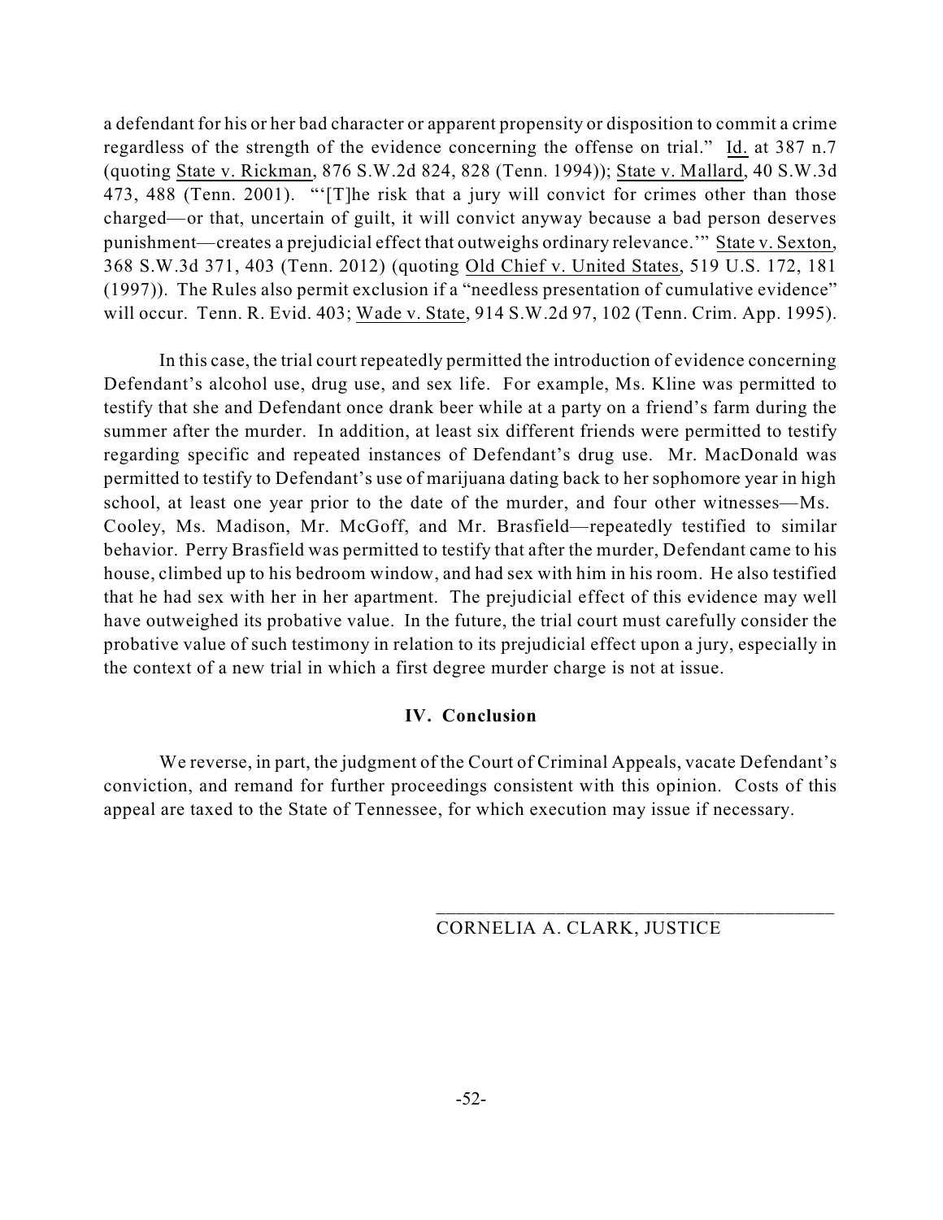a defendant for his or her bad character or apparent propensity or disposition to commit a crime regardless of the strength of the evidence concerning the offense on trial." Id. at 387 n.7 (quoting State v. Rickman, 876 S.W.2d 824, 828 (Tenn. 1994)); State v. Mallard, 40 S.W.3d 473, 488 (Tenn. 2001). "'[T]he risk that a jury will convict for crimes other than those charged—or that, uncertain of guilt, it will convict anyway because a bad person deserves punishment—creates a prejudicial effect that outweighs ordinary relevance.'" State v. Sexton, 368 S.W.3d 371, 403 (Tenn. 2012) (quoting Old Chief v. United States, 519 U.S. 172, 181 (1997)). The Rules also permit exclusion if a "needless presentation of cumulative evidence" will occur. Tenn. R. Evid. 403; Wade v. State, 914 S.W.2d 97, 102 (Tenn. Crim. App. 1995).

In this case, the trial court repeatedly permitted the introduction of evidence concerning Defendant's alcohol use, drug use, and sex life. For example, Ms. Kline was permitted to testify that she and Defendant once drank beer while at a party on a friend's farm during the summer after the murder. In addition, at least six different friends were permitted to testify regarding specific and repeated instances of Defendant's drug use. Mr. MacDonald was permitted to testify to Defendant's use of marijuana dating back to her sophomore year in high school, at least one year prior to the date of the murder, and four other witnesses—Ms. Cooley, Ms. Madison, Mr. McGoff, and Mr. Brasfield—repeatedly testified to similar behavior. Perry Brasfield was permitted to testify that after the murder, Defendant came to his house, climbed up to his bedroom window, and had sex with him in his room. He also testified that he had sex with her in her apartment. The prejudicial effect of this evidence may well have outweighed its probative value. In the future, the trial court must carefully consider the probative value of such testimony in relation to its prejudicial effect upon a jury, especially in the context of a new trial in which a first degree murder charge is not at issue.

## IV. Conclusion

We reverse, in part, the judgment of the Court of Criminal Appeals, vacate Defendant's conviction, and remand for further proceedings consistent with this opinion. Costs of this appeal are taxed to the State of Tennessee, for which execution may issue if necessary.

\_\_\_\_\_\_\_\_\_\_\_\_\_\_\_\_\_\_\_\_\_\_\_\_\_\_\_\_\_\_\_\_\_\_\_\_\_\_\_\_\_\_

CORNELIA A. CLARK, JUSTICE